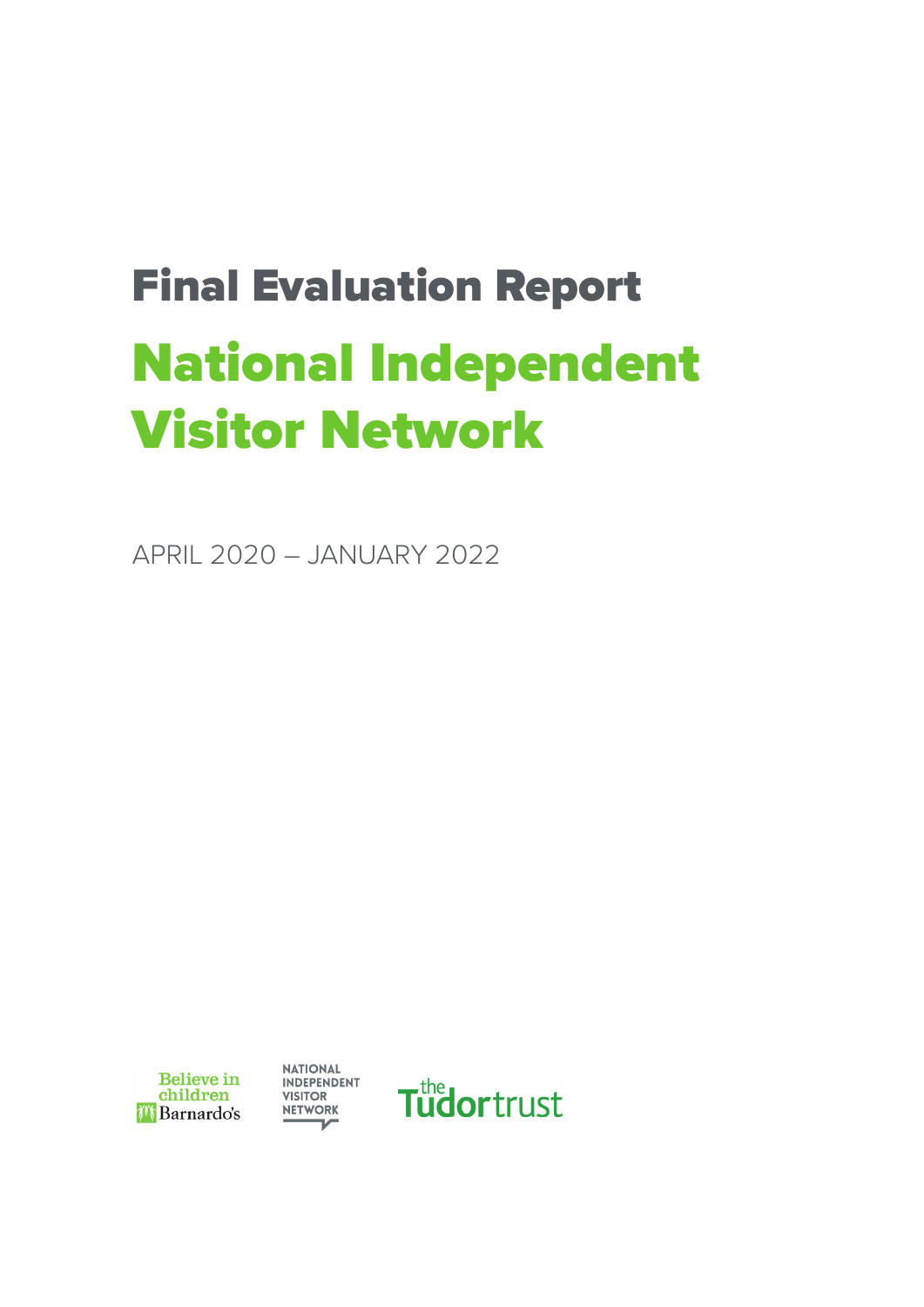# Final Evaluation Report

# National Independent Visitor Network

APRIL 2020 – JANUARY 2022

Believe in children Barnardo's

NATIONAL INDEPENDENT VISITOR NETWORK

the Tudortrust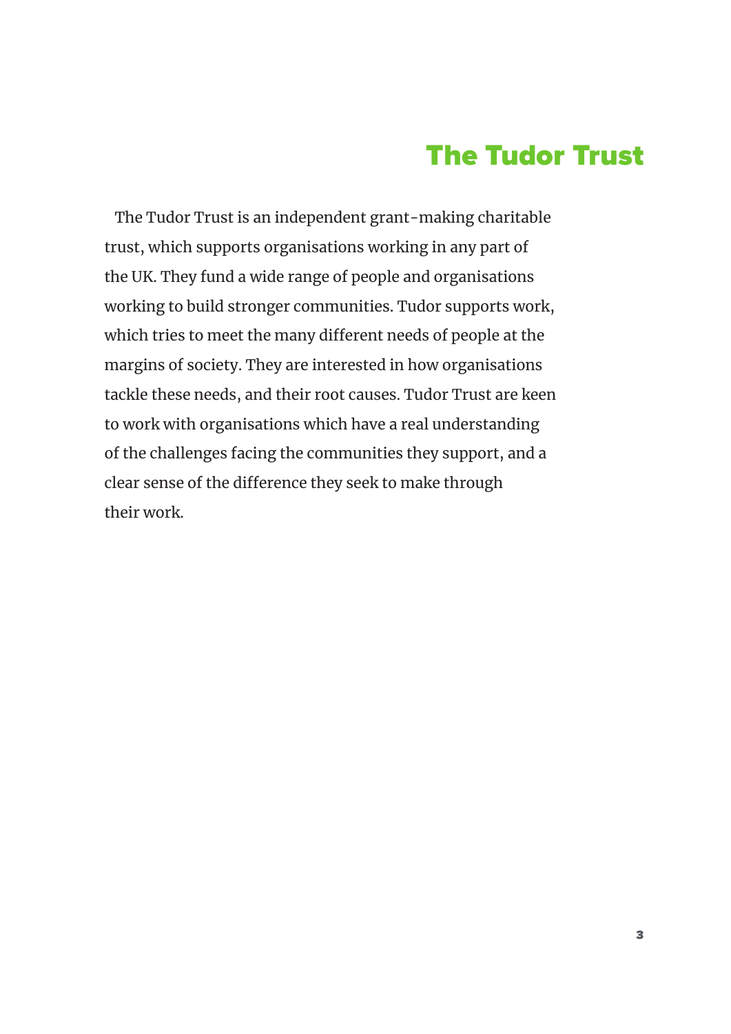# The Tudor Trust

The Tudor Trust is an independent grant-making charitable trust, which supports organisations working in any part of the UK. They fund a wide range of people and organisations working to build stronger communities. Tudor supports work, which tries to meet the many different needs of people at the margins of society. They are interested in how organisations tackle these needs, and their root causes. Tudor Trust are keen to work with organisations which have a real understanding of the challenges facing the communities they support, and a clear sense of the difference they seek to make through their work.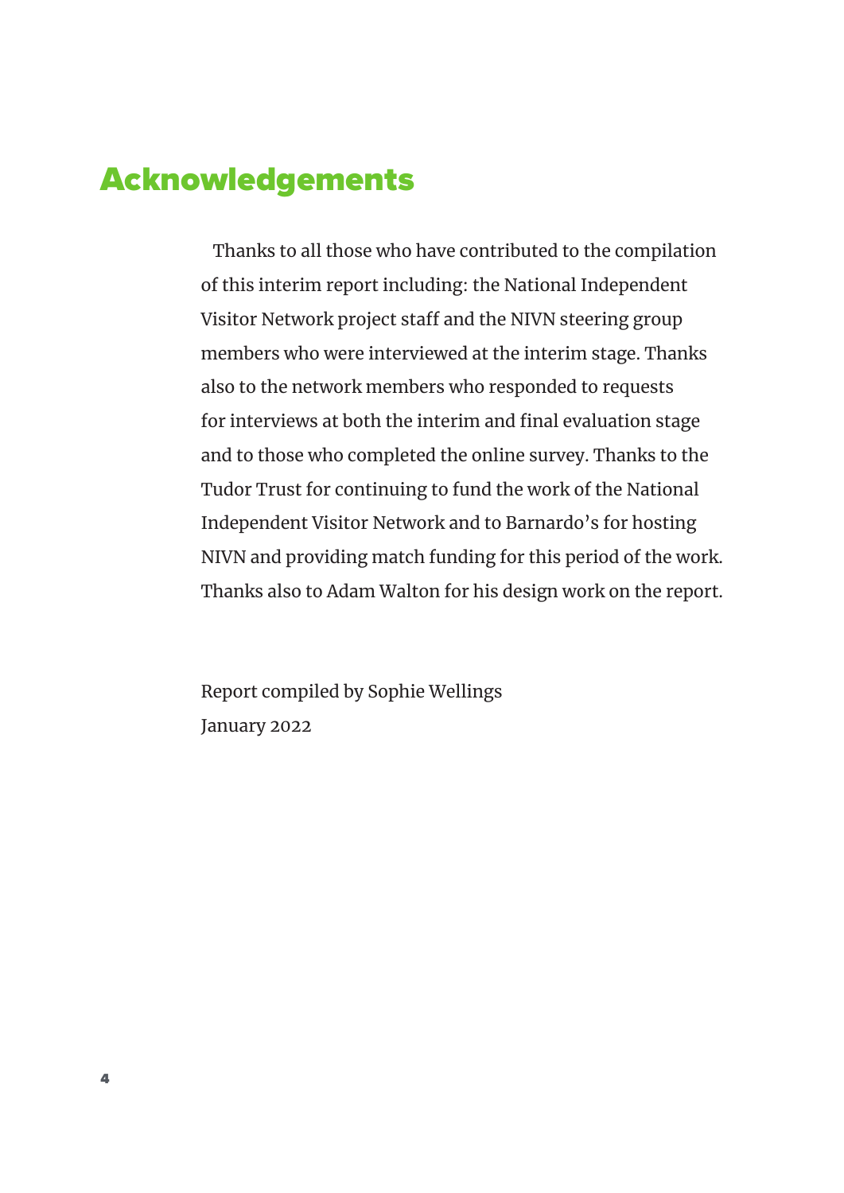# Acknowledgements

Thanks to all those who have contributed to the compilation of this interim report including: the National Independent Visitor Network project staff and the NIVN steering group members who were interviewed at the interim stage. Thanks also to the network members who responded to requests for interviews at both the interim and final evaluation stage and to those who completed the online survey. Thanks to the Tudor Trust for continuing to fund the work of the National Independent Visitor Network and to Barnardo's for hosting NIVN and providing match funding for this period of the work. Thanks also to Adam Walton for his design work on the report.

Report compiled by Sophie Wellings

January 2022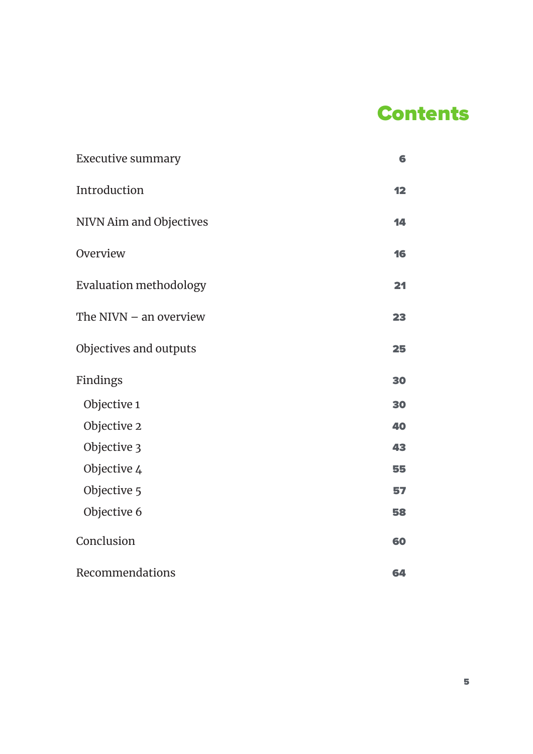# Contents

| | |
|---|---|
| Executive summary | 6 |
| Introduction | 12 |
| NIVN Aim and Objectives | 14 |
| Overview | 16 |
| Evaluation methodology | 21 |
| The NIVN – an overview | 23 |
| Objectives and outputs | 25 |
| Findings | 30 |
| Objective 1 | 30 |
| Objective 2 | 40 |
| Objective 3 | 43 |
| Objective 4 | 55 |
| Objective 5 | 57 |
| Objective 6 | 58 |
| Conclusion | 60 |
| Recommendations | 64 |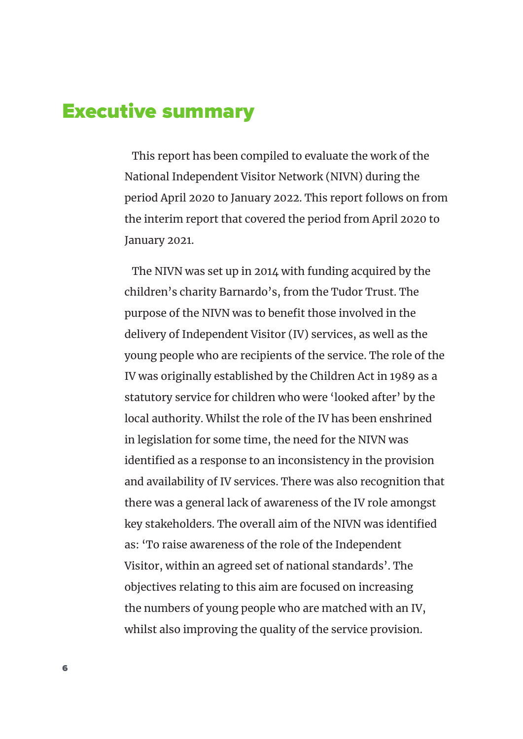# Executive summary

This report has been compiled to evaluate the work of the National Independent Visitor Network (NIVN) during the period April 2020 to January 2022. This report follows on from the interim report that covered the period from April 2020 to January 2021.

The NIVN was set up in 2014 with funding acquired by the children's charity Barnardo's, from the Tudor Trust. The purpose of the NIVN was to benefit those involved in the delivery of Independent Visitor (IV) services, as well as the young people who are recipients of the service. The role of the IV was originally established by the Children Act in 1989 as a statutory service for children who were 'looked after' by the local authority. Whilst the role of the IV has been enshrined in legislation for some time, the need for the NIVN was identified as a response to an inconsistency in the provision and availability of IV services. There was also recognition that there was a general lack of awareness of the IV role amongst key stakeholders. The overall aim of the NIVN was identified as: 'To raise awareness of the role of the Independent Visitor, within an agreed set of national standards'. The objectives relating to this aim are focused on increasing the numbers of young people who are matched with an IV, whilst also improving the quality of the service provision.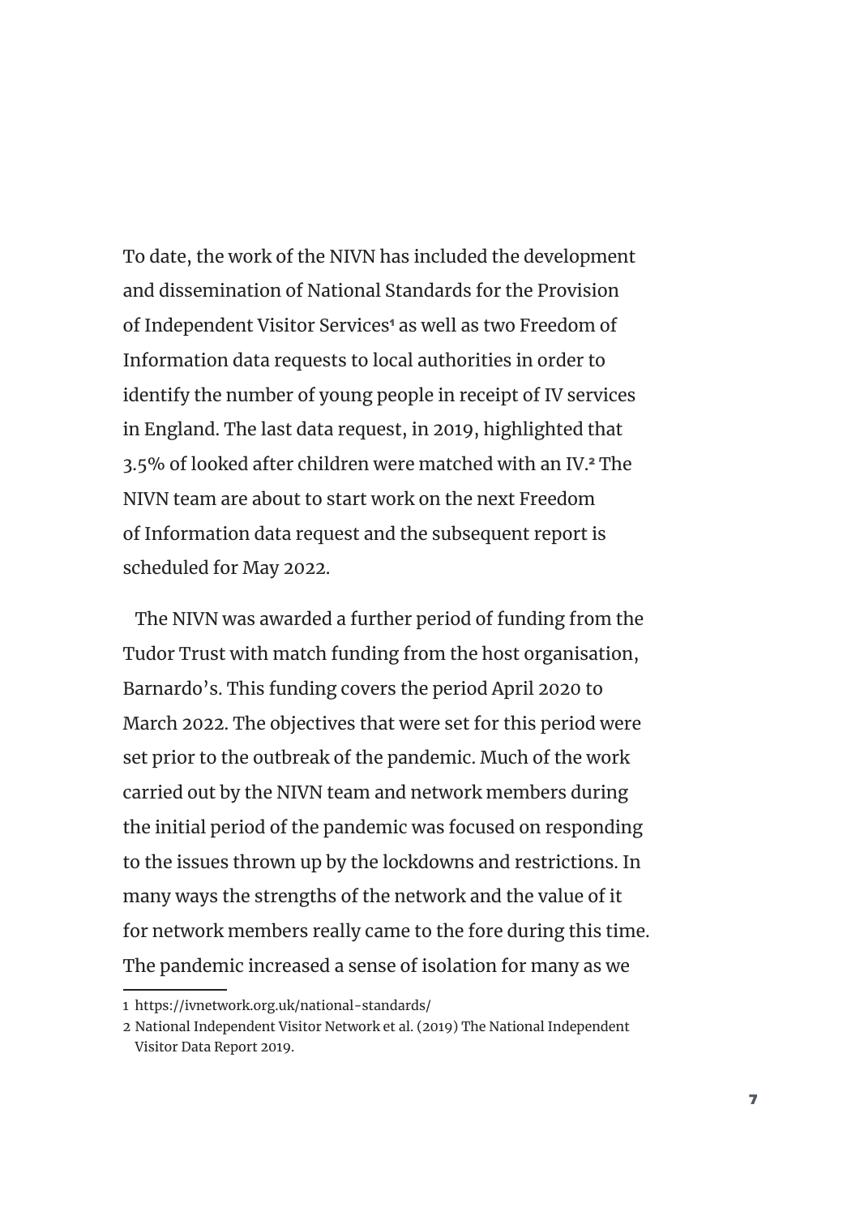To date, the work of the NIVN has included the development and dissemination of National Standards for the Provision of Independent Visitor Services[1] as well as two Freedom of Information data requests to local authorities in order to identify the number of young people in receipt of IV services in England. The last data request, in 2019, highlighted that 3.5% of looked after children were matched with an IV.[2] The NIVN team are about to start work on the next Freedom of Information data request and the subsequent report is scheduled for May 2022.

The NIVN was awarded a further period of funding from the Tudor Trust with match funding from the host organisation, Barnardo's. This funding covers the period April 2020 to March 2022. The objectives that were set for this period were set prior to the outbreak of the pandemic. Much of the work carried out by the NIVN team and network members during the initial period of the pandemic was focused on responding to the issues thrown up by the lockdowns and restrictions. In many ways the strengths of the network and the value of it for network members really came to the fore during this time. The pandemic increased a sense of isolation for many as we

---

1 https://ivnetwork.org.uk/national-standards/

2 National Independent Visitor Network et al. (2019) The National Independent Visitor Data Report 2019.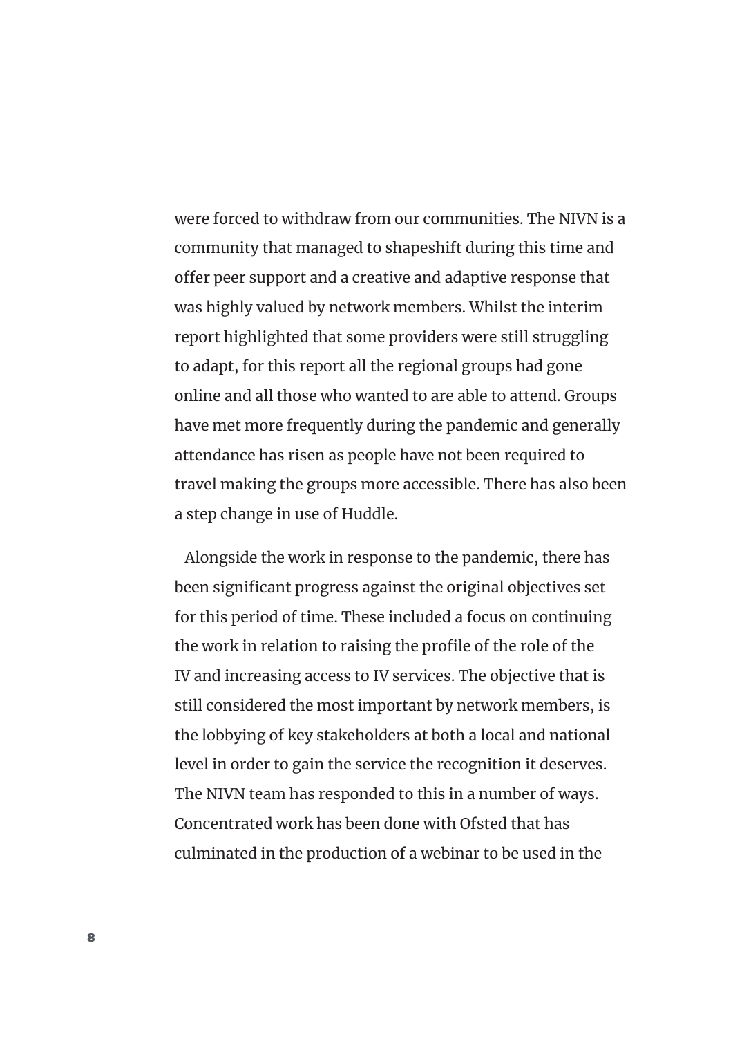were forced to withdraw from our communities. The NIVN is a community that managed to shapeshift during this time and offer peer support and a creative and adaptive response that was highly valued by network members. Whilst the interim report highlighted that some providers were still struggling to adapt, for this report all the regional groups had gone online and all those who wanted to are able to attend. Groups have met more frequently during the pandemic and generally attendance has risen as people have not been required to travel making the groups more accessible. There has also been a step change in use of Huddle.

Alongside the work in response to the pandemic, there has been significant progress against the original objectives set for this period of time. These included a focus on continuing the work in relation to raising the profile of the role of the IV and increasing access to IV services. The objective that is still considered the most important by network members, is the lobbying of key stakeholders at both a local and national level in order to gain the service the recognition it deserves. The NIVN team has responded to this in a number of ways. Concentrated work has been done with Ofsted that has culminated in the production of a webinar to be used in the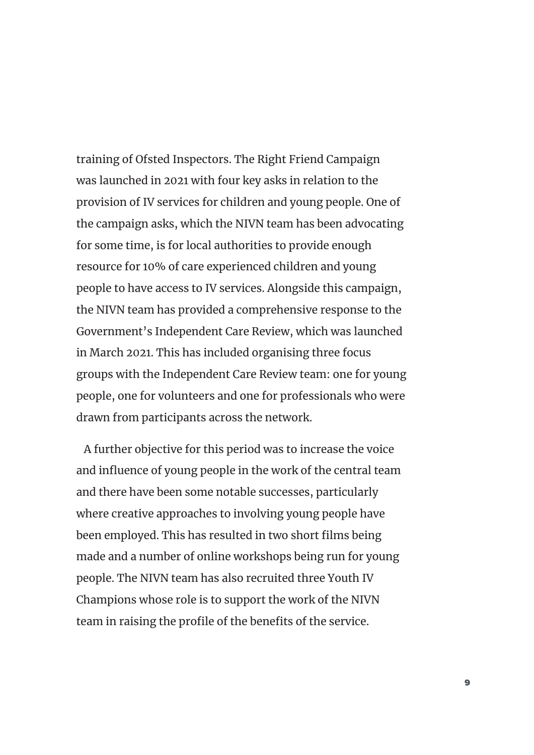training of Ofsted Inspectors. The Right Friend Campaign was launched in 2021 with four key asks in relation to the provision of IV services for children and young people. One of the campaign asks, which the NIVN team has been advocating for some time, is for local authorities to provide enough resource for 10% of care experienced children and young people to have access to IV services. Alongside this campaign, the NIVN team has provided a comprehensive response to the Government's Independent Care Review, which was launched in March 2021. This has included organising three focus groups with the Independent Care Review team: one for young people, one for volunteers and one for professionals who were drawn from participants across the network.

A further objective for this period was to increase the voice and influence of young people in the work of the central team and there have been some notable successes, particularly where creative approaches to involving young people have been employed. This has resulted in two short films being made and a number of online workshops being run for young people. The NIVN team has also recruited three Youth IV Champions whose role is to support the work of the NIVN team in raising the profile of the benefits of the service.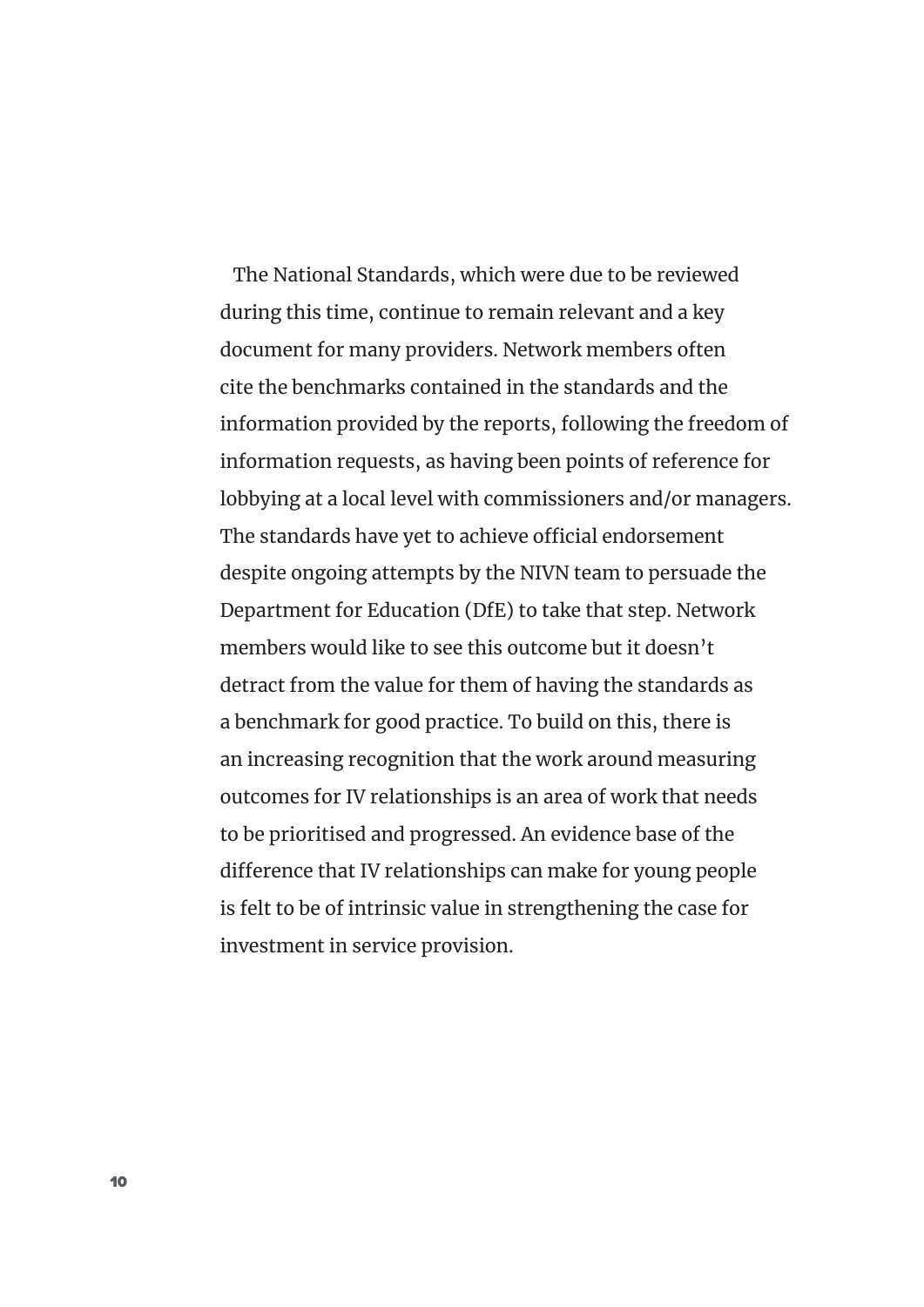The National Standards, which were due to be reviewed during this time, continue to remain relevant and a key document for many providers. Network members often cite the benchmarks contained in the standards and the information provided by the reports, following the freedom of information requests, as having been points of reference for lobbying at a local level with commissioners and/or managers. The standards have yet to achieve official endorsement despite ongoing attempts by the NIVN team to persuade the Department for Education (DfE) to take that step. Network members would like to see this outcome but it doesn't detract from the value for them of having the standards as a benchmark for good practice. To build on this, there is an increasing recognition that the work around measuring outcomes for IV relationships is an area of work that needs to be prioritised and progressed. An evidence base of the difference that IV relationships can make for young people is felt to be of intrinsic value in strengthening the case for investment in service provision.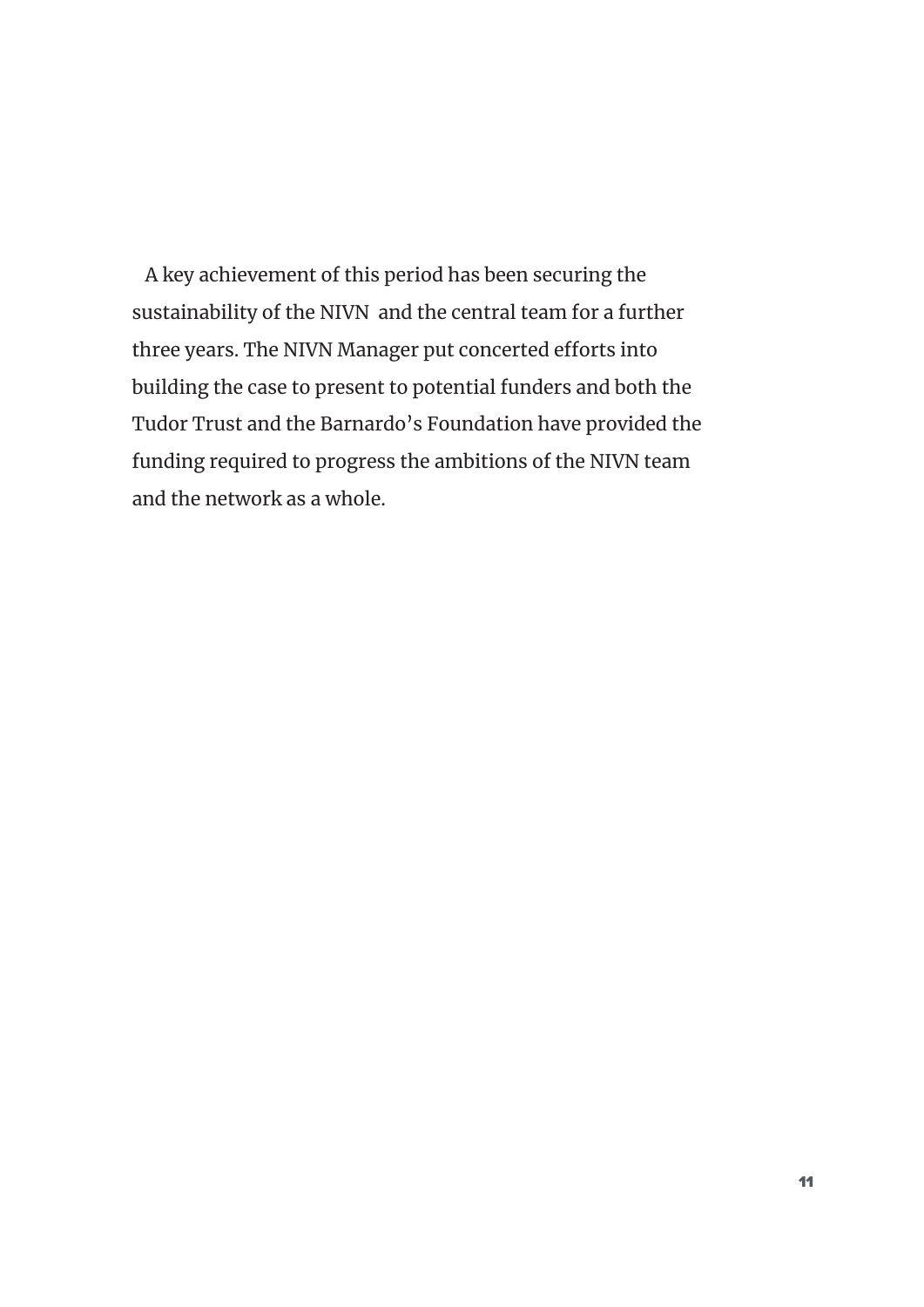A key achievement of this period has been securing the sustainability of the NIVN and the central team for a further three years. The NIVN Manager put concerted efforts into building the case to present to potential funders and both the Tudor Trust and the Barnardo's Foundation have provided the funding required to progress the ambitions of the NIVN team and the network as a whole.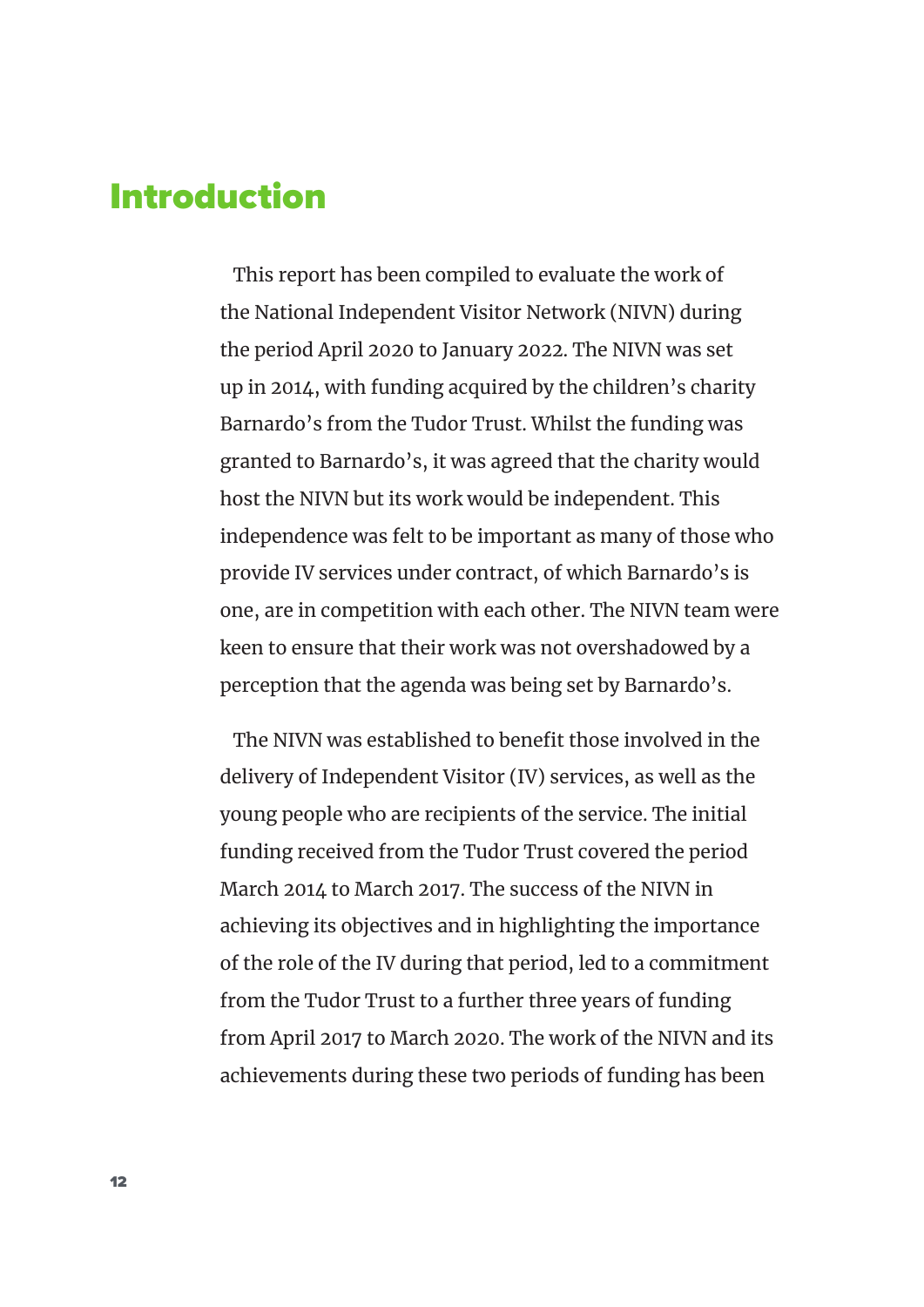# Introduction

This report has been compiled to evaluate the work of the National Independent Visitor Network (NIVN) during the period April 2020 to January 2022. The NIVN was set up in 2014, with funding acquired by the children's charity Barnardo's from the Tudor Trust. Whilst the funding was granted to Barnardo's, it was agreed that the charity would host the NIVN but its work would be independent. This independence was felt to be important as many of those who provide IV services under contract, of which Barnardo's is one, are in competition with each other. The NIVN team were keen to ensure that their work was not overshadowed by a perception that the agenda was being set by Barnardo's.

The NIVN was established to benefit those involved in the delivery of Independent Visitor (IV) services, as well as the young people who are recipients of the service. The initial funding received from the Tudor Trust covered the period March 2014 to March 2017. The success of the NIVN in achieving its objectives and in highlighting the importance of the role of the IV during that period, led to a commitment from the Tudor Trust to a further three years of funding from April 2017 to March 2020. The work of the NIVN and its achievements during these two periods of funding has been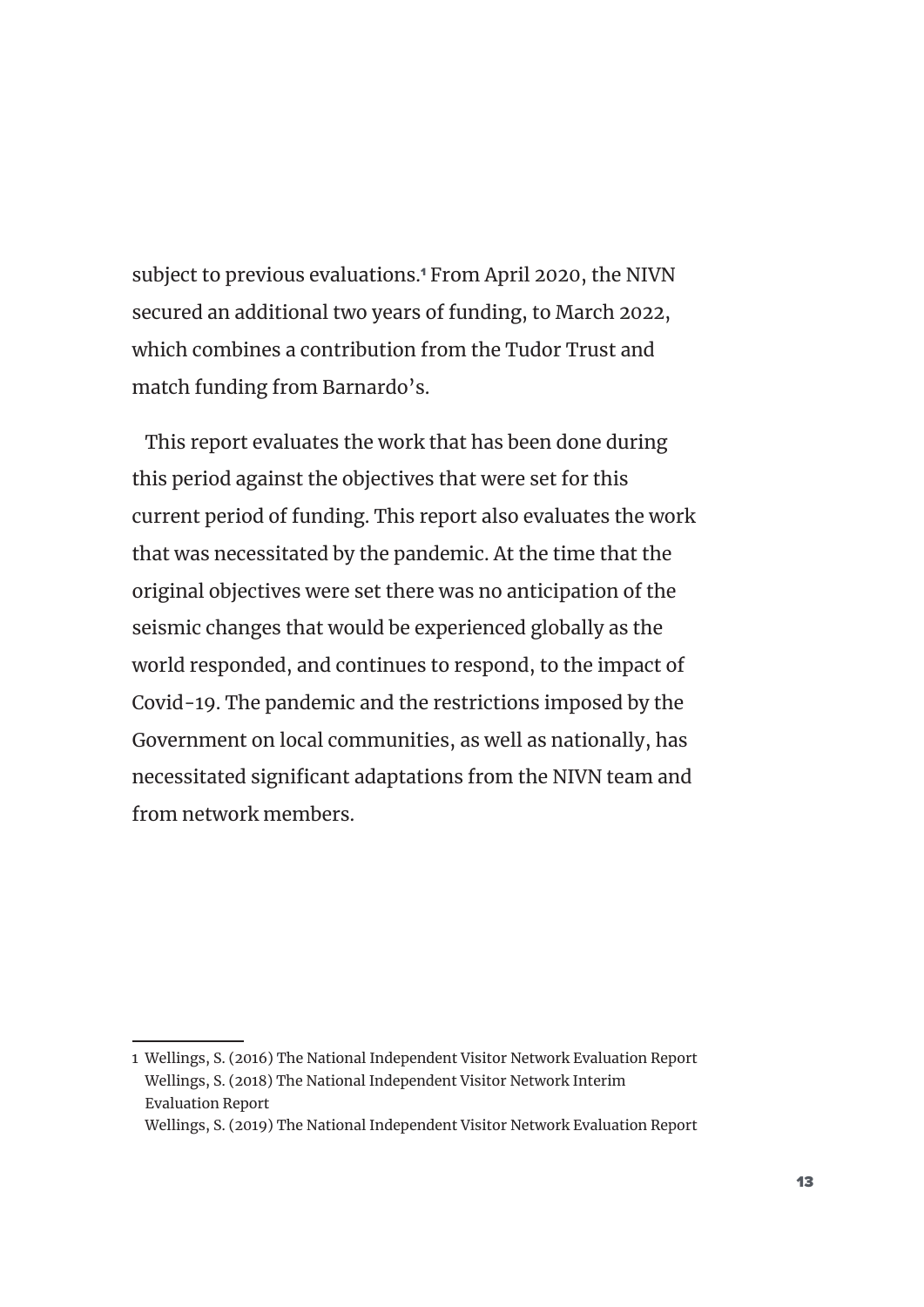subject to previous evaluations.[1] From April 2020, the NIVN secured an additional two years of funding, to March 2022, which combines a contribution from the Tudor Trust and match funding from Barnardo's.

This report evaluates the work that has been done during this period against the objectives that were set for this current period of funding. This report also evaluates the work that was necessitated by the pandemic. At the time that the original objectives were set there was no anticipation of the seismic changes that would be experienced globally as the world responded, and continues to respond, to the impact of Covid-19. The pandemic and the restrictions imposed by the Government on local communities, as well as nationally, has necessitated significant adaptations from the NIVN team and from network members.

---

1 Wellings, S. (2016) The National Independent Visitor Network Evaluation Report
Wellings, S. (2018) The National Independent Visitor Network Interim Evaluation Report
Wellings, S. (2019) The National Independent Visitor Network Evaluation Report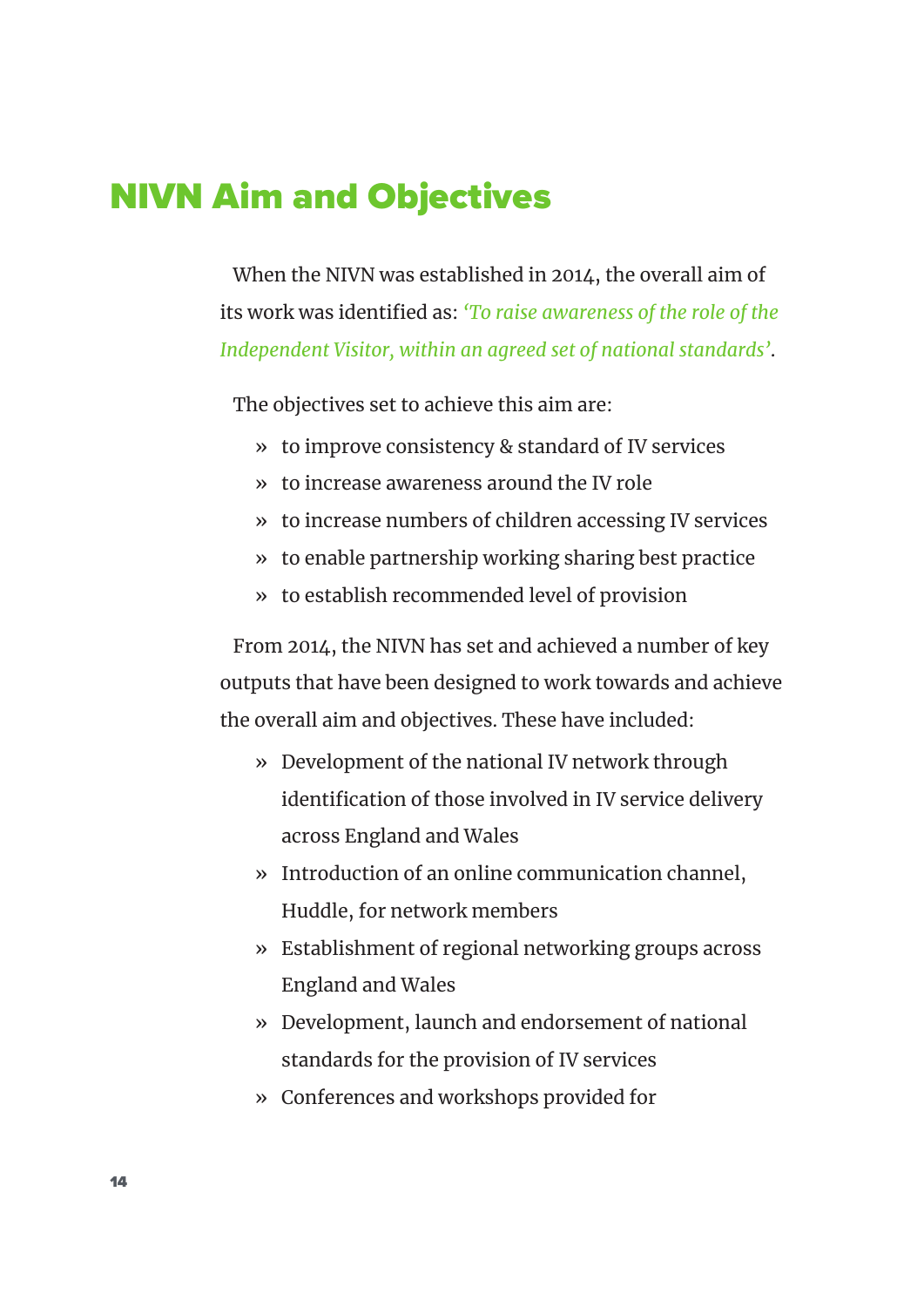# NIVN Aim and Objectives

When the NIVN was established in 2014, the overall aim of its work was identified as: *'To raise awareness of the role of the Independent Visitor, within an agreed set of national standards'*.

The objectives set to achieve this aim are:

- to improve consistency & standard of IV services
- to increase awareness around the IV role
- to increase numbers of children accessing IV services
- to enable partnership working sharing best practice
- to establish recommended level of provision

From 2014, the NIVN has set and achieved a number of key outputs that have been designed to work towards and achieve the overall aim and objectives. These have included:

- Development of the national IV network through identification of those involved in IV service delivery across England and Wales
- Introduction of an online communication channel, Huddle, for network members
- Establishment of regional networking groups across England and Wales
- Development, launch and endorsement of national standards for the provision of IV services
- Conferences and workshops provided for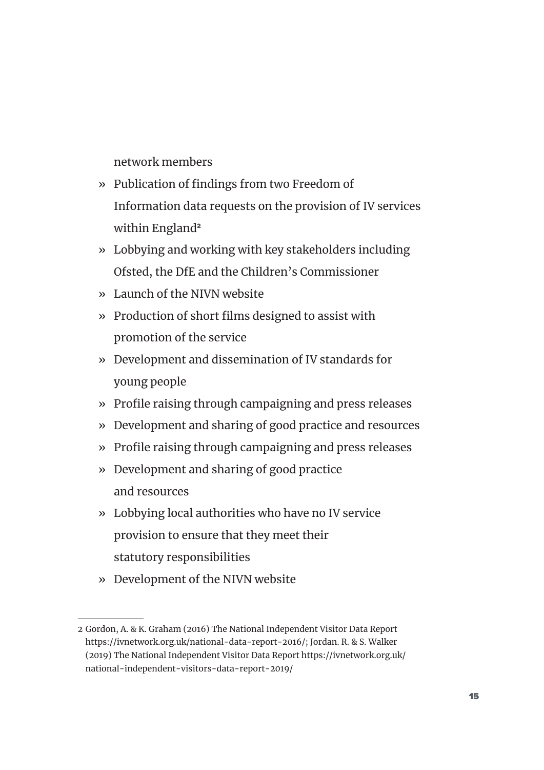network members

- Publication of findings from two Freedom of Information data requests on the provision of IV services within England[2]
- Lobbying and working with key stakeholders including Ofsted, the DfE and the Children's Commissioner
- Launch of the NIVN website
- Production of short films designed to assist with promotion of the service
- Development and dissemination of IV standards for young people
- Profile raising through campaigning and press releases
- Development and sharing of good practice and resources
- Profile raising through campaigning and press releases
- Development and sharing of good practice and resources
- Lobbying local authorities who have no IV service provision to ensure that they meet their statutory responsibilities
- Development of the NIVN website

---

2 Gordon, A. & K. Graham (2016) The National Independent Visitor Data Report https://ivnetwork.org.uk/national-data-report-2016/; Jordan. R. & S. Walker (2019) The National Independent Visitor Data Report https://ivnetwork.org.uk/national-independent-visitors-data-report-2019/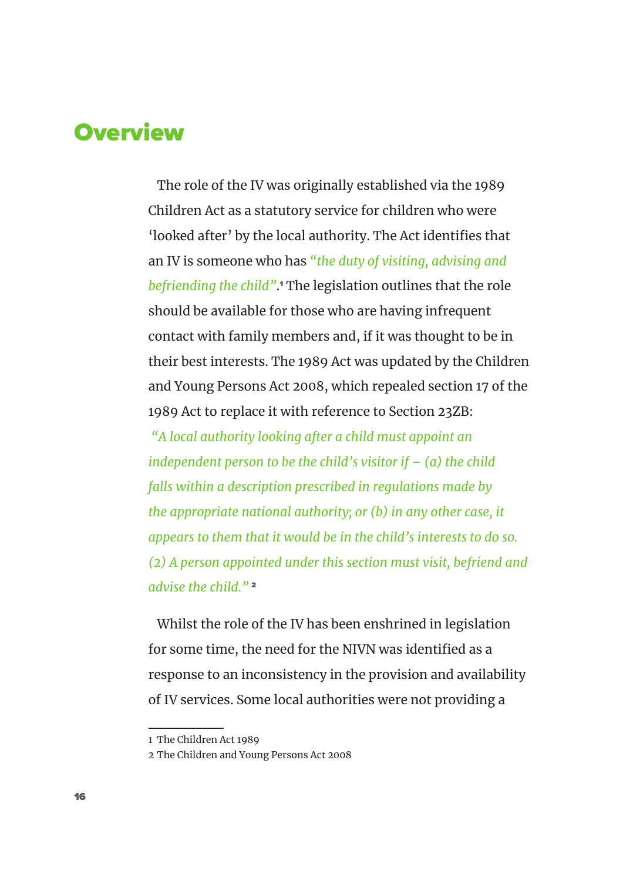# Overview

The role of the IV was originally established via the 1989 Children Act as a statutory service for children who were 'looked after' by the local authority. The Act identifies that an IV is someone who has *"the duty of visiting, advising and befriending the child"*.[1] The legislation outlines that the role should be available for those who are having infrequent contact with family members and, if it was thought to be in their best interests. The 1989 Act was updated by the Children and Young Persons Act 2008, which repealed section 17 of the 1989 Act to replace it with reference to Section 23ZB:

*"A local authority looking after a child must appoint an independent person to be the child's visitor if – (a) the child falls within a description prescribed in regulations made by the appropriate national authority; or (b) in any other case, it appears to them that it would be in the child's interests to do so. (2) A person appointed under this section must visit, befriend and advise the child."* [2]

Whilst the role of the IV has been enshrined in legislation for some time, the need for the NIVN was identified as a response to an inconsistency in the provision and availability of IV services. Some local authorities were not providing a

---

1 The Children Act 1989

2 The Children and Young Persons Act 2008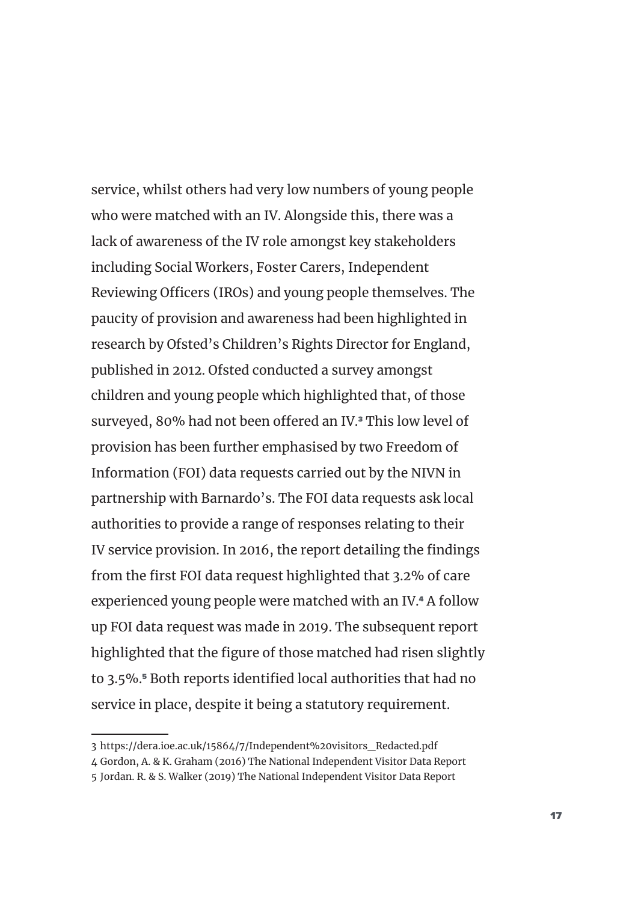service, whilst others had very low numbers of young people who were matched with an IV. Alongside this, there was a lack of awareness of the IV role amongst key stakeholders including Social Workers, Foster Carers, Independent Reviewing Officers (IROs) and young people themselves. The paucity of provision and awareness had been highlighted in research by Ofsted's Children's Rights Director for England, published in 2012. Ofsted conducted a survey amongst children and young people which highlighted that, of those surveyed, 80% had not been offered an IV.[3] This low level of provision has been further emphasised by two Freedom of Information (FOI) data requests carried out by the NIVN in partnership with Barnardo's. The FOI data requests ask local authorities to provide a range of responses relating to their IV service provision. In 2016, the report detailing the findings from the first FOI data request highlighted that 3.2% of care experienced young people were matched with an IV.[4] A follow up FOI data request was made in 2019. The subsequent report highlighted that the figure of those matched had risen slightly to 3.5%.[5] Both reports identified local authorities that had no service in place, despite it being a statutory requirement.

---

3 https://dera.ioe.ac.uk/15864/7/Independent%20visitors_Redacted.pdf

4 Gordon, A. & K. Graham (2016) The National Independent Visitor Data Report

5 Jordan. R. & S. Walker (2019) The National Independent Visitor Data Report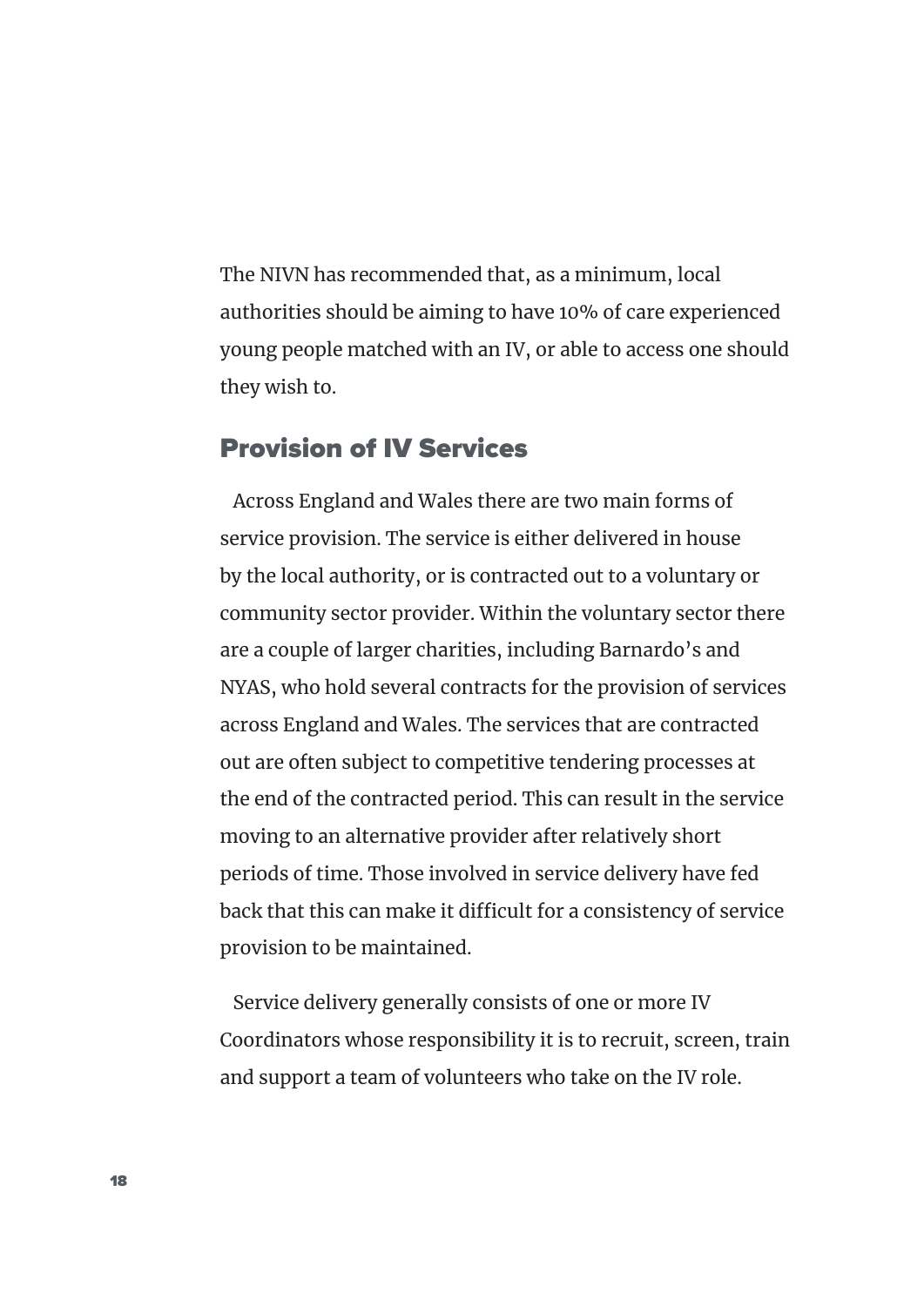The NIVN has recommended that, as a minimum, local authorities should be aiming to have 10% of care experienced young people matched with an IV, or able to access one should they wish to.

## Provision of IV Services

Across England and Wales there are two main forms of service provision. The service is either delivered in house by the local authority, or is contracted out to a voluntary or community sector provider. Within the voluntary sector there are a couple of larger charities, including Barnardo's and NYAS, who hold several contracts for the provision of services across England and Wales. The services that are contracted out are often subject to competitive tendering processes at the end of the contracted period. This can result in the service moving to an alternative provider after relatively short periods of time. Those involved in service delivery have fed back that this can make it difficult for a consistency of service provision to be maintained.

Service delivery generally consists of one or more IV Coordinators whose responsibility it is to recruit, screen, train and support a team of volunteers who take on the IV role.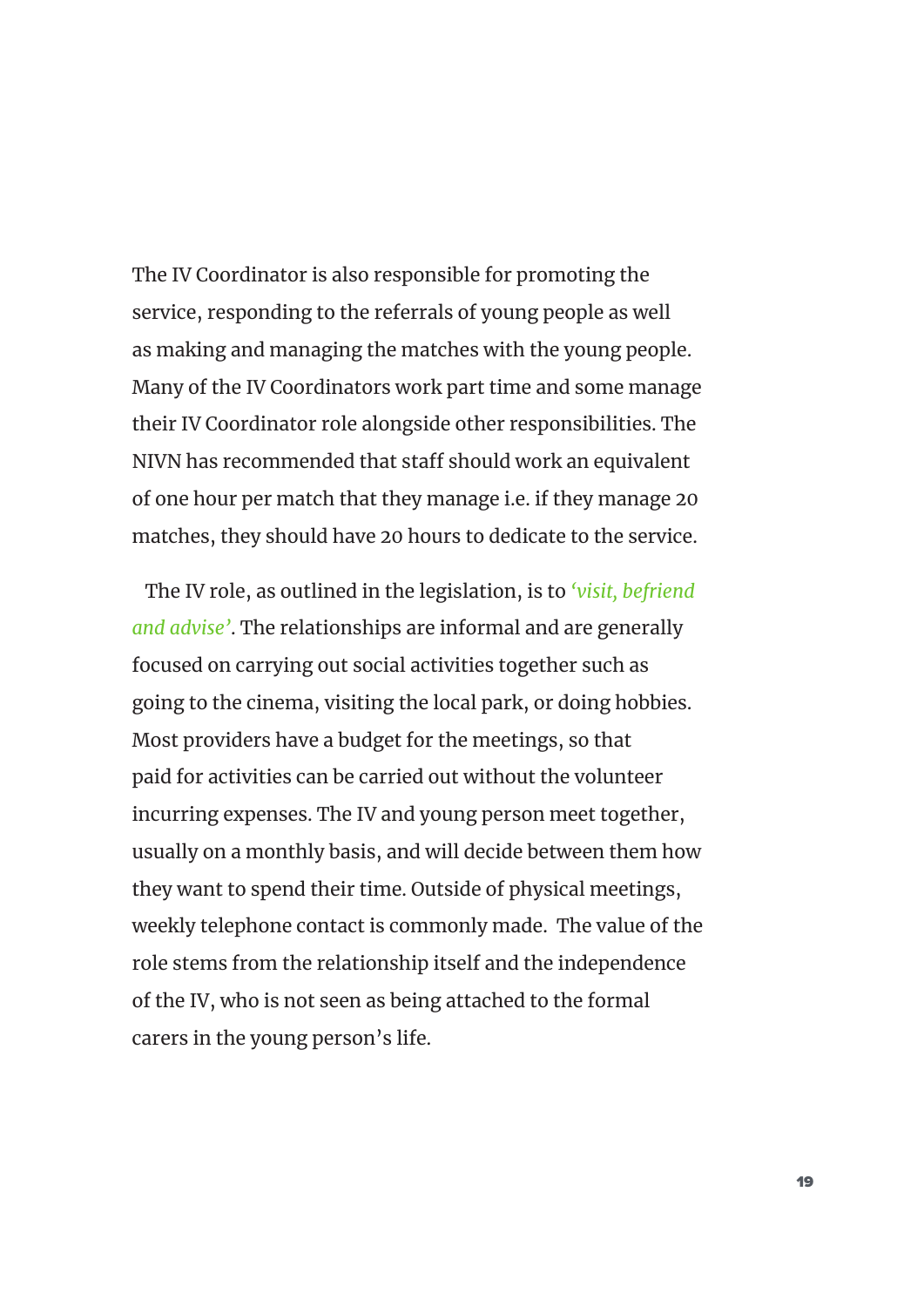The IV Coordinator is also responsible for promoting the service, responding to the referrals of young people as well as making and managing the matches with the young people. Many of the IV Coordinators work part time and some manage their IV Coordinator role alongside other responsibilities. The NIVN has recommended that staff should work an equivalent of one hour per match that they manage i.e. if they manage 20 matches, they should have 20 hours to dedicate to the service.

The IV role, as outlined in the legislation, is to *'visit, befriend and advise'*. The relationships are informal and are generally focused on carrying out social activities together such as going to the cinema, visiting the local park, or doing hobbies. Most providers have a budget for the meetings, so that paid for activities can be carried out without the volunteer incurring expenses. The IV and young person meet together, usually on a monthly basis, and will decide between them how they want to spend their time. Outside of physical meetings, weekly telephone contact is commonly made. The value of the role stems from the relationship itself and the independence of the IV, who is not seen as being attached to the formal carers in the young person's life.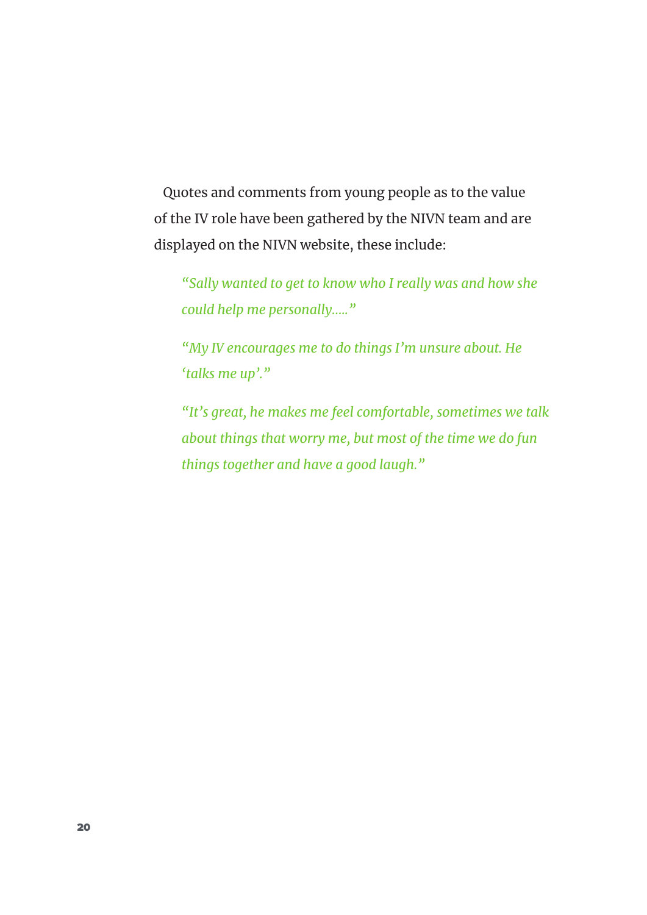Quotes and comments from young people as to the value of the IV role have been gathered by the NIVN team and are displayed on the NIVN website, these include:

> *"Sally wanted to get to know who I really was and how she could help me personally….."*

> *"My IV encourages me to do things I'm unsure about. He 'talks me up'."*

> *"It's great, he makes me feel comfortable, sometimes we talk about things that worry me, but most of the time we do fun things together and have a good laugh."*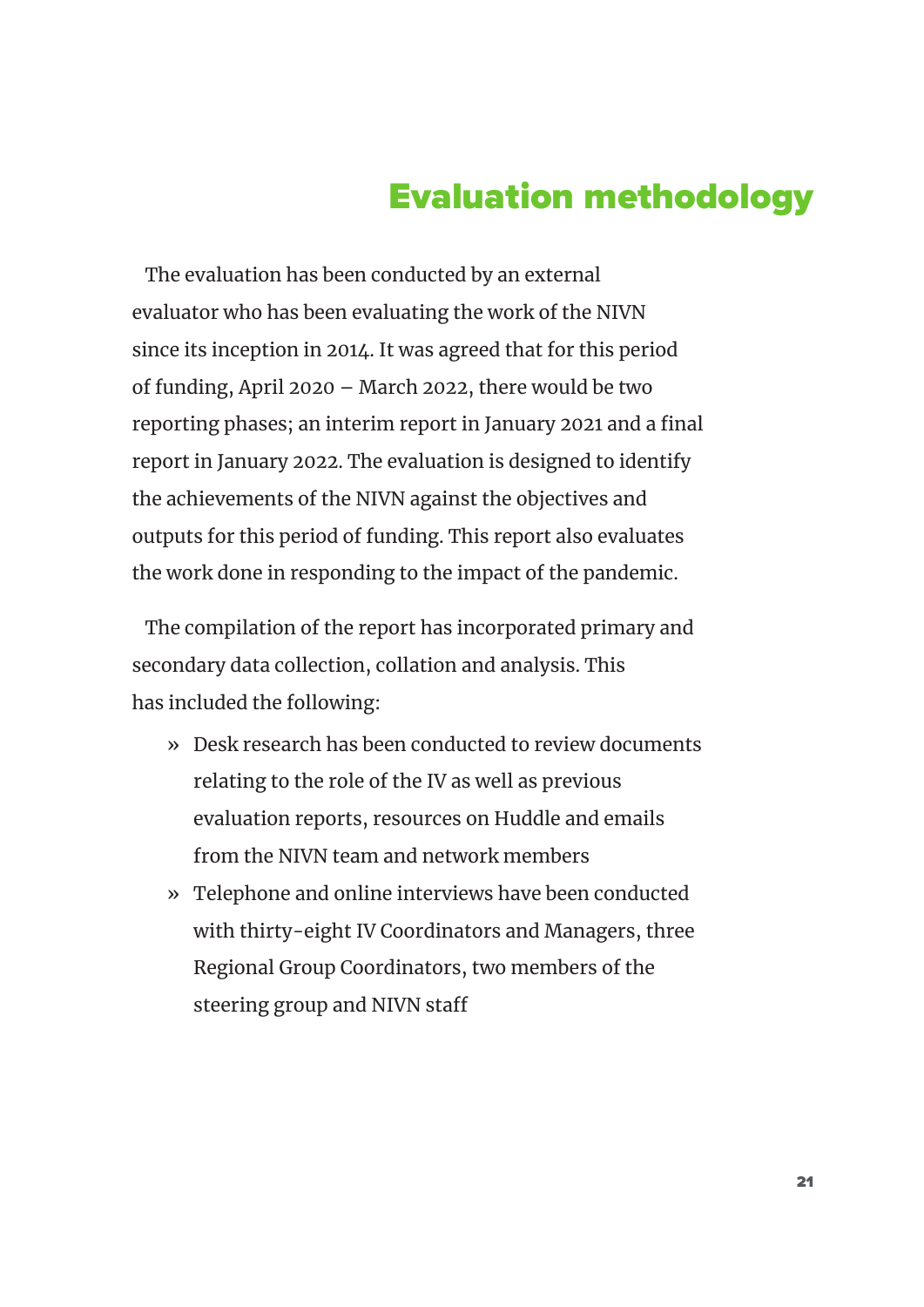# Evaluation methodology

The evaluation has been conducted by an external evaluator who has been evaluating the work of the NIVN since its inception in 2014. It was agreed that for this period of funding, April 2020 – March 2022, there would be two reporting phases; an interim report in January 2021 and a final report in January 2022. The evaluation is designed to identify the achievements of the NIVN against the objectives and outputs for this period of funding. This report also evaluates the work done in responding to the impact of the pandemic.

The compilation of the report has incorporated primary and secondary data collection, collation and analysis. This has included the following:

- Desk research has been conducted to review documents relating to the role of the IV as well as previous evaluation reports, resources on Huddle and emails from the NIVN team and network members
- Telephone and online interviews have been conducted with thirty-eight IV Coordinators and Managers, three Regional Group Coordinators, two members of the steering group and NIVN staff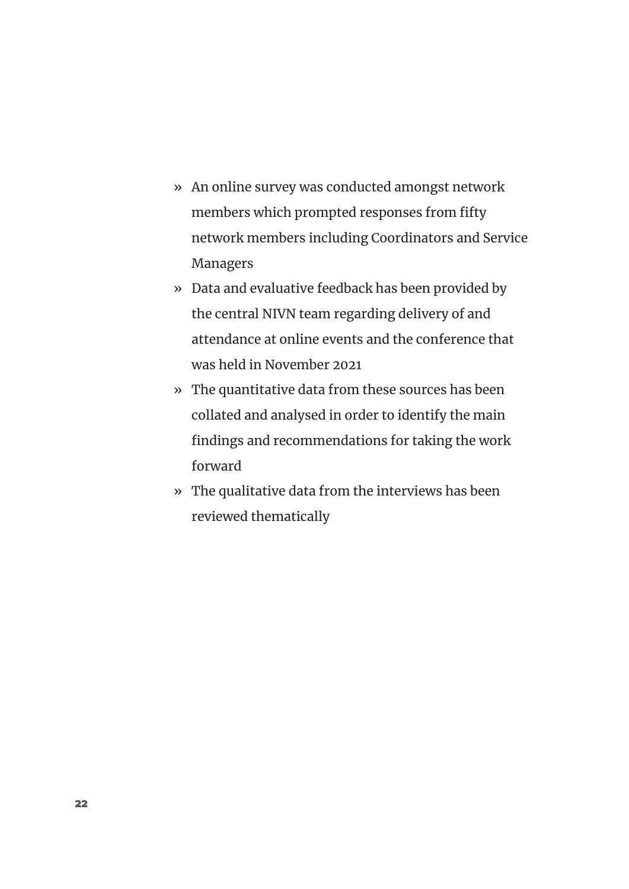- An online survey was conducted amongst network members which prompted responses from fifty network members including Coordinators and Service Managers
- Data and evaluative feedback has been provided by the central NIVN team regarding delivery of and attendance at online events and the conference that was held in November 2021
- The quantitative data from these sources has been collated and analysed in order to identify the main findings and recommendations for taking the work forward
- The qualitative data from the interviews has been reviewed thematically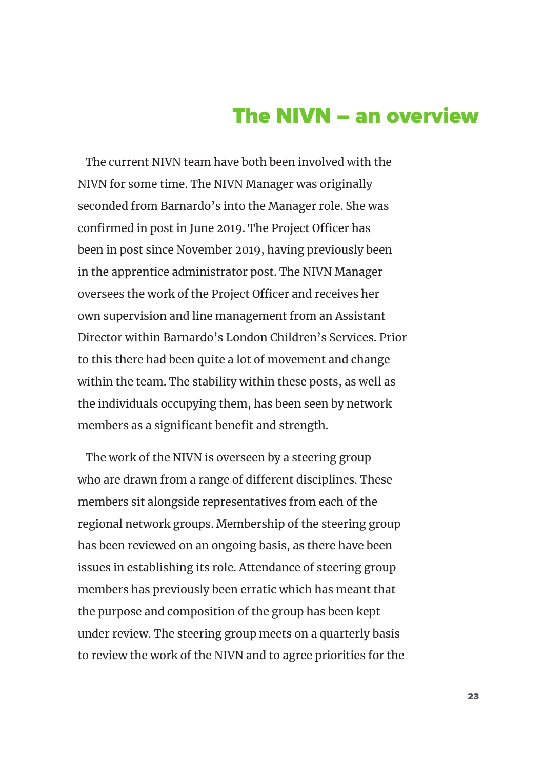# The NIVN – an overview

The current NIVN team have both been involved with the NIVN for some time. The NIVN Manager was originally seconded from Barnardo's into the Manager role. She was confirmed in post in June 2019. The Project Officer has been in post since November 2019, having previously been in the apprentice administrator post. The NIVN Manager oversees the work of the Project Officer and receives her own supervision and line management from an Assistant Director within Barnardo's London Children's Services. Prior to this there had been quite a lot of movement and change within the team. The stability within these posts, as well as the individuals occupying them, has been seen by network members as a significant benefit and strength.

The work of the NIVN is overseen by a steering group who are drawn from a range of different disciplines. These members sit alongside representatives from each of the regional network groups. Membership of the steering group has been reviewed on an ongoing basis, as there have been issues in establishing its role. Attendance of steering group members has previously been erratic which has meant that the purpose and composition of the group has been kept under review. The steering group meets on a quarterly basis to review the work of the NIVN and to agree priorities for the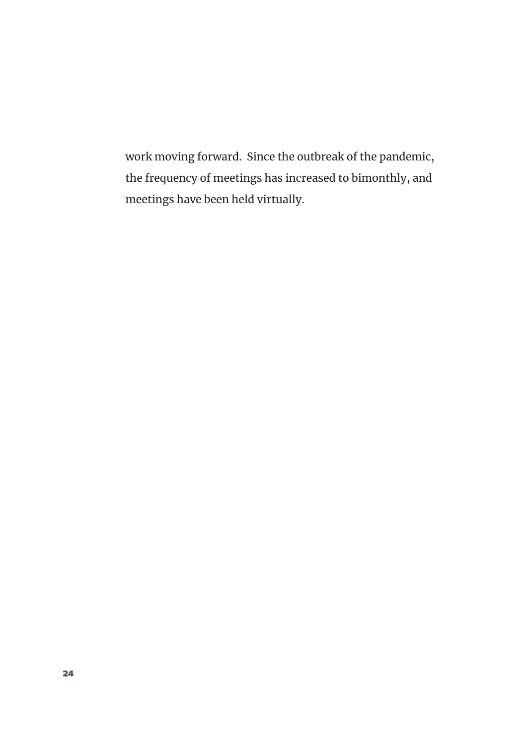work moving forward.  Since the outbreak of the pandemic, the frequency of meetings has increased to bimonthly, and meetings have been held virtually.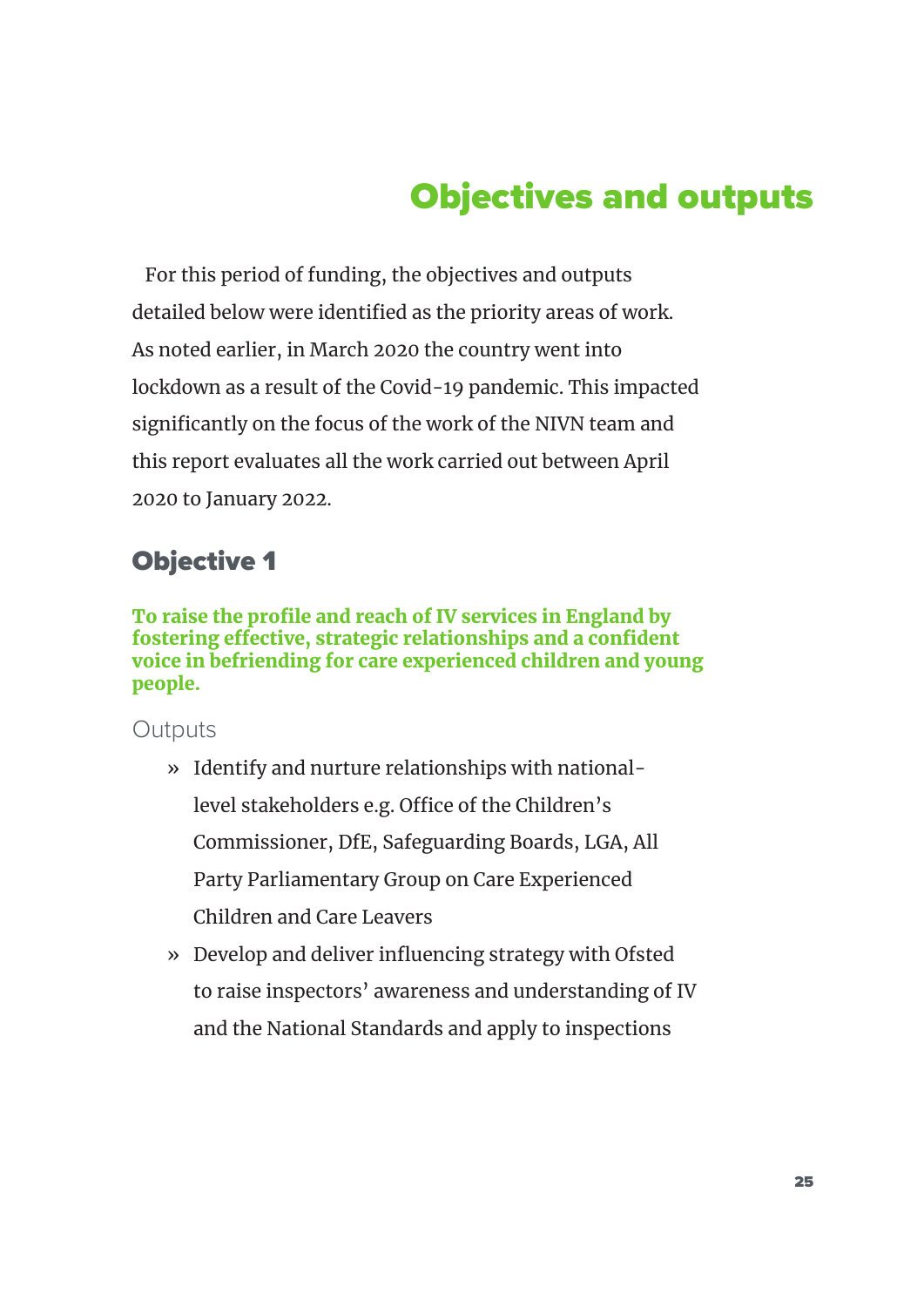# Objectives and outputs

For this period of funding, the objectives and outputs detailed below were identified as the priority areas of work. As noted earlier, in March 2020 the country went into lockdown as a result of the Covid-19 pandemic. This impacted significantly on the focus of the work of the NIVN team and this report evaluates all the work carried out between April 2020 to January 2022.

## Objective 1

**To raise the profile and reach of IV services in England by fostering effective, strategic relationships and a confident voice in befriending for care experienced children and young people.**

### Outputs

- Identify and nurture relationships with national-level stakeholders e.g. Office of the Children's Commissioner, DfE, Safeguarding Boards, LGA, All Party Parliamentary Group on Care Experienced Children and Care Leavers
- Develop and deliver influencing strategy with Ofsted to raise inspectors' awareness and understanding of IV and the National Standards and apply to inspections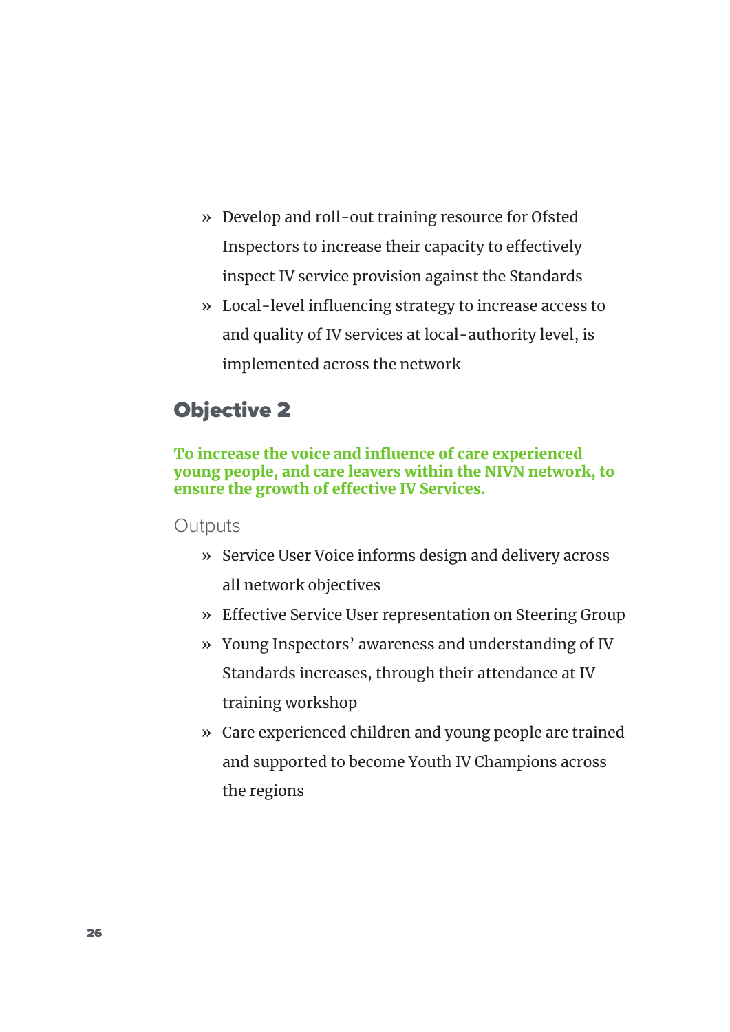- Develop and roll-out training resource for Ofsted Inspectors to increase their capacity to effectively inspect IV service provision against the Standards
- Local-level influencing strategy to increase access to and quality of IV services at local-authority level, is implemented across the network

## Objective 2

**To increase the voice and influence of care experienced young people, and care leavers within the NIVN network, to ensure the growth of effective IV Services.**

### Outputs

- Service User Voice informs design and delivery across all network objectives
- Effective Service User representation on Steering Group
- Young Inspectors' awareness and understanding of IV Standards increases, through their attendance at IV training workshop
- Care experienced children and young people are trained and supported to become Youth IV Champions across the regions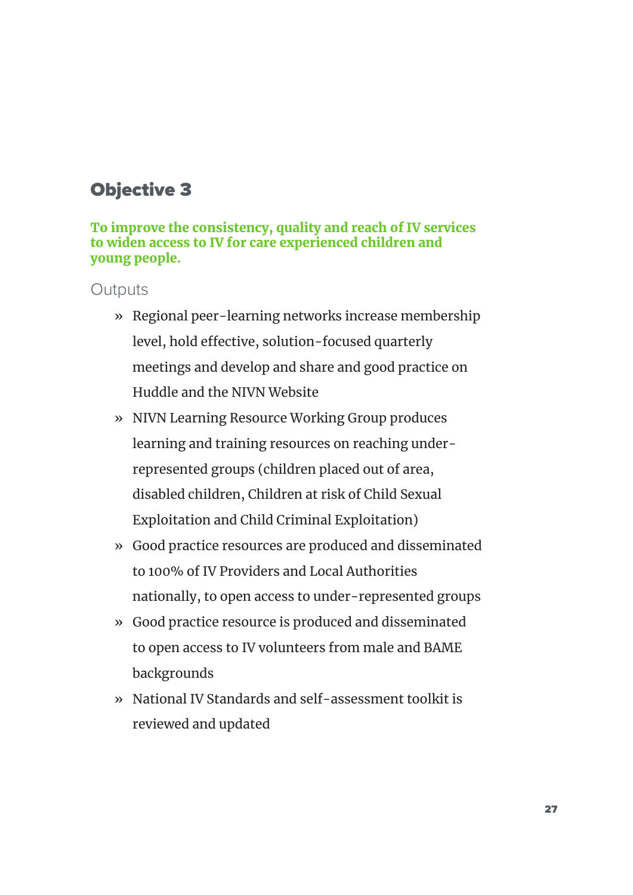## Objective 3

**To improve the consistency, quality and reach of IV services to widen access to IV for care experienced children and young people.**

### Outputs

- Regional peer-learning networks increase membership level, hold effective, solution-focused quarterly meetings and develop and share and good practice on Huddle and the NIVN Website
- NIVN Learning Resource Working Group produces learning and training resources on reaching under-represented groups (children placed out of area, disabled children, Children at risk of Child Sexual Exploitation and Child Criminal Exploitation)
- Good practice resources are produced and disseminated to 100% of IV Providers and Local Authorities nationally, to open access to under-represented groups
- Good practice resource is produced and disseminated to open access to IV volunteers from male and BAME backgrounds
- National IV Standards and self-assessment toolkit is reviewed and updated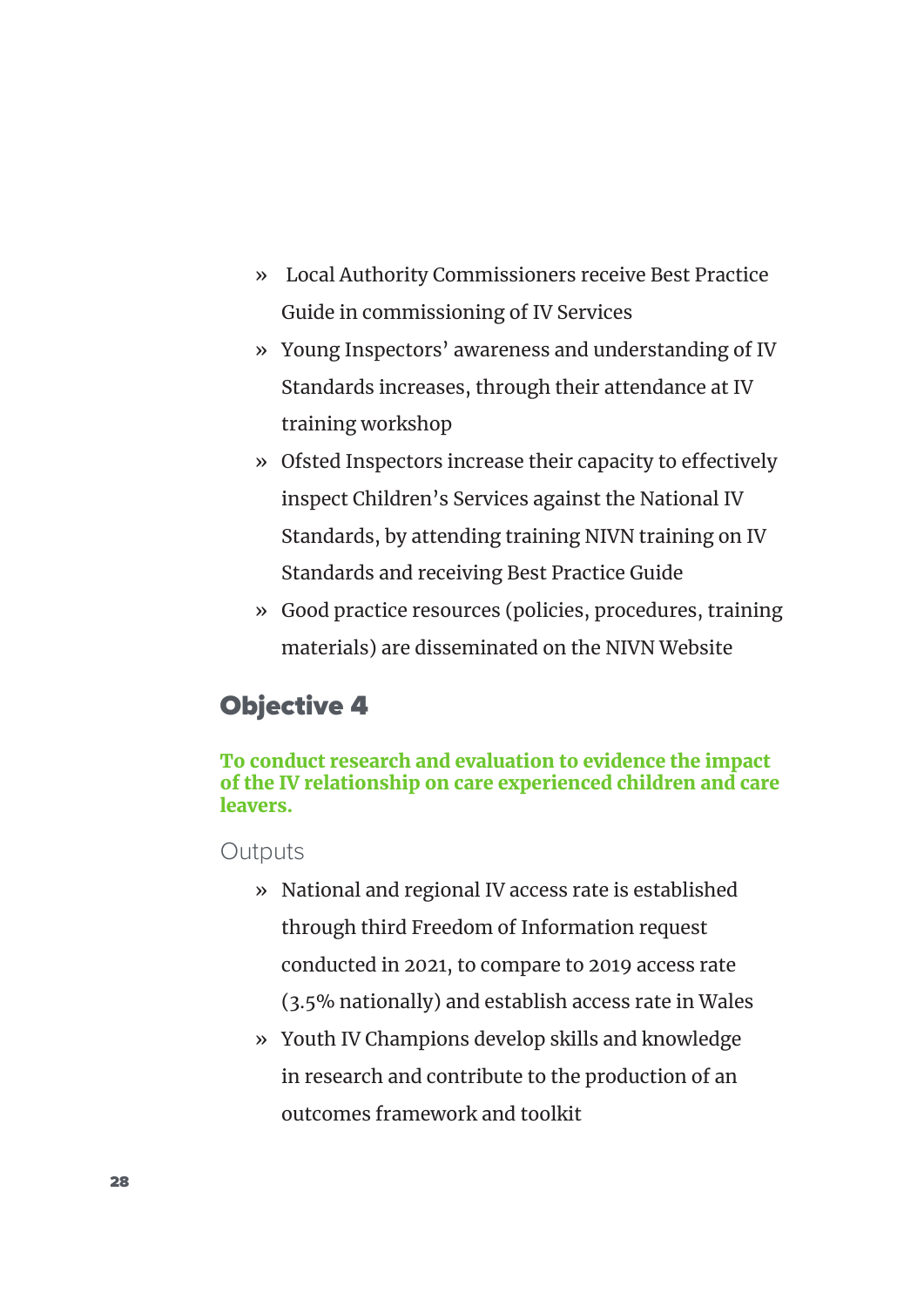- Local Authority Commissioners receive Best Practice Guide in commissioning of IV Services
- Young Inspectors' awareness and understanding of IV Standards increases, through their attendance at IV training workshop
- Ofsted Inspectors increase their capacity to effectively inspect Children's Services against the National IV Standards, by attending training NIVN training on IV Standards and receiving Best Practice Guide
- Good practice resources (policies, procedures, training materials) are disseminated on the NIVN Website

## Objective 4

**To conduct research and evaluation to evidence the impact of the IV relationship on care experienced children and care leavers.**

### Outputs

- National and regional IV access rate is established through third Freedom of Information request conducted in 2021, to compare to 2019 access rate (3.5% nationally) and establish access rate in Wales
- Youth IV Champions develop skills and knowledge in research and contribute to the production of an outcomes framework and toolkit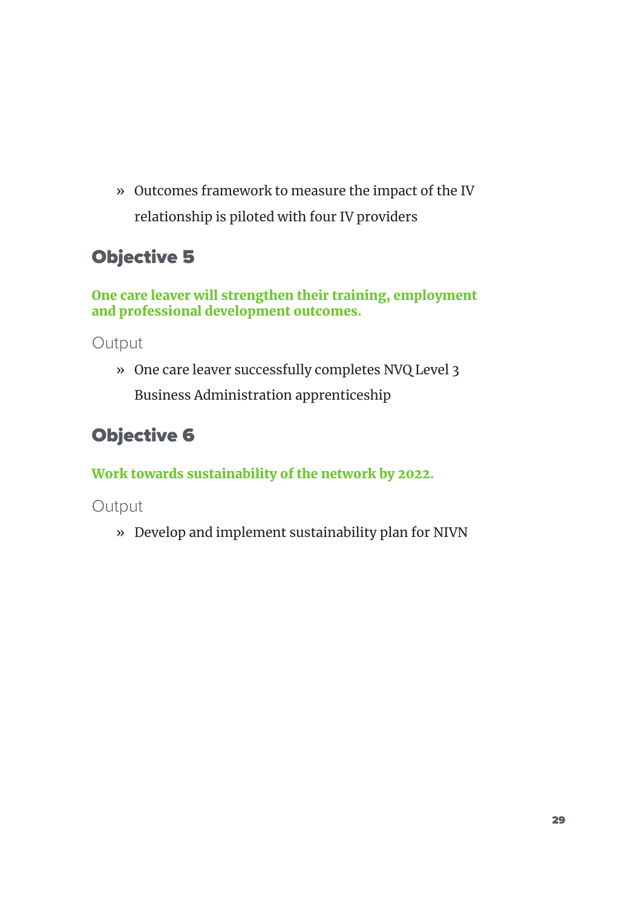- Outcomes framework to measure the impact of the IV relationship is piloted with four IV providers

## Objective 5

**One care leaver will strengthen their training, employment and professional development outcomes.**

### Output

- One care leaver successfully completes NVQ Level 3 Business Administration apprenticeship

## Objective 6

**Work towards sustainability of the network by 2022.**

### Output

- Develop and implement sustainability plan for NIVN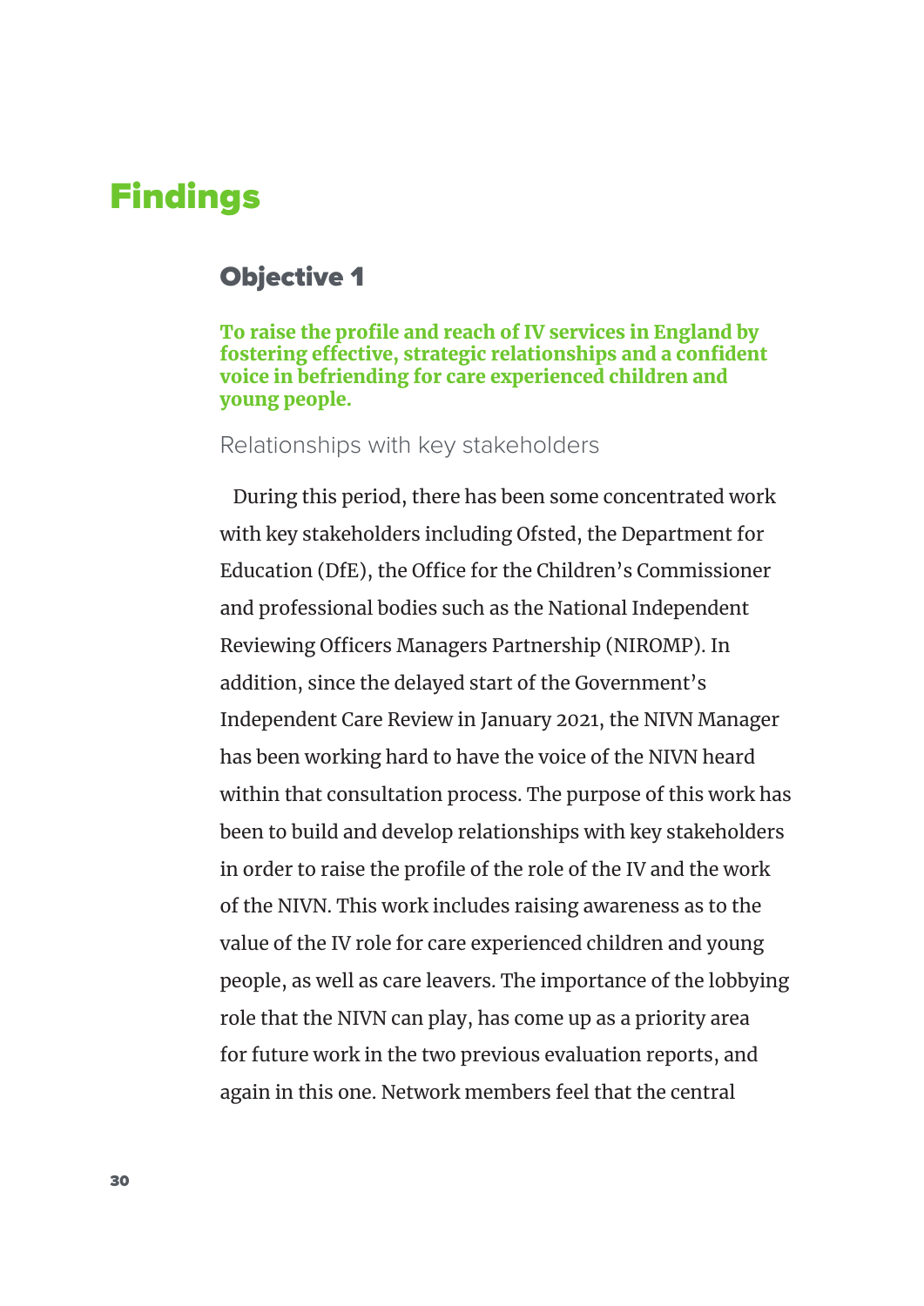# Findings

## Objective 1

**To raise the profile and reach of IV services in England by fostering effective, strategic relationships and a confident voice in befriending for care experienced children and young people.**

### Relationships with key stakeholders

During this period, there has been some concentrated work with key stakeholders including Ofsted, the Department for Education (DfE), the Office for the Children's Commissioner and professional bodies such as the National Independent Reviewing Officers Managers Partnership (NIROMP). In addition, since the delayed start of the Government's Independent Care Review in January 2021, the NIVN Manager has been working hard to have the voice of the NIVN heard within that consultation process. The purpose of this work has been to build and develop relationships with key stakeholders in order to raise the profile of the role of the IV and the work of the NIVN. This work includes raising awareness as to the value of the IV role for care experienced children and young people, as well as care leavers. The importance of the lobbying role that the NIVN can play, has come up as a priority area for future work in the two previous evaluation reports, and again in this one. Network members feel that the central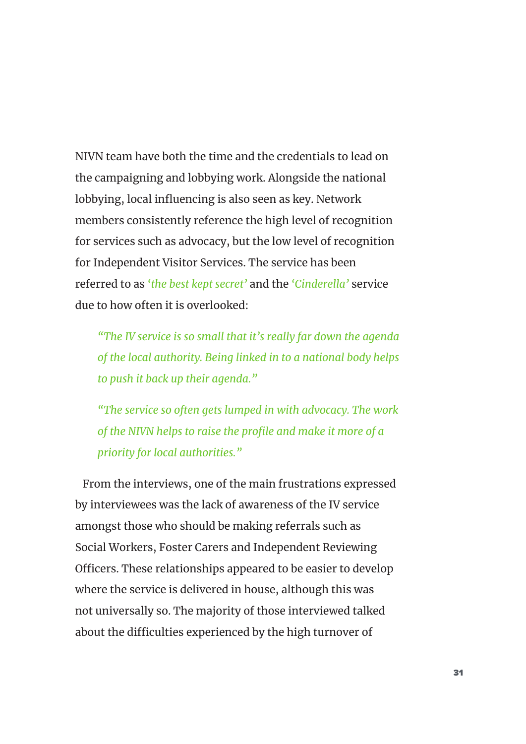NIVN team have both the time and the credentials to lead on the campaigning and lobbying work. Alongside the national lobbying, local influencing is also seen as key. Network members consistently reference the high level of recognition for services such as advocacy, but the low level of recognition for Independent Visitor Services. The service has been referred to as *'the best kept secret'* and the *'Cinderella'* service due to how often it is overlooked:

> *"The IV service is so small that it's really far down the agenda of the local authority. Being linked in to a national body helps to push it back up their agenda."*

> *"The service so often gets lumped in with advocacy. The work of the NIVN helps to raise the profile and make it more of a priority for local authorities."*

From the interviews, one of the main frustrations expressed by interviewees was the lack of awareness of the IV service amongst those who should be making referrals such as Social Workers, Foster Carers and Independent Reviewing Officers. These relationships appeared to be easier to develop where the service is delivered in house, although this was not universally so. The majority of those interviewed talked about the difficulties experienced by the high turnover of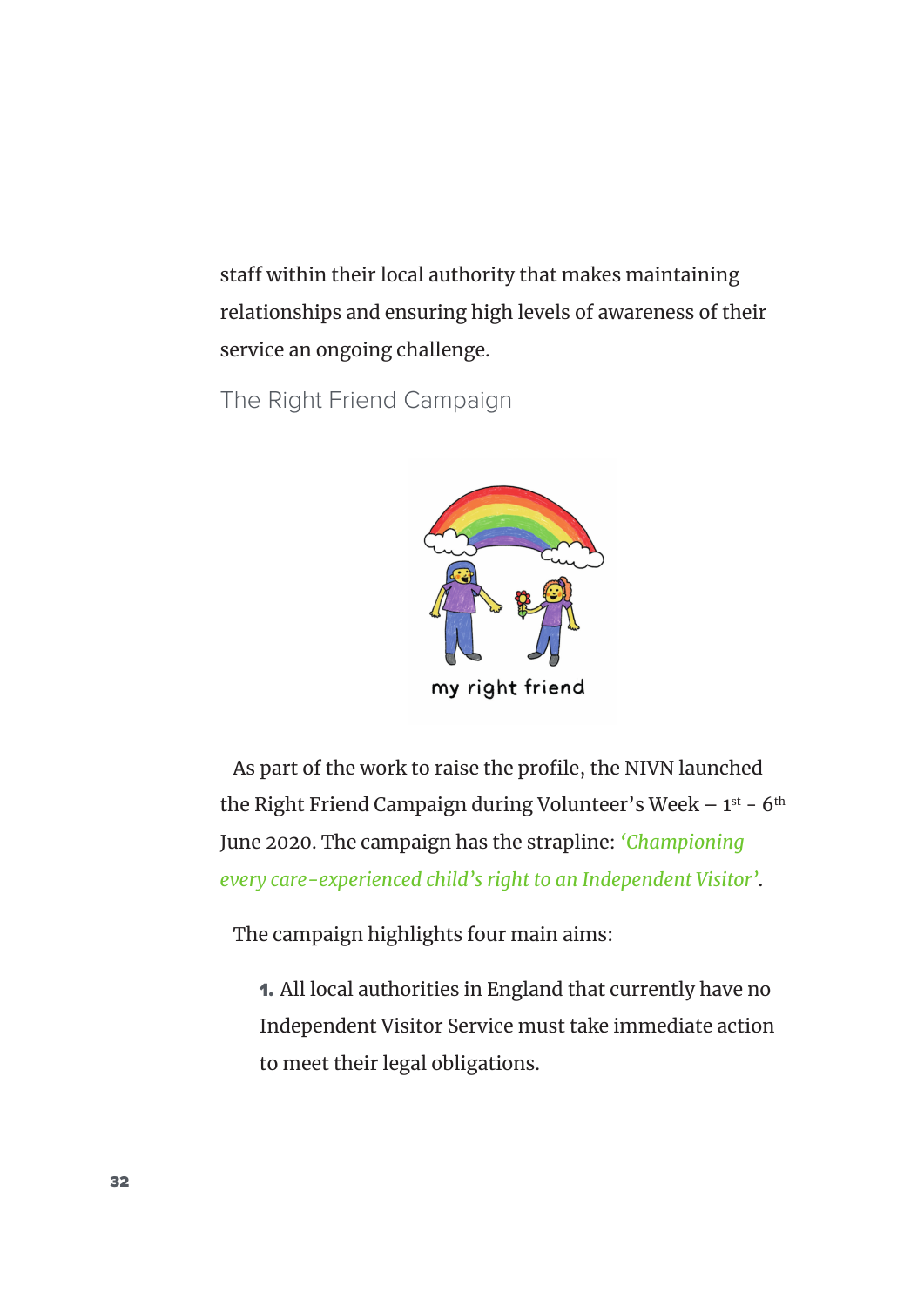staff within their local authority that makes maintaining relationships and ensuring high levels of awareness of their service an ongoing challenge.

## The Right Friend Campaign

my right friend

As part of the work to raise the profile, the NIVN launched the Right Friend Campaign during Volunteer's Week – 1st - 6th June 2020. The campaign has the strapline: *'Championing every care-experienced child's right to an Independent Visitor'*.

The campaign highlights four main aims:

1. All local authorities in England that currently have no Independent Visitor Service must take immediate action to meet their legal obligations.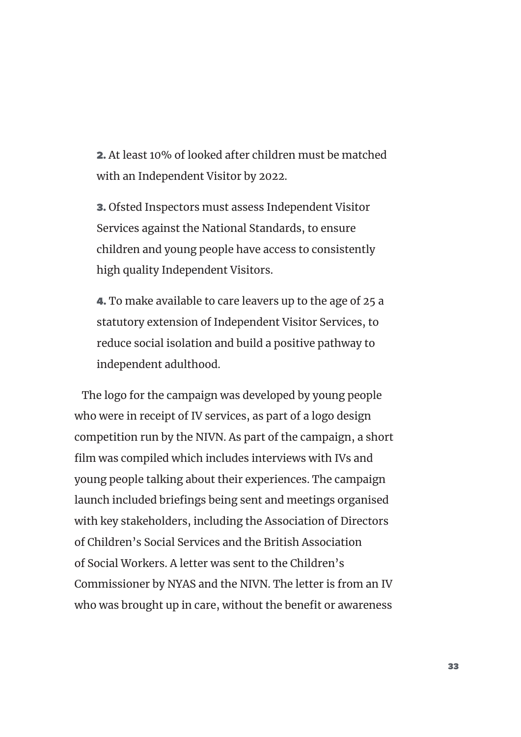**2.** At least 10% of looked after children must be matched with an Independent Visitor by 2022.

**3.** Ofsted Inspectors must assess Independent Visitor Services against the National Standards, to ensure children and young people have access to consistently high quality Independent Visitors.

**4.** To make available to care leavers up to the age of 25 a statutory extension of Independent Visitor Services, to reduce social isolation and build a positive pathway to independent adulthood.

The logo for the campaign was developed by young people who were in receipt of IV services, as part of a logo design competition run by the NIVN. As part of the campaign, a short film was compiled which includes interviews with IVs and young people talking about their experiences. The campaign launch included briefings being sent and meetings organised with key stakeholders, including the Association of Directors of Children's Social Services and the British Association of Social Workers. A letter was sent to the Children's Commissioner by NYAS and the NIVN. The letter is from an IV who was brought up in care, without the benefit or awareness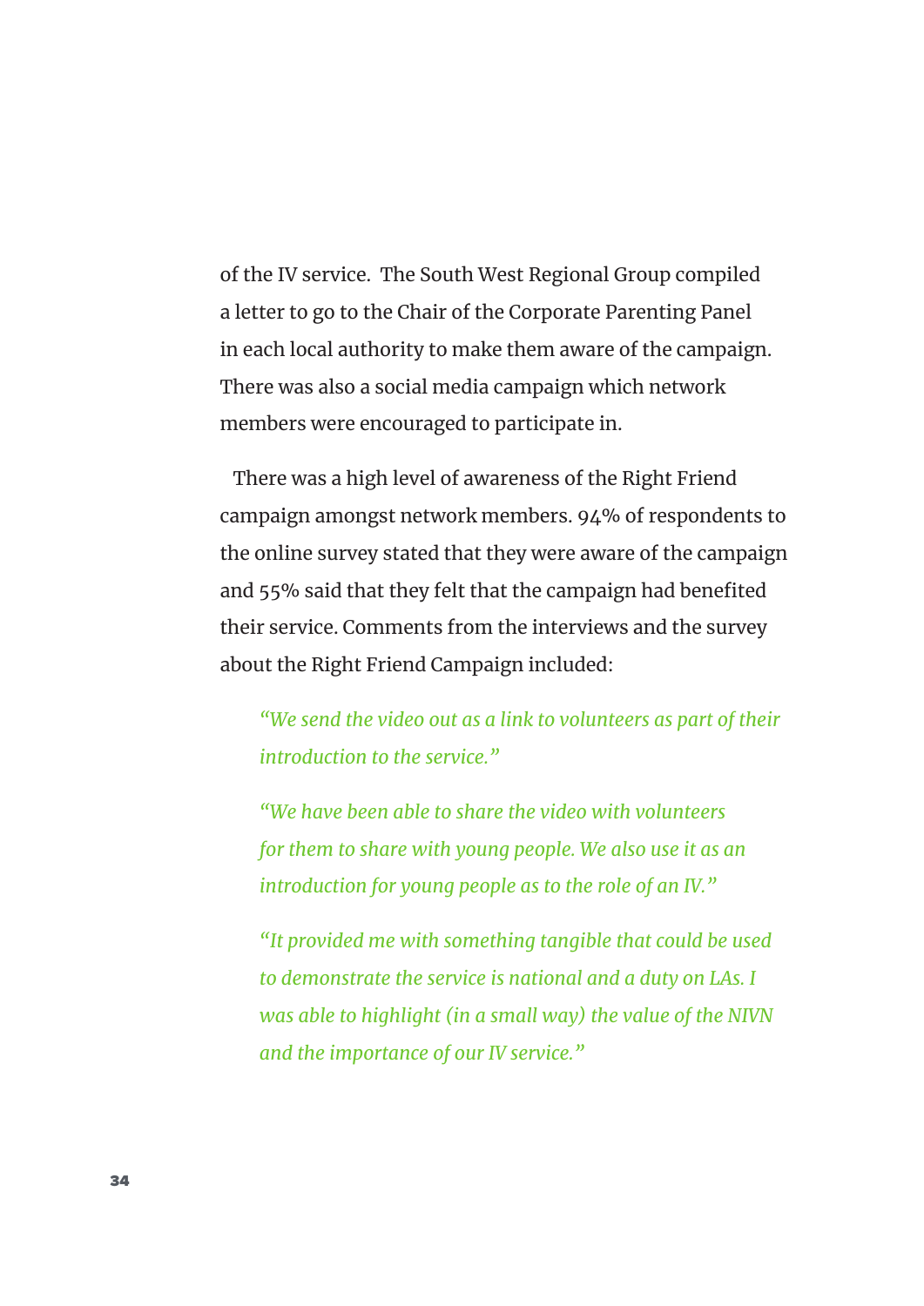of the IV service. The South West Regional Group compiled a letter to go to the Chair of the Corporate Parenting Panel in each local authority to make them aware of the campaign. There was also a social media campaign which network members were encouraged to participate in.

There was a high level of awareness of the Right Friend campaign amongst network members. 94% of respondents to the online survey stated that they were aware of the campaign and 55% said that they felt that the campaign had benefited their service. Comments from the interviews and the survey about the Right Friend Campaign included:

> *"We send the video out as a link to volunteers as part of their introduction to the service."*

> *"We have been able to share the video with volunteers for them to share with young people. We also use it as an introduction for young people as to the role of an IV."*

> *"It provided me with something tangible that could be used to demonstrate the service is national and a duty on LAs. I was able to highlight (in a small way) the value of the NIVN and the importance of our IV service."*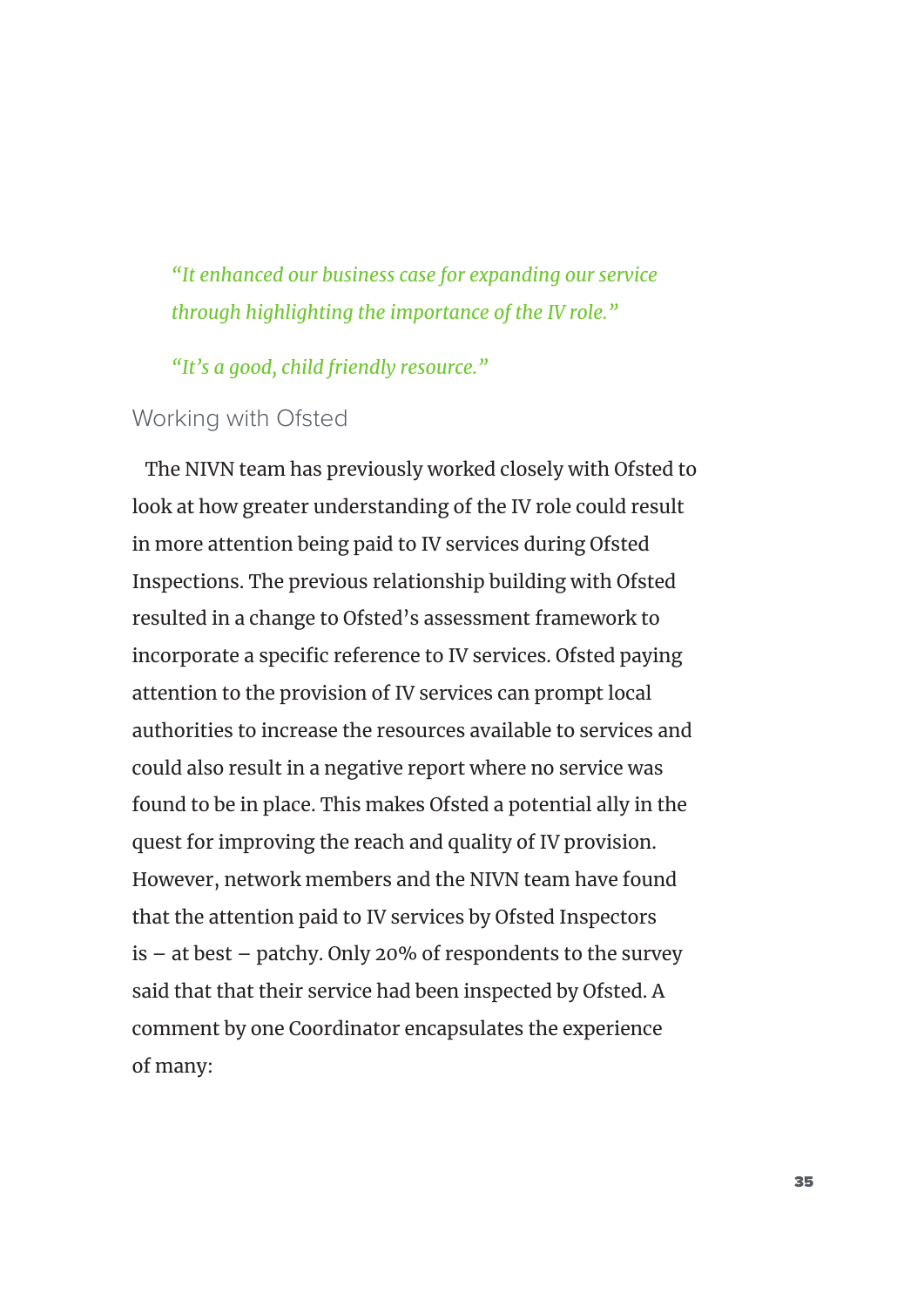*"It enhanced our business case for expanding our service through highlighting the importance of the IV role."*

*"It's a good, child friendly resource."*

## Working with Ofsted

The NIVN team has previously worked closely with Ofsted to look at how greater understanding of the IV role could result in more attention being paid to IV services during Ofsted Inspections. The previous relationship building with Ofsted resulted in a change to Ofsted's assessment framework to incorporate a specific reference to IV services. Ofsted paying attention to the provision of IV services can prompt local authorities to increase the resources available to services and could also result in a negative report where no service was found to be in place. This makes Ofsted a potential ally in the quest for improving the reach and quality of IV provision. However, network members and the NIVN team have found that the attention paid to IV services by Ofsted Inspectors is – at best – patchy. Only 20% of respondents to the survey said that that their service had been inspected by Ofsted. A comment by one Coordinator encapsulates the experience of many: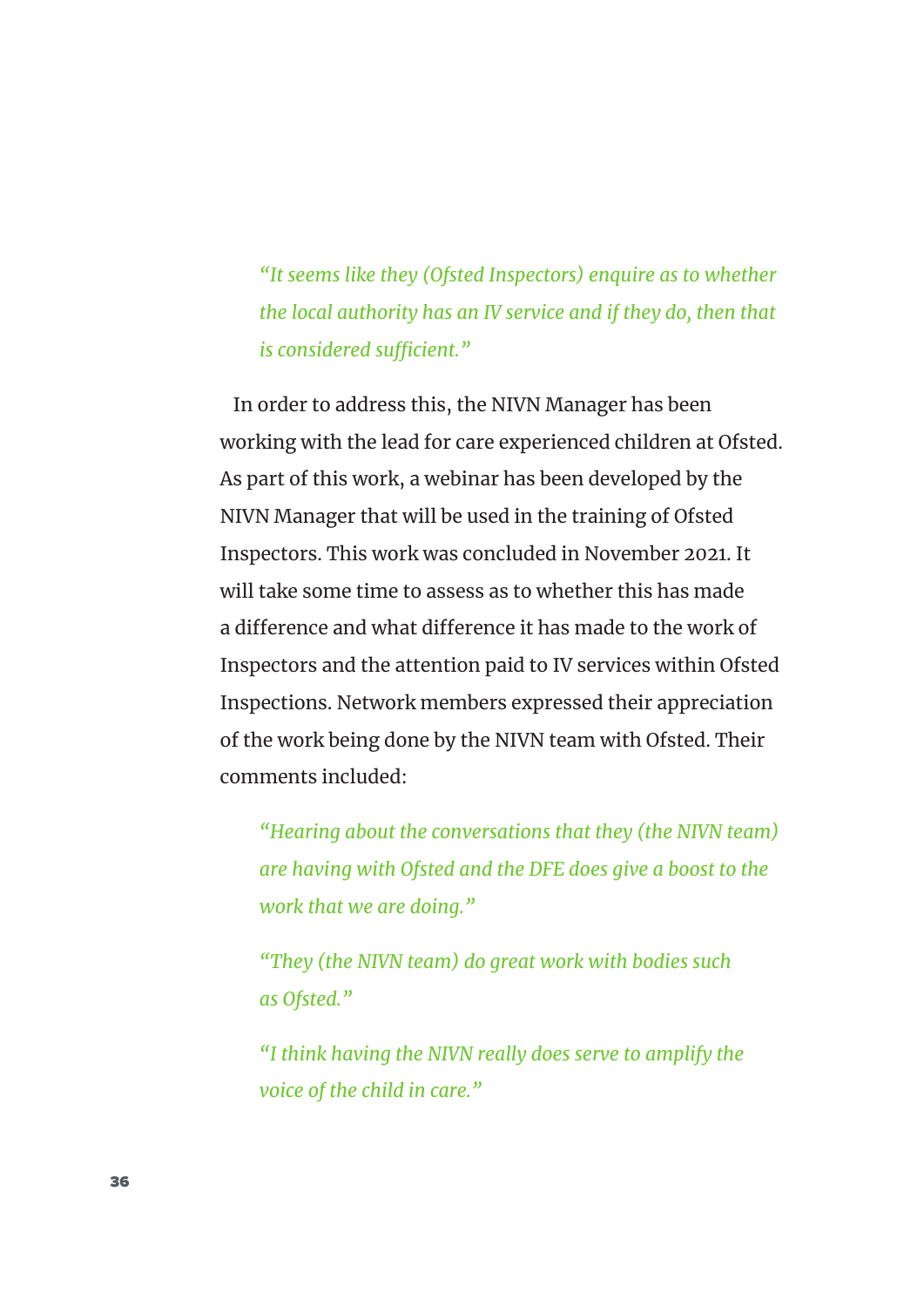> *"It seems like they (Ofsted Inspectors) enquire as to whether the local authority has an IV service and if they do, then that is considered sufficient."*

In order to address this, the NIVN Manager has been working with the lead for care experienced children at Ofsted. As part of this work, a webinar has been developed by the NIVN Manager that will be used in the training of Ofsted Inspectors. This work was concluded in November 2021. It will take some time to assess as to whether this has made a difference and what difference it has made to the work of Inspectors and the attention paid to IV services within Ofsted Inspections. Network members expressed their appreciation of the work being done by the NIVN team with Ofsted. Their comments included:

> *"Hearing about the conversations that they (the NIVN team) are having with Ofsted and the DFE does give a boost to the work that we are doing."*

> *"They (the NIVN team) do great work with bodies such as Ofsted."*

> *"I think having the NIVN really does serve to amplify the voice of the child in care."*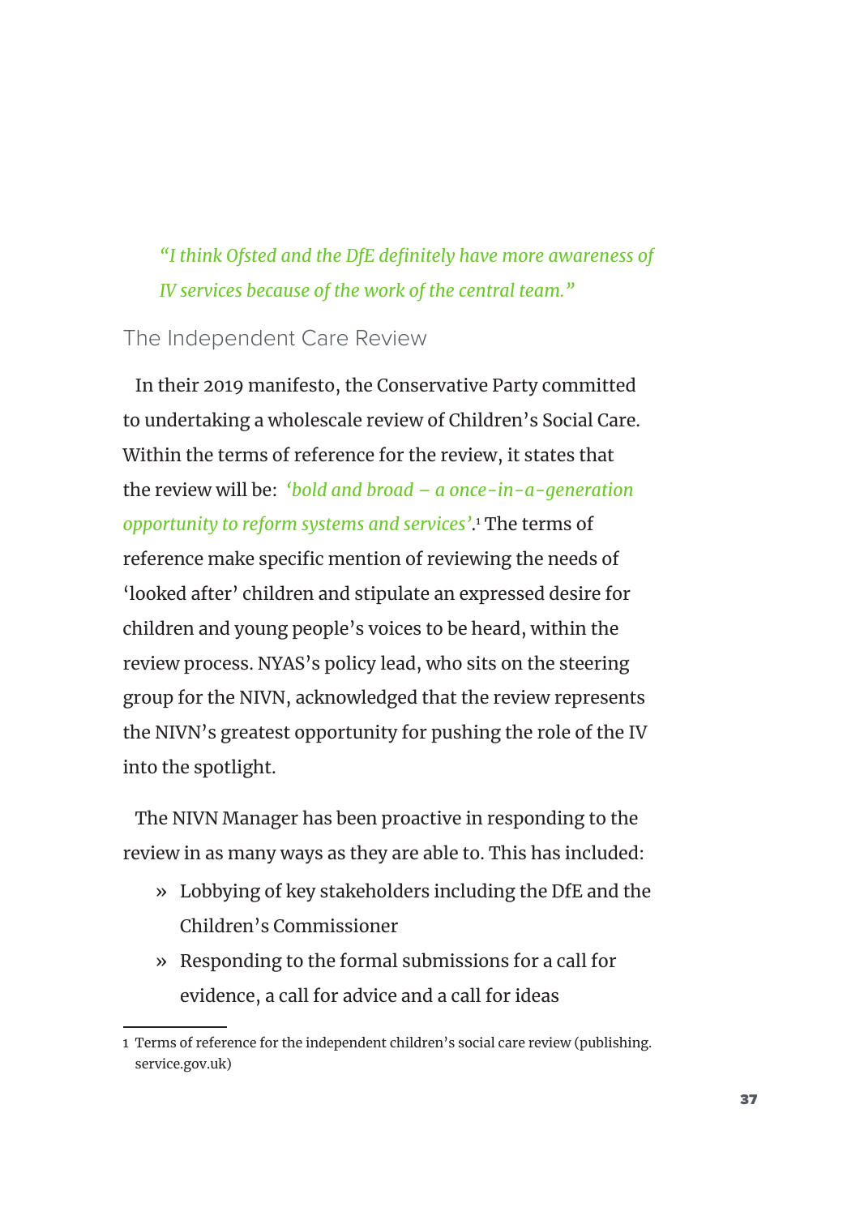*"I think Ofsted and the DfE definitely have more awareness of IV services because of the work of the central team."*

## The Independent Care Review

In their 2019 manifesto, the Conservative Party committed to undertaking a wholescale review of Children's Social Care. Within the terms of reference for the review, it states that the review will be: *'bold and broad – a once-in-a-generation opportunity to reform systems and services'*.[1] The terms of reference make specific mention of reviewing the needs of 'looked after' children and stipulate an expressed desire for children and young people's voices to be heard, within the review process. NYAS's policy lead, who sits on the steering group for the NIVN, acknowledged that the review represents the NIVN's greatest opportunity for pushing the role of the IV into the spotlight.

The NIVN Manager has been proactive in responding to the review in as many ways as they are able to. This has included:

- Lobbying of key stakeholders including the DfE and the Children's Commissioner
- Responding to the formal submissions for a call for evidence, a call for advice and a call for ideas

1 Terms of reference for the independent children's social care review (publishing.service.gov.uk)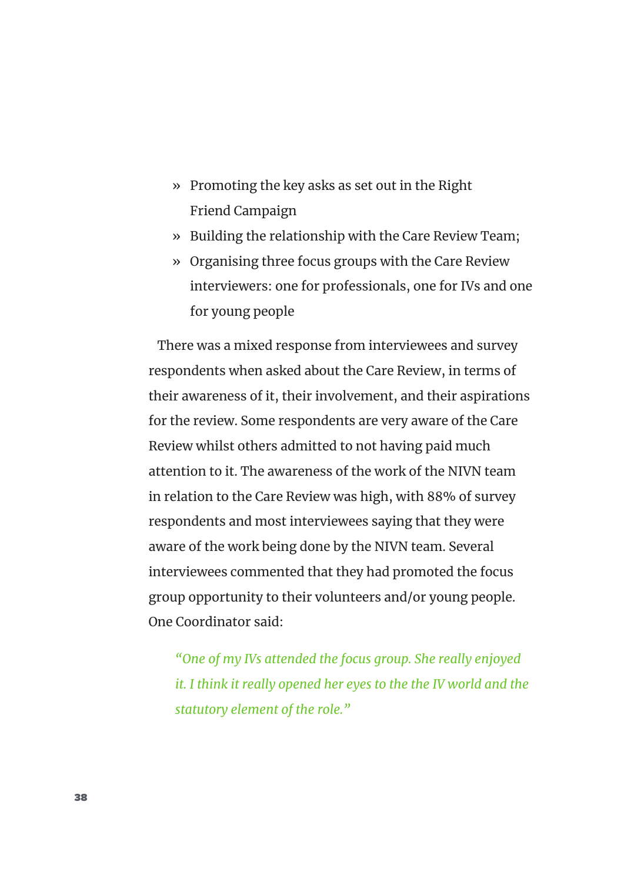- Promoting the key asks as set out in the Right Friend Campaign
- Building the relationship with the Care Review Team;
- Organising three focus groups with the Care Review interviewers: one for professionals, one for IVs and one for young people

There was a mixed response from interviewees and survey respondents when asked about the Care Review, in terms of their awareness of it, their involvement, and their aspirations for the review. Some respondents are very aware of the Care Review whilst others admitted to not having paid much attention to it. The awareness of the work of the NIVN team in relation to the Care Review was high, with 88% of survey respondents and most interviewees saying that they were aware of the work being done by the NIVN team. Several interviewees commented that they had promoted the focus group opportunity to their volunteers and/or young people. One Coordinator said:

> *"One of my IVs attended the focus group. She really enjoyed it. I think it really opened her eyes to the the IV world and the statutory element of the role."*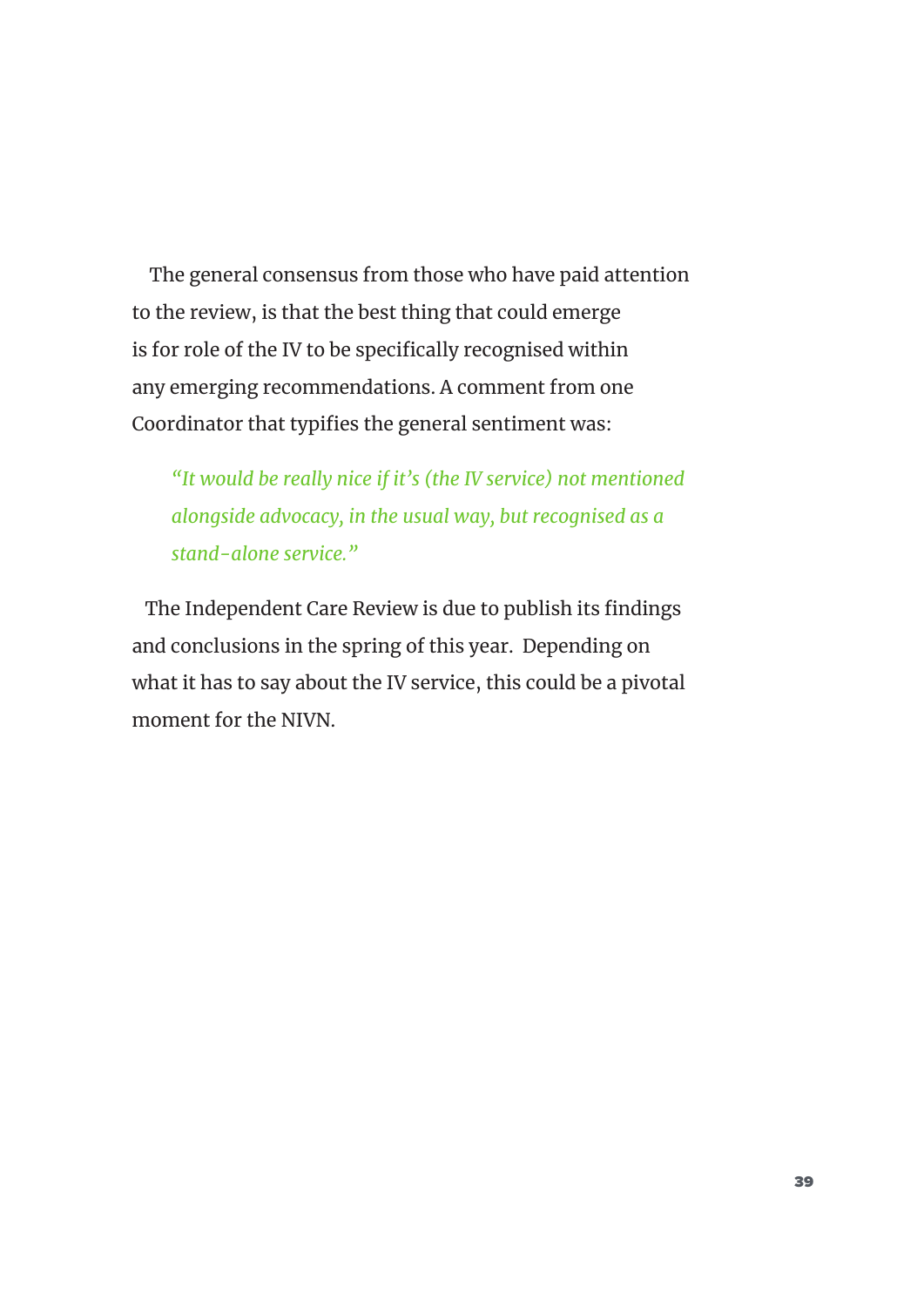The general consensus from those who have paid attention to the review, is that the best thing that could emerge is for role of the IV to be specifically recognised within any emerging recommendations. A comment from one Coordinator that typifies the general sentiment was:

> *"It would be really nice if it's (the IV service) not mentioned alongside advocacy, in the usual way, but recognised as a stand-alone service."*

The Independent Care Review is due to publish its findings and conclusions in the spring of this year. Depending on what it has to say about the IV service, this could be a pivotal moment for the NIVN.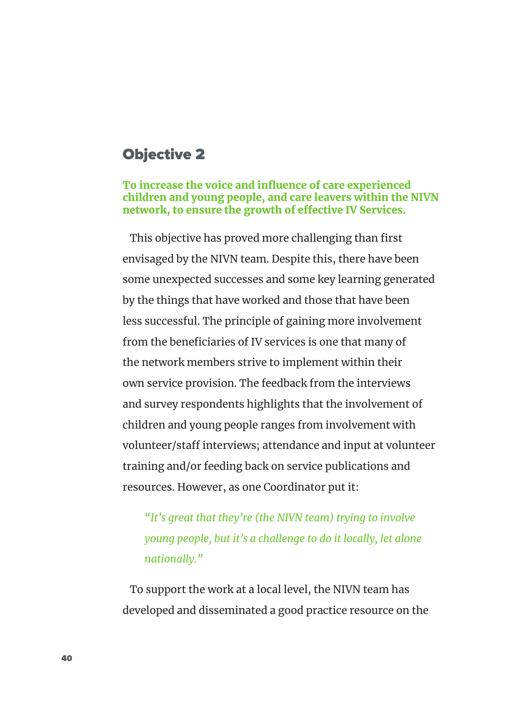## Objective 2

**To increase the voice and influence of care experienced children and young people, and care leavers within the NIVN network, to ensure the growth of effective IV Services.**

This objective has proved more challenging than first envisaged by the NIVN team. Despite this, there have been some unexpected successes and some key learning generated by the things that have worked and those that have been less successful. The principle of gaining more involvement from the beneficiaries of IV services is one that many of the network members strive to implement within their own service provision. The feedback from the interviews and survey respondents highlights that the involvement of children and young people ranges from involvement with volunteer/staff interviews; attendance and input at volunteer training and/or feeding back on service publications and resources. However, as one Coordinator put it:

> *"It's great that they're (the NIVN team) trying to involve young people, but it's a challenge to do it locally, let alone nationally."*

To support the work at a local level, the NIVN team has developed and disseminated a good practice resource on the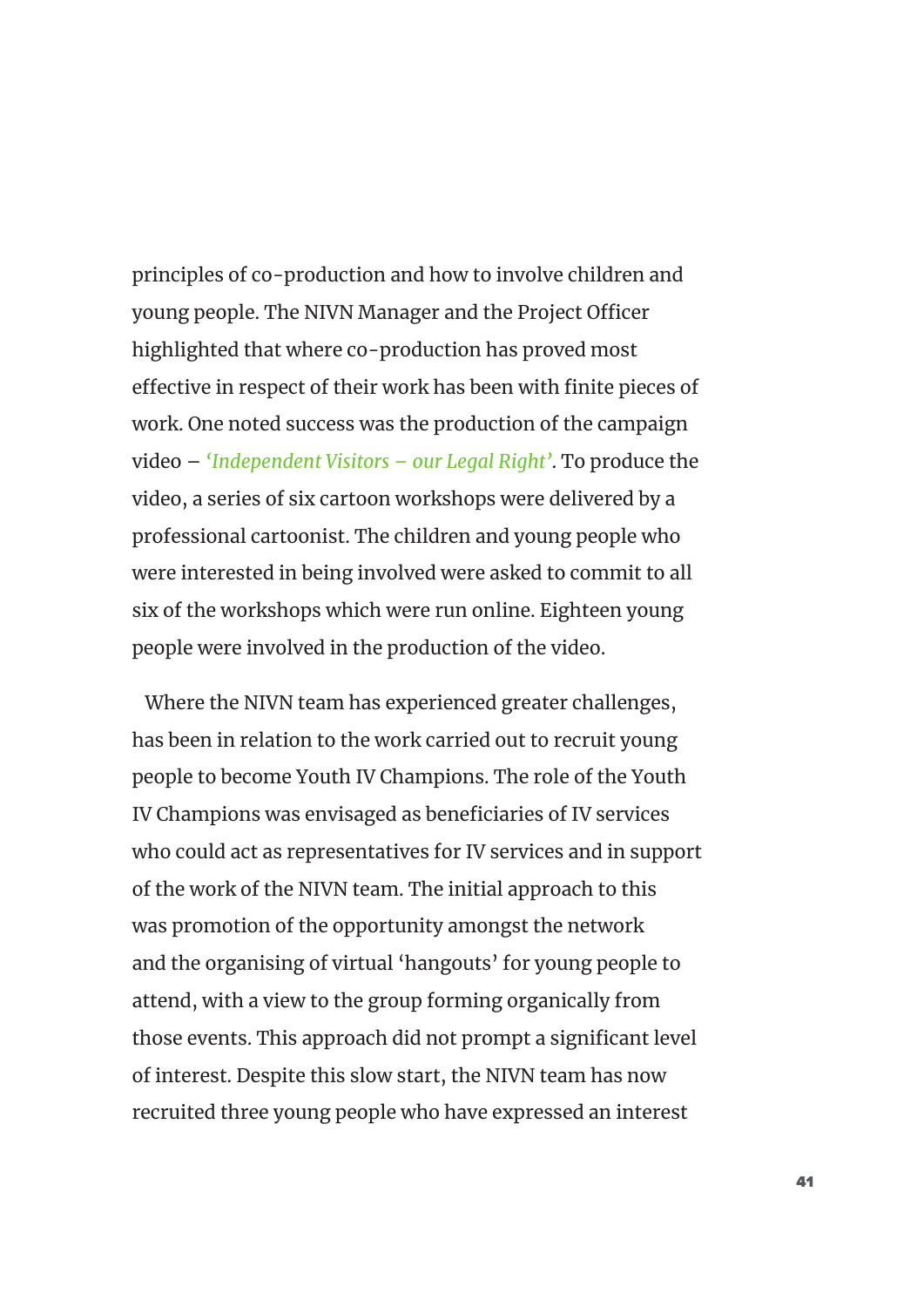principles of co-production and how to involve children and young people. The NIVN Manager and the Project Officer highlighted that where co-production has proved most effective in respect of their work has been with finite pieces of work. One noted success was the production of the campaign video – *'Independent Visitors – our Legal Right'*. To produce the video, a series of six cartoon workshops were delivered by a professional cartoonist. The children and young people who were interested in being involved were asked to commit to all six of the workshops which were run online. Eighteen young people were involved in the production of the video.

Where the NIVN team has experienced greater challenges, has been in relation to the work carried out to recruit young people to become Youth IV Champions. The role of the Youth IV Champions was envisaged as beneficiaries of IV services who could act as representatives for IV services and in support of the work of the NIVN team. The initial approach to this was promotion of the opportunity amongst the network and the organising of virtual 'hangouts' for young people to attend, with a view to the group forming organically from those events. This approach did not prompt a significant level of interest. Despite this slow start, the NIVN team has now recruited three young people who have expressed an interest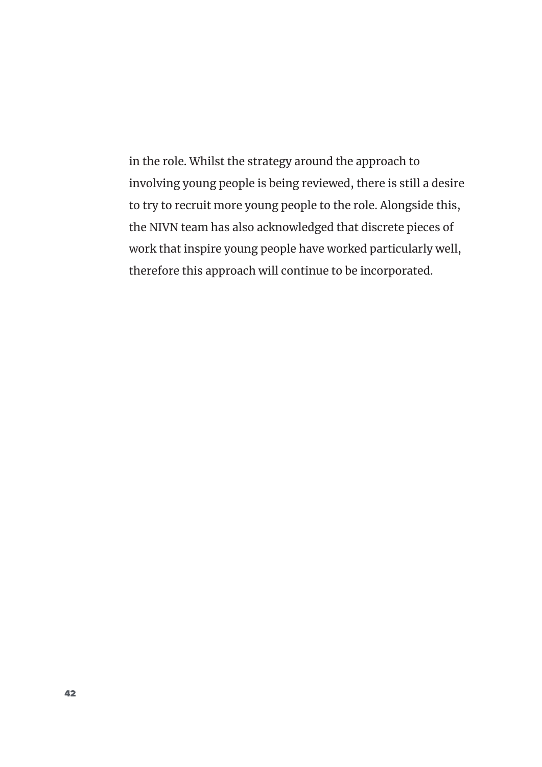in the role. Whilst the strategy around the approach to involving young people is being reviewed, there is still a desire to try to recruit more young people to the role. Alongside this, the NIVN team has also acknowledged that discrete pieces of work that inspire young people have worked particularly well, therefore this approach will continue to be incorporated.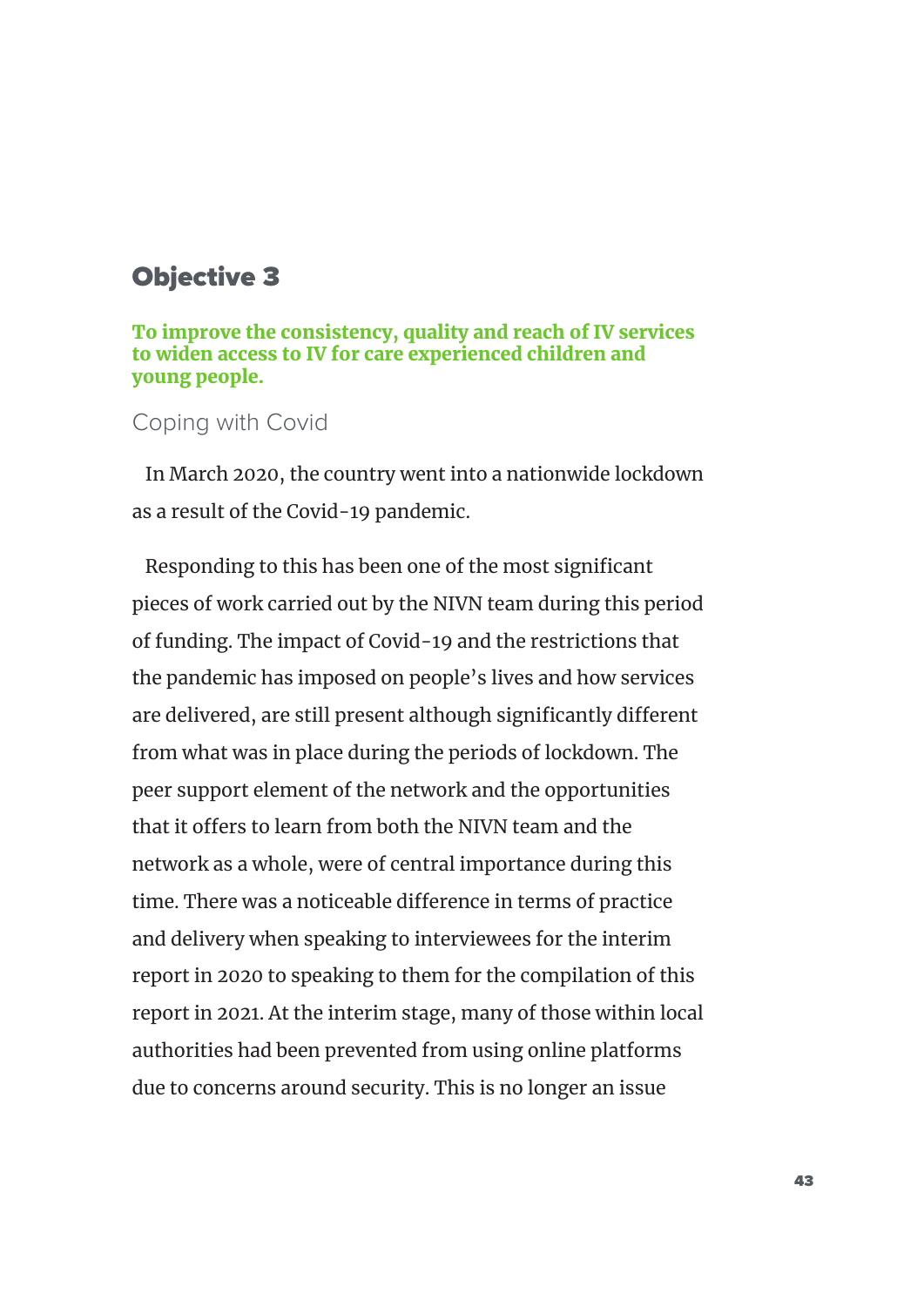## Objective 3

**To improve the consistency, quality and reach of IV services to widen access to IV for care experienced children and young people.**

### Coping with Covid

In March 2020, the country went into a nationwide lockdown as a result of the Covid-19 pandemic.

Responding to this has been one of the most significant pieces of work carried out by the NIVN team during this period of funding. The impact of Covid-19 and the restrictions that the pandemic has imposed on people's lives and how services are delivered, are still present although significantly different from what was in place during the periods of lockdown. The peer support element of the network and the opportunities that it offers to learn from both the NIVN team and the network as a whole, were of central importance during this time. There was a noticeable difference in terms of practice and delivery when speaking to interviewees for the interim report in 2020 to speaking to them for the compilation of this report in 2021. At the interim stage, many of those within local authorities had been prevented from using online platforms due to concerns around security. This is no longer an issue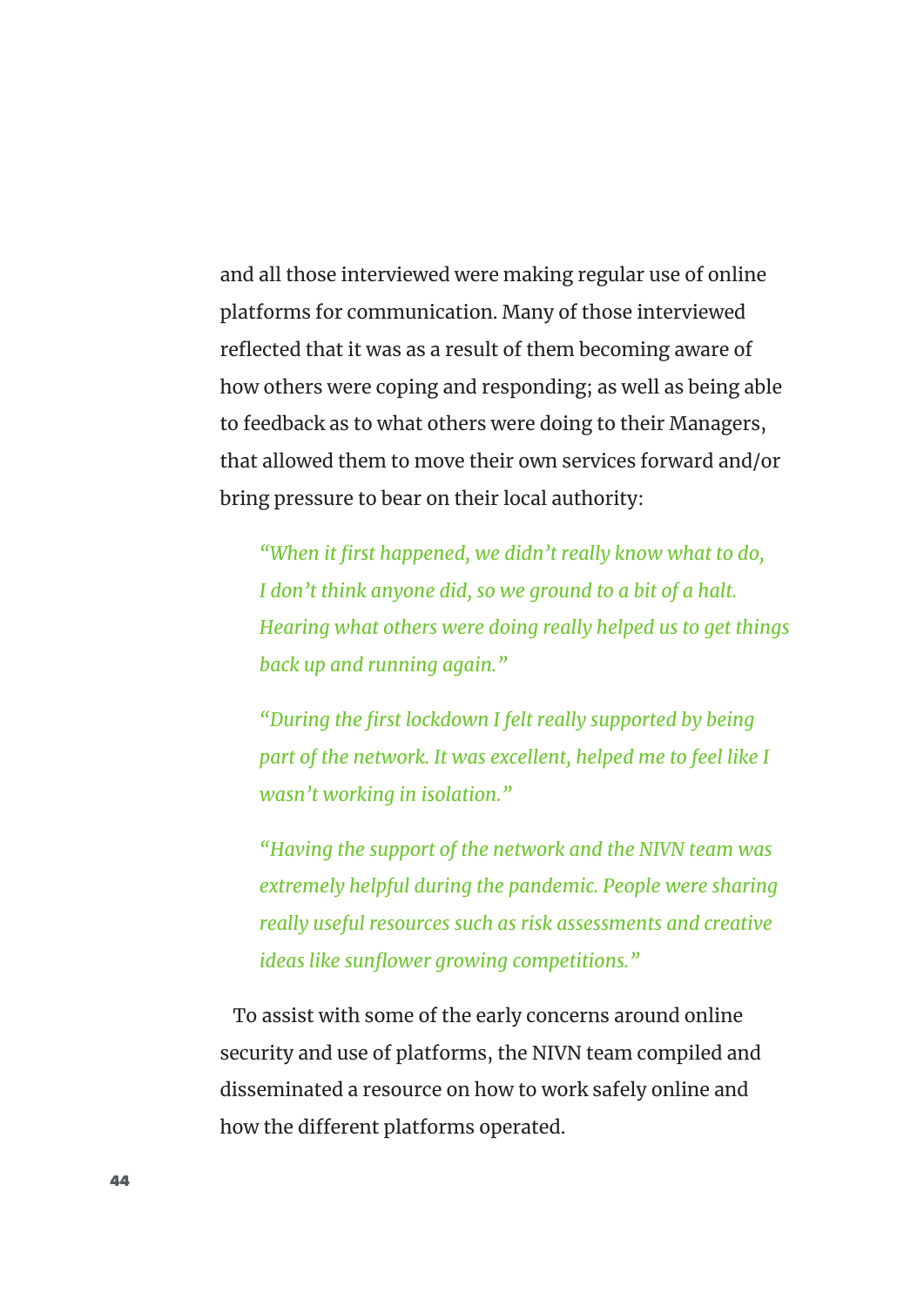and all those interviewed were making regular use of online platforms for communication. Many of those interviewed reflected that it was as a result of them becoming aware of how others were coping and responding; as well as being able to feedback as to what others were doing to their Managers, that allowed them to move their own services forward and/or bring pressure to bear on their local authority:

> *"When it first happened, we didn't really know what to do, I don't think anyone did, so we ground to a bit of a halt. Hearing what others were doing really helped us to get things back up and running again."*

> *"During the first lockdown I felt really supported by being part of the network. It was excellent, helped me to feel like I wasn't working in isolation."*

> *"Having the support of the network and the NIVN team was extremely helpful during the pandemic. People were sharing really useful resources such as risk assessments and creative ideas like sunflower growing competitions."*

To assist with some of the early concerns around online security and use of platforms, the NIVN team compiled and disseminated a resource on how to work safely online and how the different platforms operated.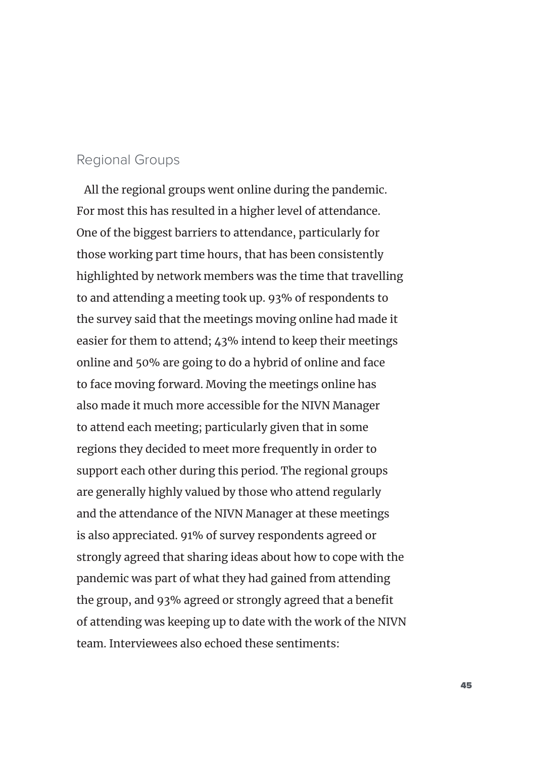## Regional Groups

All the regional groups went online during the pandemic. For most this has resulted in a higher level of attendance. One of the biggest barriers to attendance, particularly for those working part time hours, that has been consistently highlighted by network members was the time that travelling to and attending a meeting took up. 93% of respondents to the survey said that the meetings moving online had made it easier for them to attend; 43% intend to keep their meetings online and 50% are going to do a hybrid of online and face to face moving forward. Moving the meetings online has also made it much more accessible for the NIVN Manager to attend each meeting; particularly given that in some regions they decided to meet more frequently in order to support each other during this period. The regional groups are generally highly valued by those who attend regularly and the attendance of the NIVN Manager at these meetings is also appreciated. 91% of survey respondents agreed or strongly agreed that sharing ideas about how to cope with the pandemic was part of what they had gained from attending the group, and 93% agreed or strongly agreed that a benefit of attending was keeping up to date with the work of the NIVN team. Interviewees also echoed these sentiments: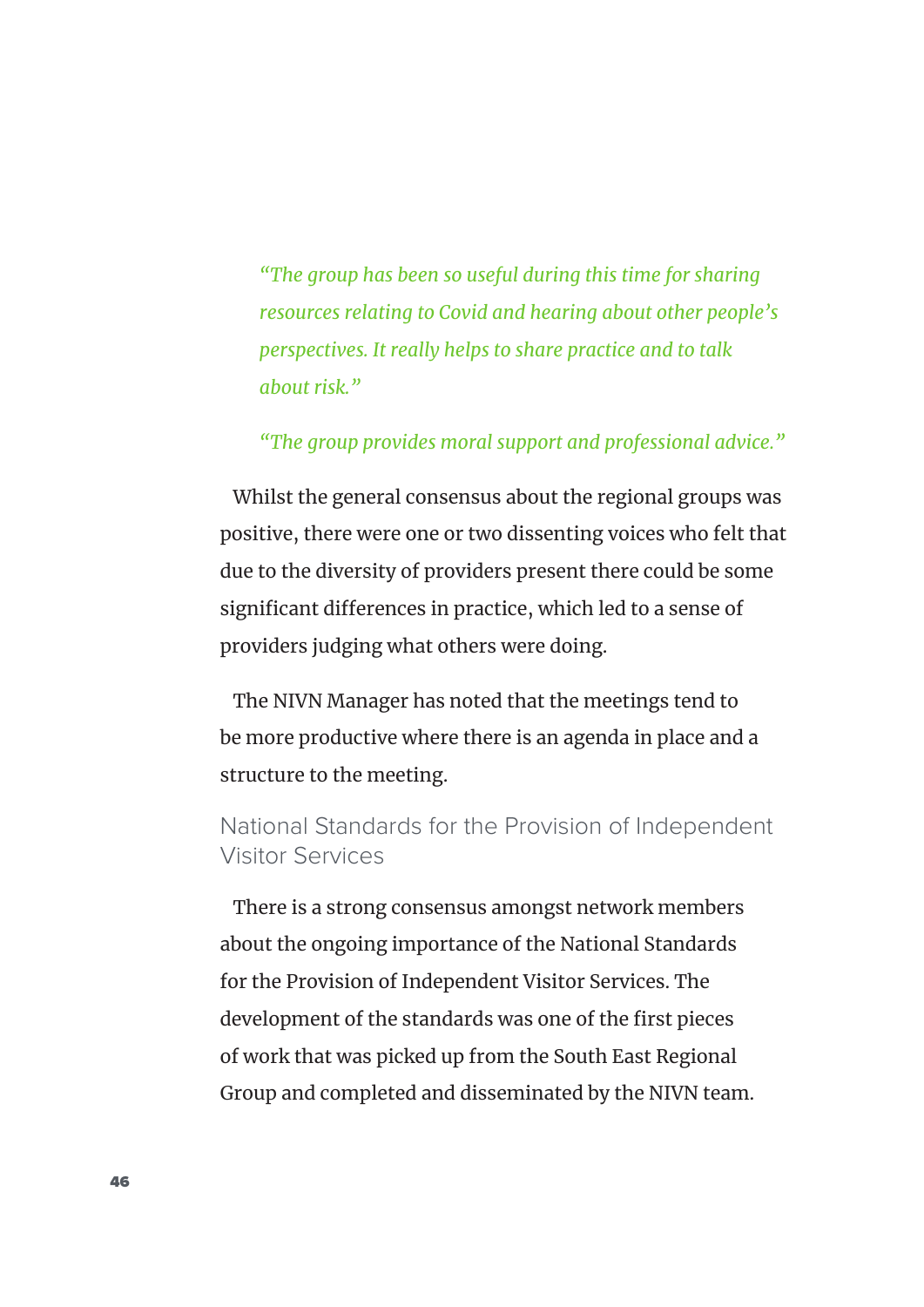*"The group has been so useful during this time for sharing resources relating to Covid and hearing about other people's perspectives. It really helps to share practice and to talk about risk."*

*"The group provides moral support and professional advice."*

Whilst the general consensus about the regional groups was positive, there were one or two dissenting voices who felt that due to the diversity of providers present there could be some significant differences in practice, which led to a sense of providers judging what others were doing.

The NIVN Manager has noted that the meetings tend to be more productive where there is an agenda in place and a structure to the meeting.

## National Standards for the Provision of Independent Visitor Services

There is a strong consensus amongst network members about the ongoing importance of the National Standards for the Provision of Independent Visitor Services. The development of the standards was one of the first pieces of work that was picked up from the South East Regional Group and completed and disseminated by the NIVN team.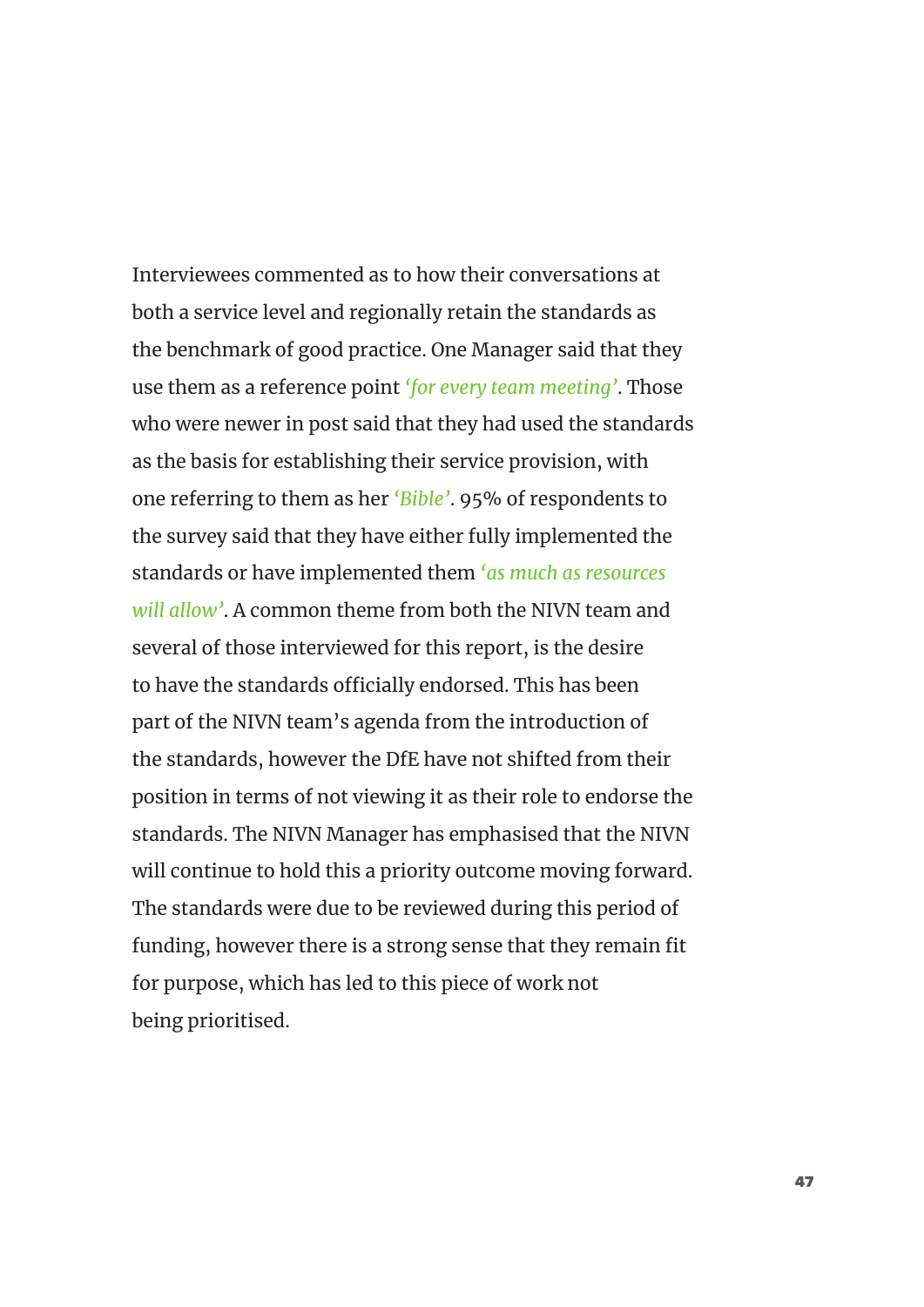Interviewees commented as to how their conversations at both a service level and regionally retain the standards as the benchmark of good practice. One Manager said that they use them as a reference point *'for every team meeting'*. Those who were newer in post said that they had used the standards as the basis for establishing their service provision, with one referring to them as her *'Bible'*. 95% of respondents to the survey said that they have either fully implemented the standards or have implemented them *'as much as resources will allow'*. A common theme from both the NIVN team and several of those interviewed for this report, is the desire to have the standards officially endorsed. This has been part of the NIVN team's agenda from the introduction of the standards, however the DfE have not shifted from their position in terms of not viewing it as their role to endorse the standards. The NIVN Manager has emphasised that the NIVN will continue to hold this a priority outcome moving forward. The standards were due to be reviewed during this period of funding, however there is a strong sense that they remain fit for purpose, which has led to this piece of work not being prioritised.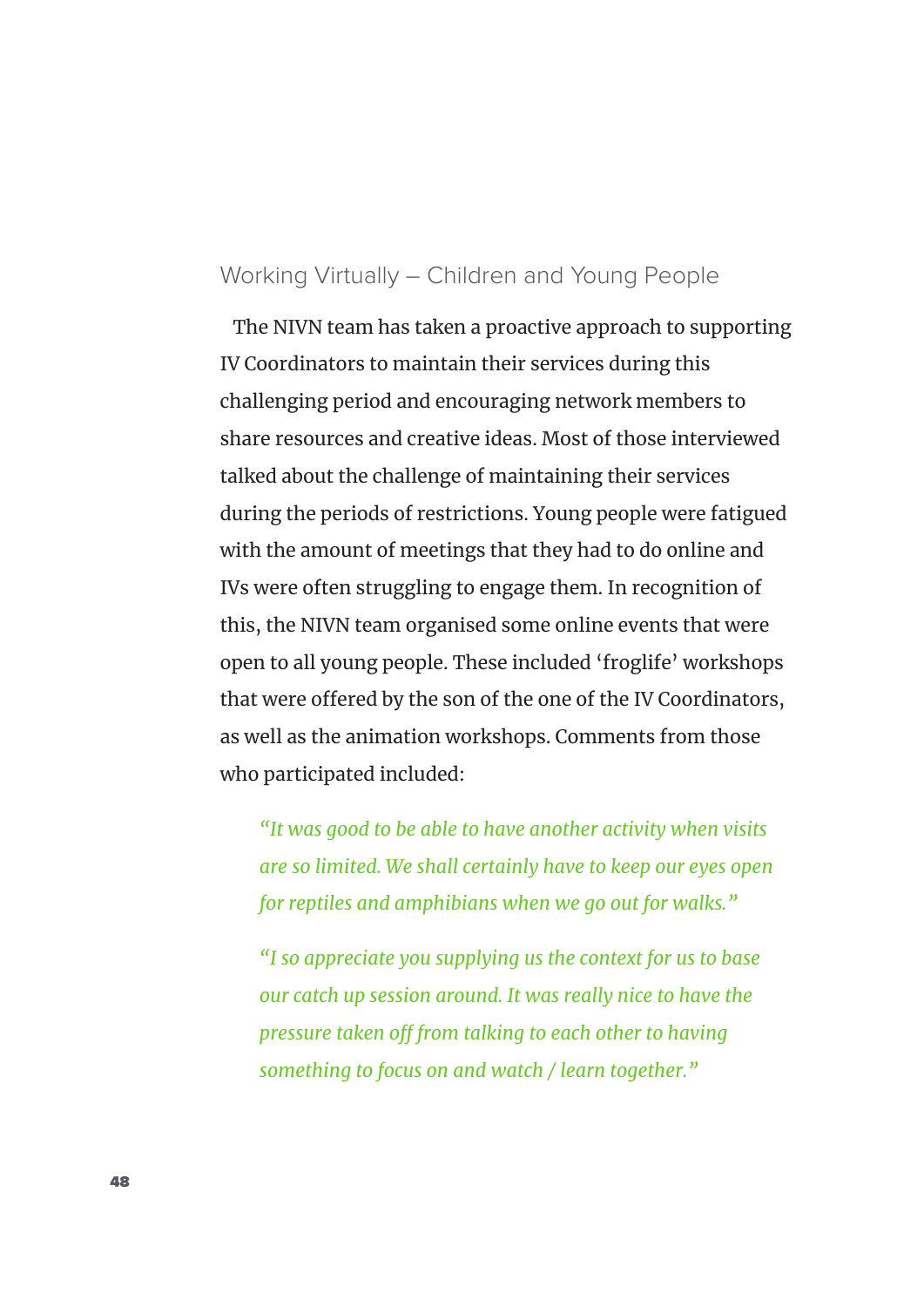## Working Virtually – Children and Young People

The NIVN team has taken a proactive approach to supporting IV Coordinators to maintain their services during this challenging period and encouraging network members to share resources and creative ideas. Most of those interviewed talked about the challenge of maintaining their services during the periods of restrictions. Young people were fatigued with the amount of meetings that they had to do online and IVs were often struggling to engage them. In recognition of this, the NIVN team organised some online events that were open to all young people. These included 'froglife' workshops that were offered by the son of the one of the IV Coordinators, as well as the animation workshops. Comments from those who participated included:

> *"It was good to be able to have another activity when visits are so limited. We shall certainly have to keep our eyes open for reptiles and amphibians when we go out for walks."*

> *"I so appreciate you supplying us the context for us to base our catch up session around. It was really nice to have the pressure taken off from talking to each other to having something to focus on and watch / learn together."*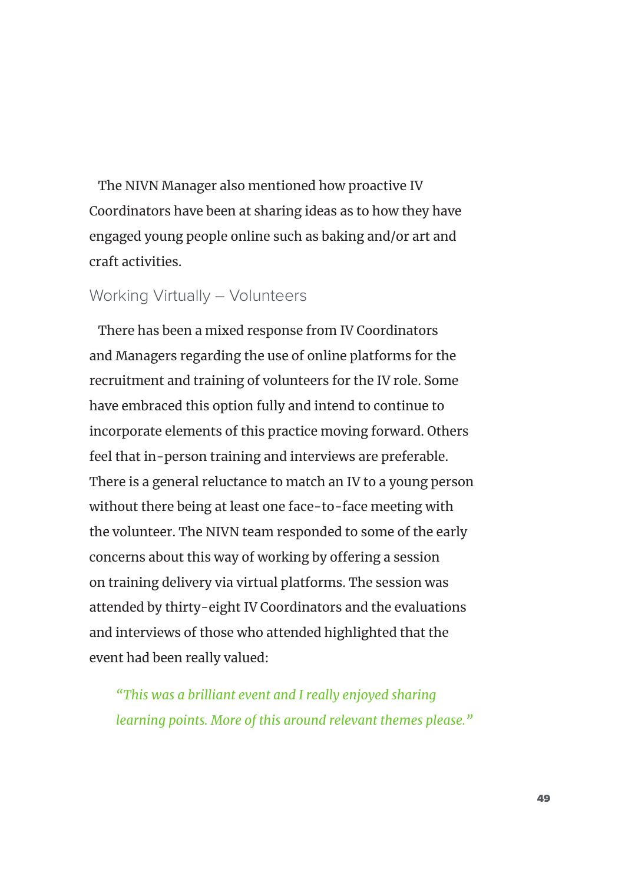The NIVN Manager also mentioned how proactive IV Coordinators have been at sharing ideas as to how they have engaged young people online such as baking and/or art and craft activities.

## Working Virtually – Volunteers

There has been a mixed response from IV Coordinators and Managers regarding the use of online platforms for the recruitment and training of volunteers for the IV role. Some have embraced this option fully and intend to continue to incorporate elements of this practice moving forward. Others feel that in-person training and interviews are preferable. There is a general reluctance to match an IV to a young person without there being at least one face-to-face meeting with the volunteer. The NIVN team responded to some of the early concerns about this way of working by offering a session on training delivery via virtual platforms. The session was attended by thirty-eight IV Coordinators and the evaluations and interviews of those who attended highlighted that the event had been really valued:

> *"This was a brilliant event and I really enjoyed sharing learning points. More of this around relevant themes please."*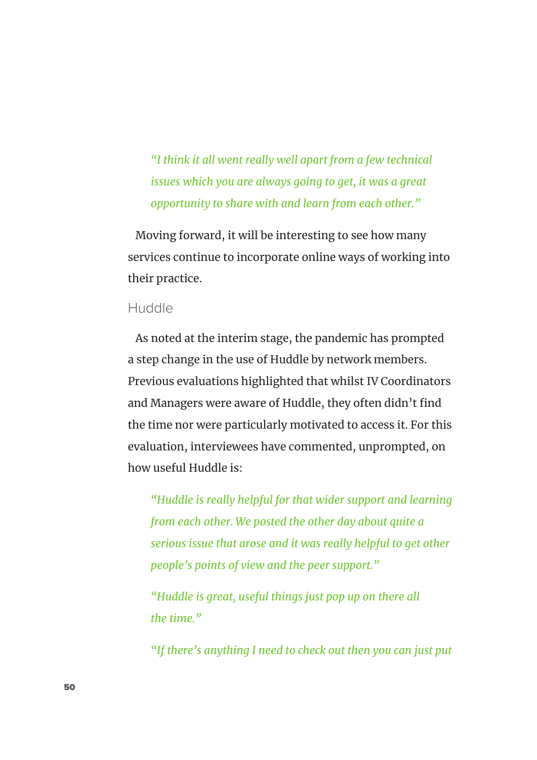> *"I think it all went really well apart from a few technical issues which you are always going to get, it was a great opportunity to share with and learn from each other."*

Moving forward, it will be interesting to see how many services continue to incorporate online ways of working into their practice.

### Huddle

As noted at the interim stage, the pandemic has prompted a step change in the use of Huddle by network members. Previous evaluations highlighted that whilst IV Coordinators and Managers were aware of Huddle, they often didn't find the time nor were particularly motivated to access it. For this evaluation, interviewees have commented, unprompted, on how useful Huddle is:

> *"Huddle is really helpful for that wider support and learning from each other. We posted the other day about quite a serious issue that arose and it was really helpful to get other people's points of view and the peer support."*

> *"Huddle is great, useful things just pop up on there all the time."*

> *"If there's anything I need to check out then you can just put*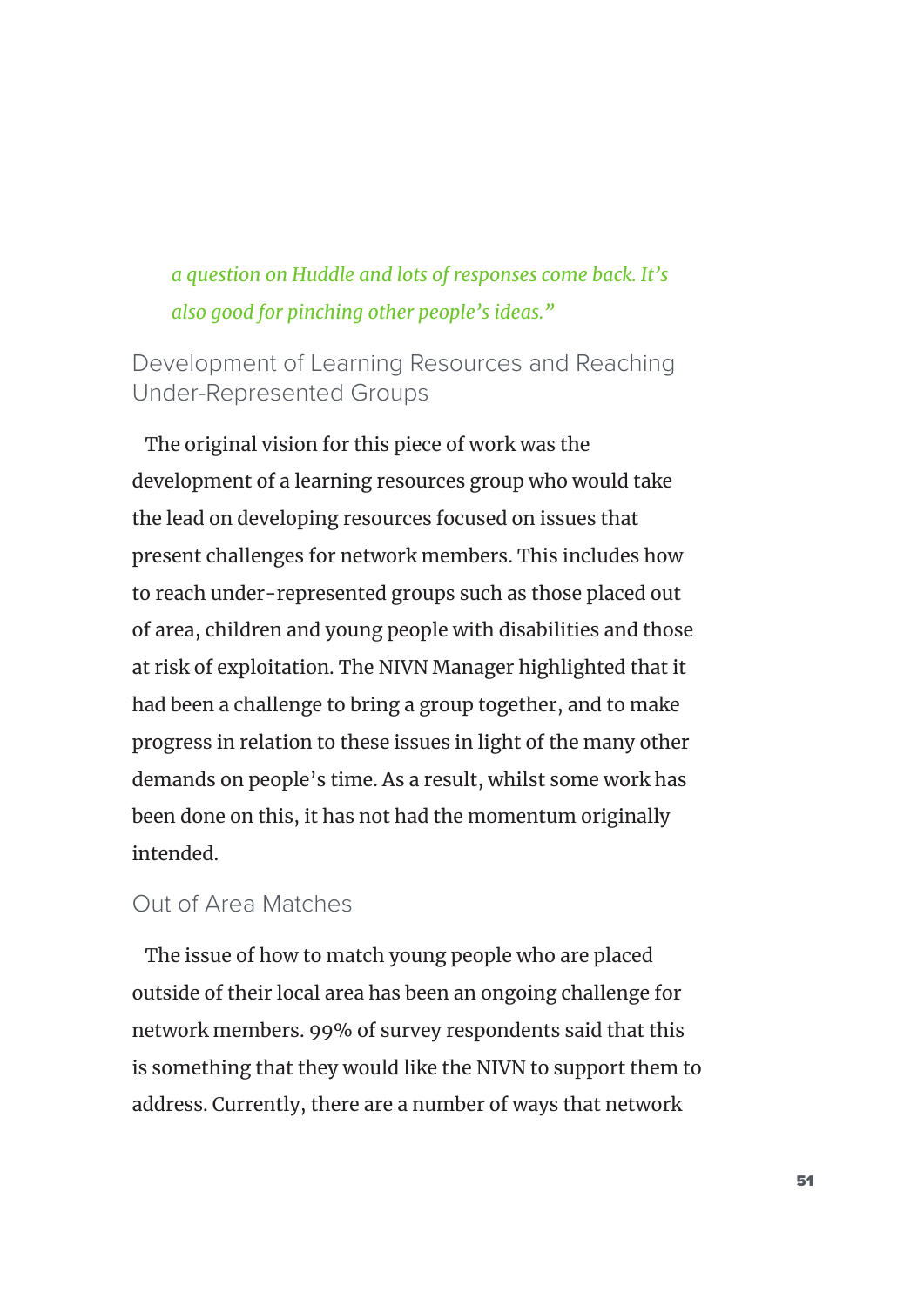*a question on Huddle and lots of responses come back. It's also good for pinching other people's ideas."*

## Development of Learning Resources and Reaching Under-Represented Groups

The original vision for this piece of work was the development of a learning resources group who would take the lead on developing resources focused on issues that present challenges for network members. This includes how to reach under-represented groups such as those placed out of area, children and young people with disabilities and those at risk of exploitation. The NIVN Manager highlighted that it had been a challenge to bring a group together, and to make progress in relation to these issues in light of the many other demands on people's time. As a result, whilst some work has been done on this, it has not had the momentum originally intended.

## Out of Area Matches

The issue of how to match young people who are placed outside of their local area has been an ongoing challenge for network members. 99% of survey respondents said that this is something that they would like the NIVN to support them to address. Currently, there are a number of ways that network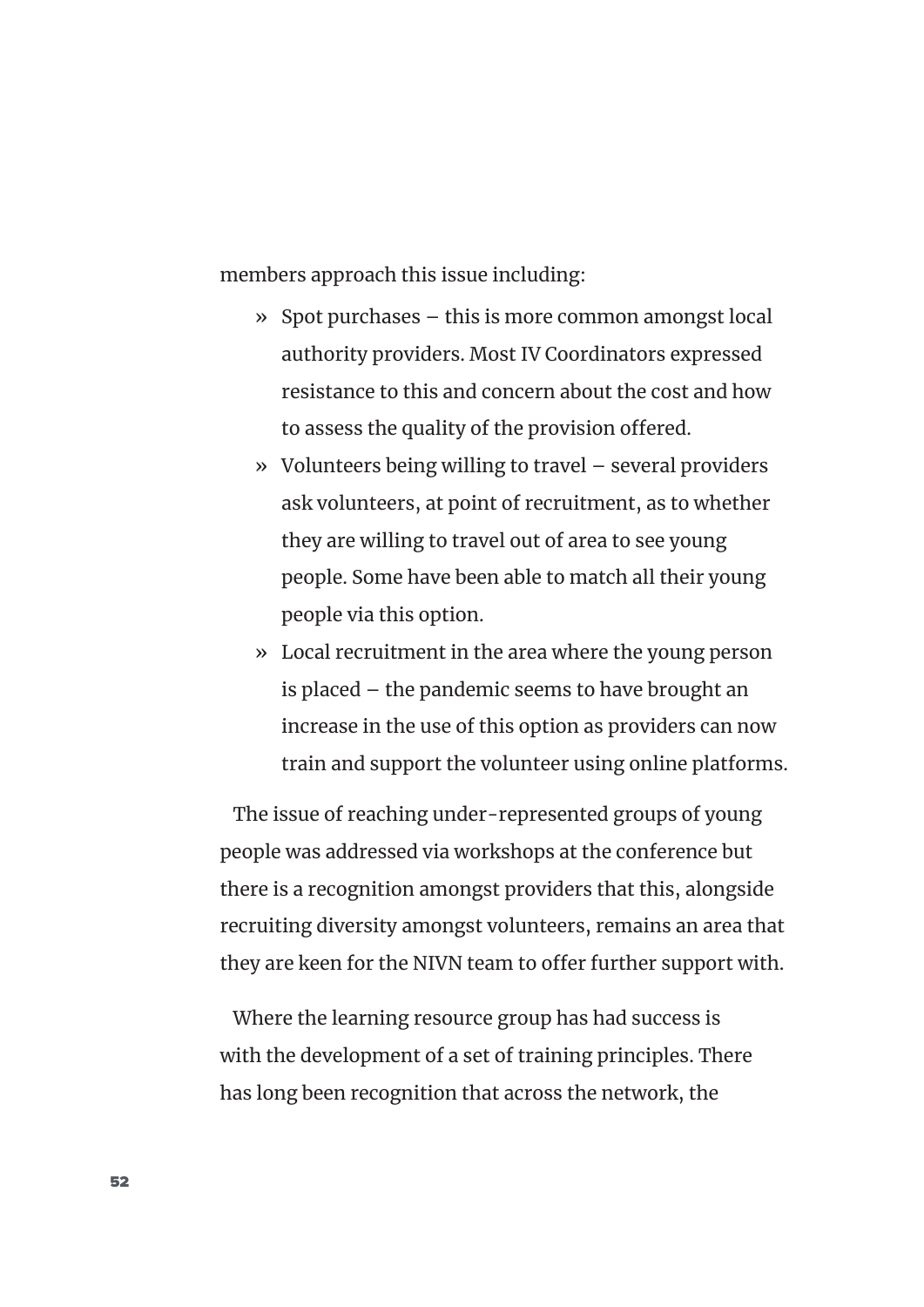members approach this issue including:

- Spot purchases – this is more common amongst local authority providers. Most IV Coordinators expressed resistance to this and concern about the cost and how to assess the quality of the provision offered.
- Volunteers being willing to travel – several providers ask volunteers, at point of recruitment, as to whether they are willing to travel out of area to see young people. Some have been able to match all their young people via this option.
- Local recruitment in the area where the young person is placed – the pandemic seems to have brought an increase in the use of this option as providers can now train and support the volunteer using online platforms.

The issue of reaching under-represented groups of young people was addressed via workshops at the conference but there is a recognition amongst providers that this, alongside recruiting diversity amongst volunteers, remains an area that they are keen for the NIVN team to offer further support with.

Where the learning resource group has had success is with the development of a set of training principles. There has long been recognition that across the network, the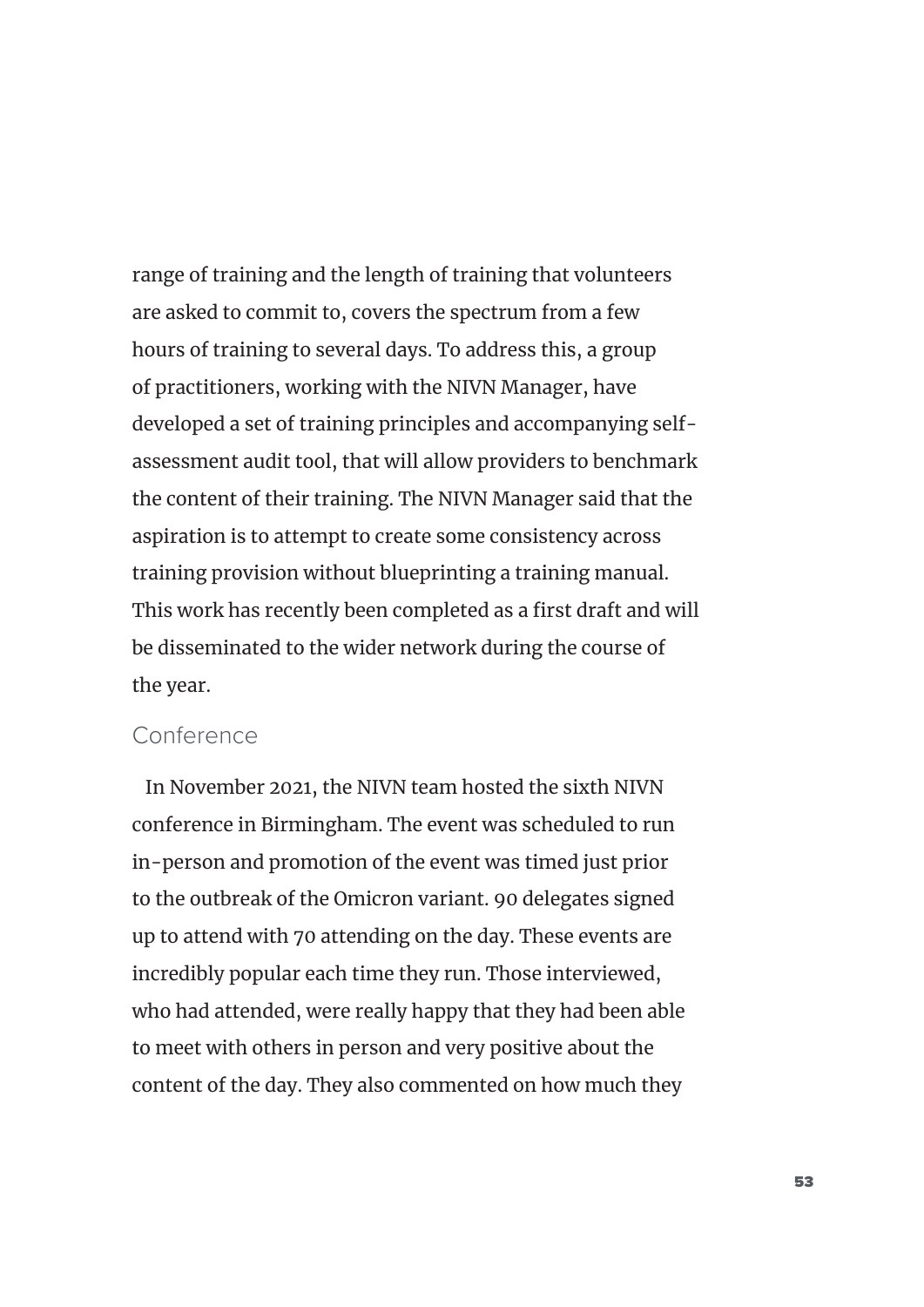range of training and the length of training that volunteers are asked to commit to, covers the spectrum from a few hours of training to several days. To address this, a group of practitioners, working with the NIVN Manager, have developed a set of training principles and accompanying self-assessment audit tool, that will allow providers to benchmark the content of their training. The NIVN Manager said that the aspiration is to attempt to create some consistency across training provision without blueprinting a training manual. This work has recently been completed as a first draft and will be disseminated to the wider network during the course of the year.

## Conference

In November 2021, the NIVN team hosted the sixth NIVN conference in Birmingham. The event was scheduled to run in-person and promotion of the event was timed just prior to the outbreak of the Omicron variant. 90 delegates signed up to attend with 70 attending on the day. These events are incredibly popular each time they run. Those interviewed, who had attended, were really happy that they had been able to meet with others in person and very positive about the content of the day. They also commented on how much they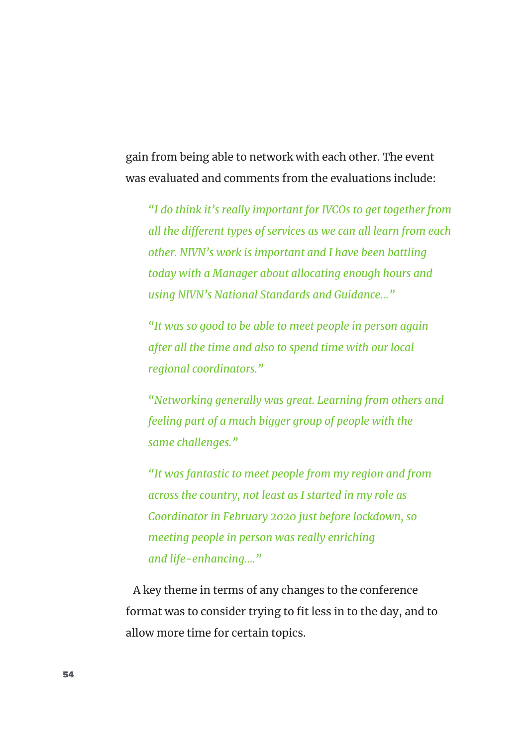gain from being able to network with each other. The event was evaluated and comments from the evaluations include:

> *"I do think it's really important for IVCOs to get together from all the different types of services as we can all learn from each other. NIVN's work is important and I have been battling today with a Manager about allocating enough hours and using NIVN's National Standards and Guidance…"*

> *"It was so good to be able to meet people in person again after all the time and also to spend time with our local regional coordinators."*

> *"Networking generally was great. Learning from others and feeling part of a much bigger group of people with the same challenges."*

> *"It was fantastic to meet people from my region and from across the country, not least as I started in my role as Coordinator in February 2020 just before lockdown, so meeting people in person was really enriching and life-enhancing…."*

A key theme in terms of any changes to the conference format was to consider trying to fit less in to the day, and to allow more time for certain topics.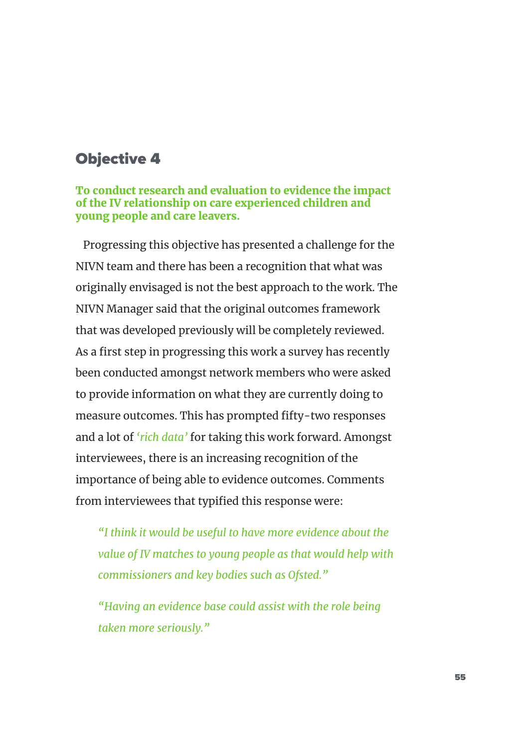## Objective 4

**To conduct research and evaluation to evidence the impact of the IV relationship on care experienced children and young people and care leavers.**

Progressing this objective has presented a challenge for the NIVN team and there has been a recognition that what was originally envisaged is not the best approach to the work. The NIVN Manager said that the original outcomes framework that was developed previously will be completely reviewed. As a first step in progressing this work a survey has recently been conducted amongst network members who were asked to provide information on what they are currently doing to measure outcomes. This has prompted fifty-two responses and a lot of *'rich data'* for taking this work forward. Amongst interviewees, there is an increasing recognition of the importance of being able to evidence outcomes. Comments from interviewees that typified this response were:

> *"I think it would be useful to have more evidence about the value of IV matches to young people as that would help with commissioners and key bodies such as Ofsted."*

> *"Having an evidence base could assist with the role being taken more seriously."*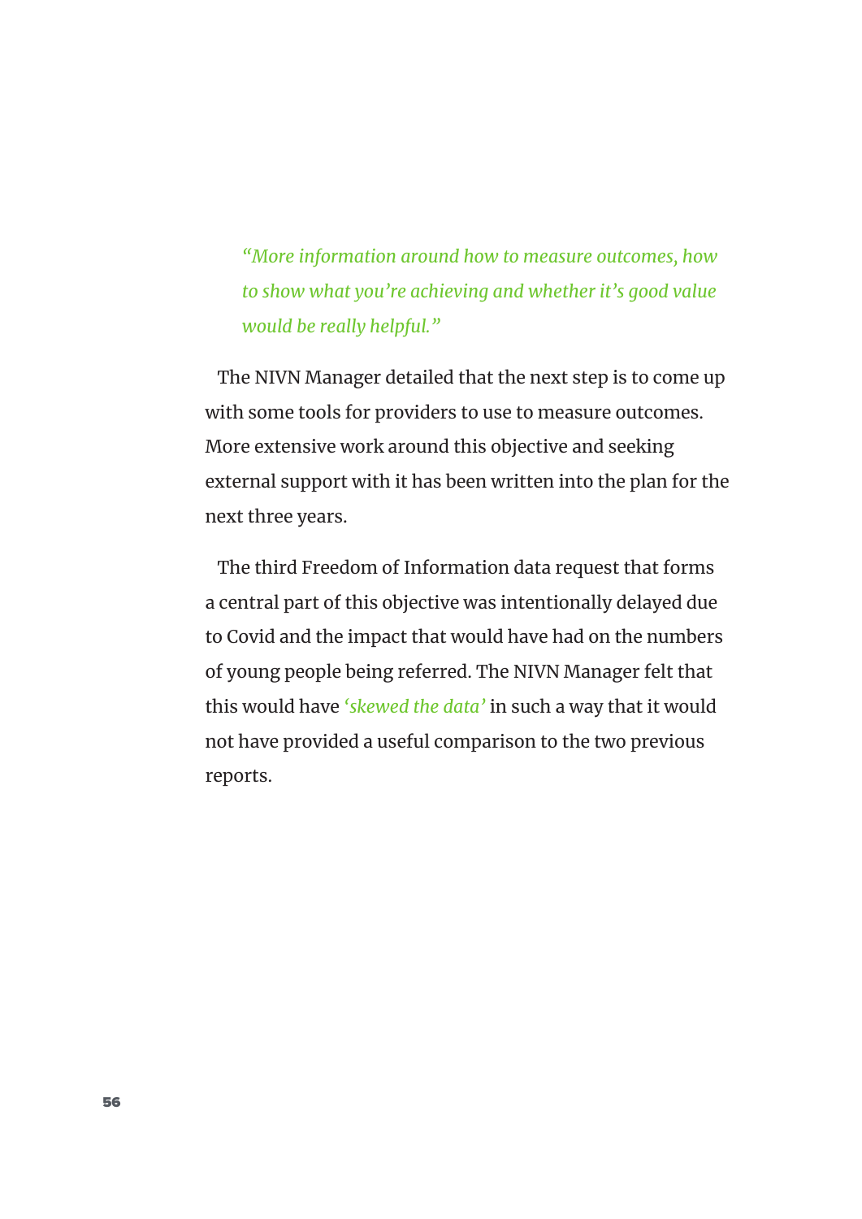> *"More information around how to measure outcomes, how to show what you're achieving and whether it's good value would be really helpful."*

The NIVN Manager detailed that the next step is to come up with some tools for providers to use to measure outcomes. More extensive work around this objective and seeking external support with it has been written into the plan for the next three years.

The third Freedom of Information data request that forms a central part of this objective was intentionally delayed due to Covid and the impact that would have had on the numbers of young people being referred. The NIVN Manager felt that this would have *'skewed the data'* in such a way that it would not have provided a useful comparison to the two previous reports.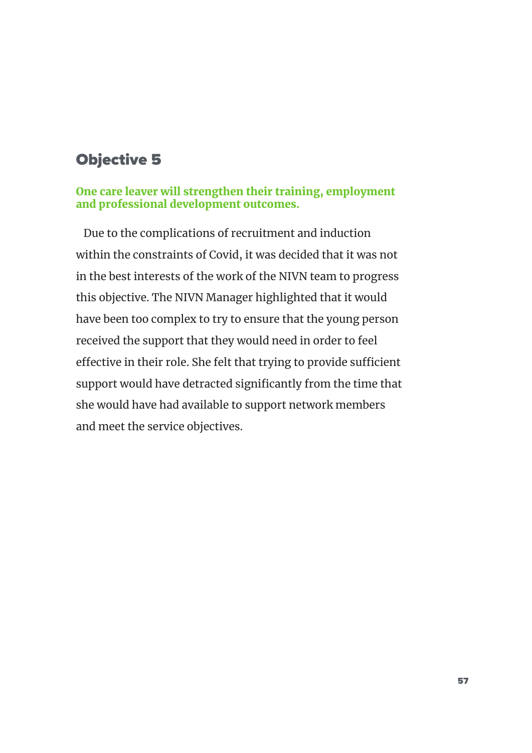## Objective 5

**One care leaver will strengthen their training, employment and professional development outcomes.**

Due to the complications of recruitment and induction within the constraints of Covid, it was decided that it was not in the best interests of the work of the NIVN team to progress this objective. The NIVN Manager highlighted that it would have been too complex to try to ensure that the young person received the support that they would need in order to feel effective in their role. She felt that trying to provide sufficient support would have detracted significantly from the time that she would have had available to support network members and meet the service objectives.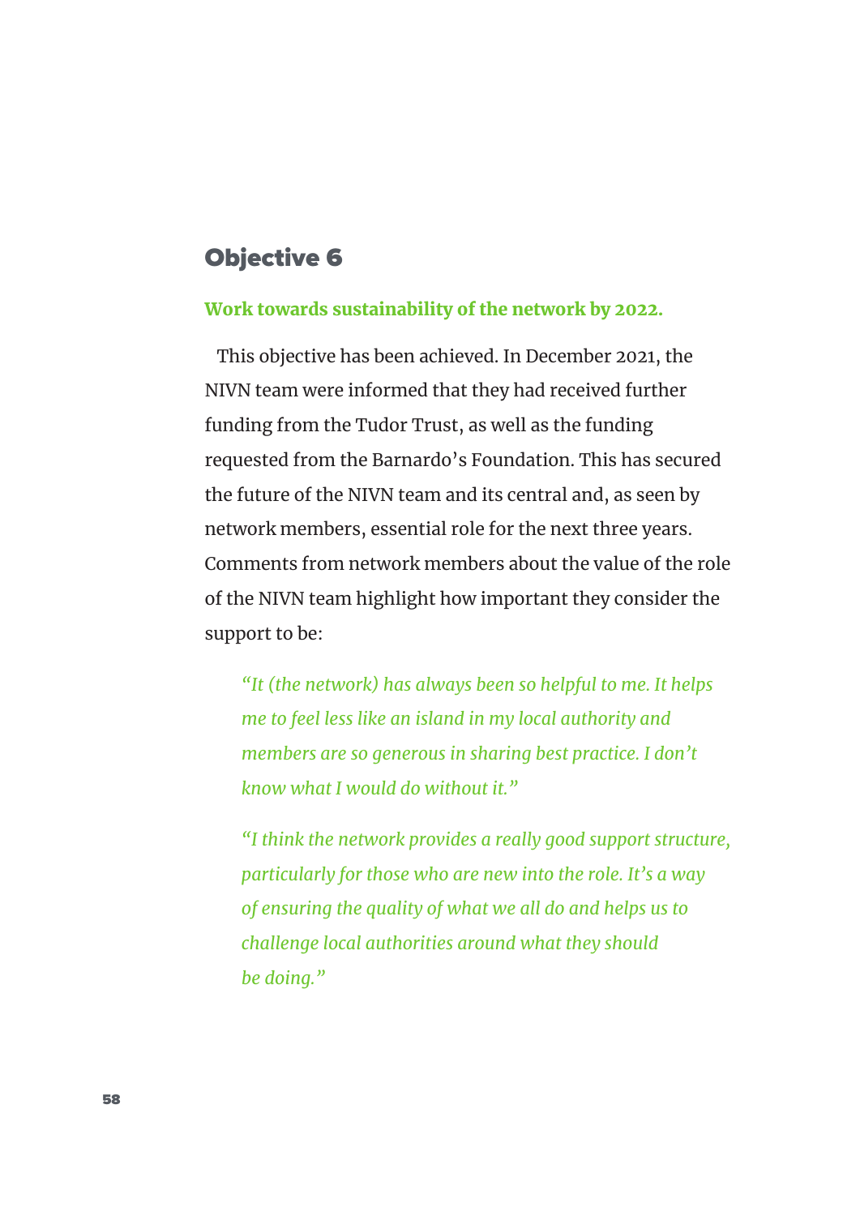## Objective 6

**Work towards sustainability of the network by 2022.**

This objective has been achieved. In December 2021, the NIVN team were informed that they had received further funding from the Tudor Trust, as well as the funding requested from the Barnardo's Foundation. This has secured the future of the NIVN team and its central and, as seen by network members, essential role for the next three years. Comments from network members about the value of the role of the NIVN team highlight how important they consider the support to be:

> *"It (the network) has always been so helpful to me. It helps me to feel less like an island in my local authority and members are so generous in sharing best practice. I don't know what I would do without it."*

> *"I think the network provides a really good support structure, particularly for those who are new into the role. It's a way of ensuring the quality of what we all do and helps us to challenge local authorities around what they should be doing."*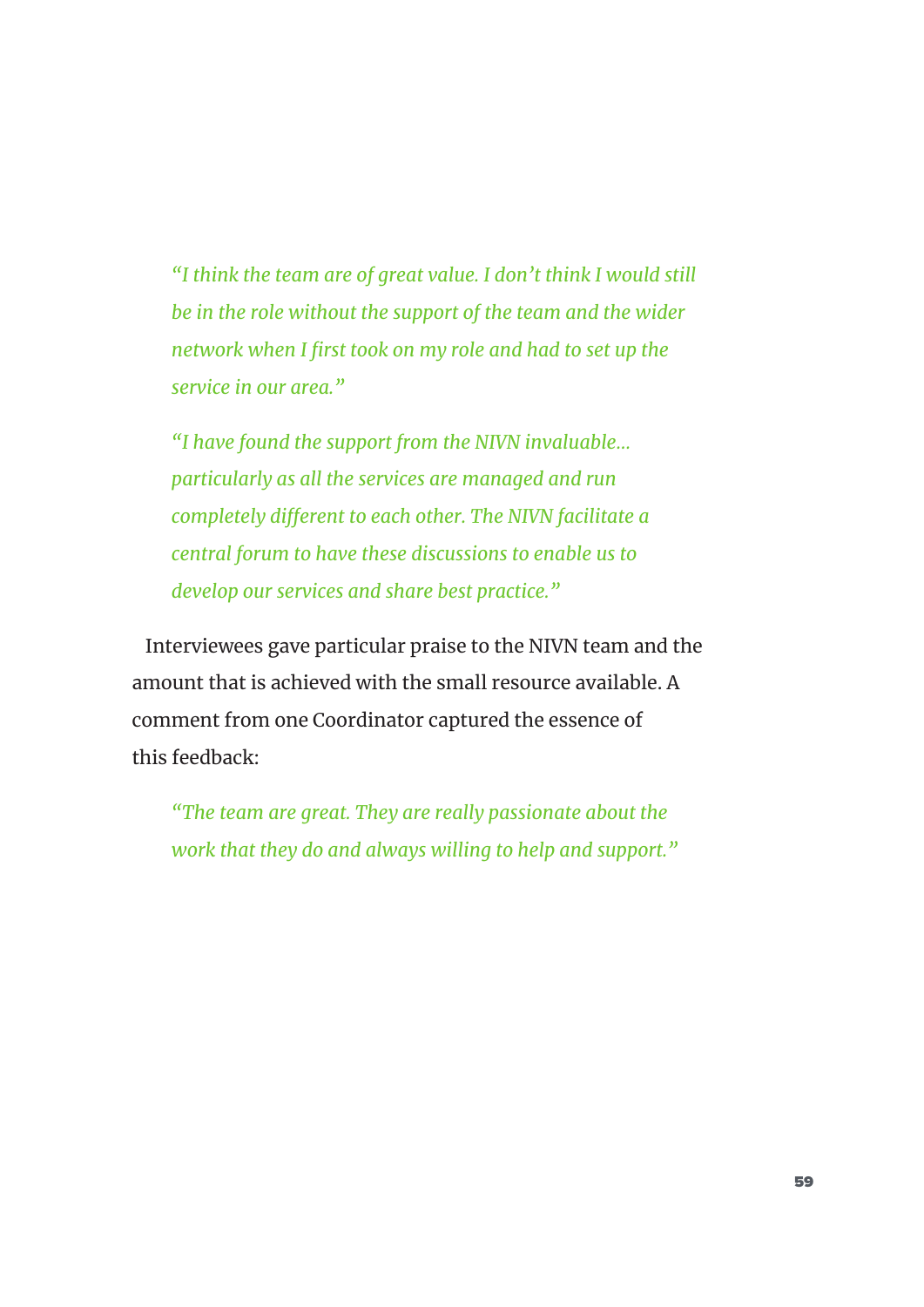> *"I think the team are of great value. I don't think I would still be in the role without the support of the team and the wider network when I first took on my role and had to set up the service in our area."*

> *"I have found the support from the NIVN invaluable... particularly as all the services are managed and run completely different to each other. The NIVN facilitate a central forum to have these discussions to enable us to develop our services and share best practice."*

Interviewees gave particular praise to the NIVN team and the amount that is achieved with the small resource available. A comment from one Coordinator captured the essence of this feedback:

> *"The team are great. They are really passionate about the work that they do and always willing to help and support."*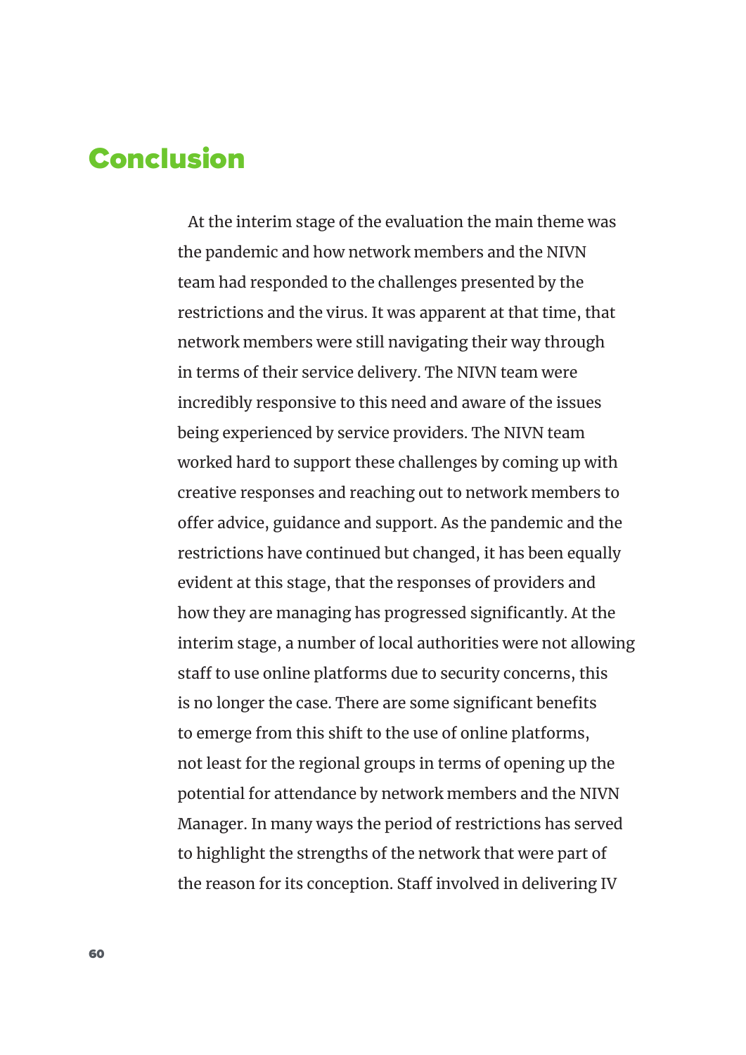# Conclusion

At the interim stage of the evaluation the main theme was the pandemic and how network members and the NIVN team had responded to the challenges presented by the restrictions and the virus. It was apparent at that time, that network members were still navigating their way through in terms of their service delivery. The NIVN team were incredibly responsive to this need and aware of the issues being experienced by service providers. The NIVN team worked hard to support these challenges by coming up with creative responses and reaching out to network members to offer advice, guidance and support. As the pandemic and the restrictions have continued but changed, it has been equally evident at this stage, that the responses of providers and how they are managing has progressed significantly. At the interim stage, a number of local authorities were not allowing staff to use online platforms due to security concerns, this is no longer the case. There are some significant benefits to emerge from this shift to the use of online platforms, not least for the regional groups in terms of opening up the potential for attendance by network members and the NIVN Manager. In many ways the period of restrictions has served to highlight the strengths of the network that were part of the reason for its conception. Staff involved in delivering IV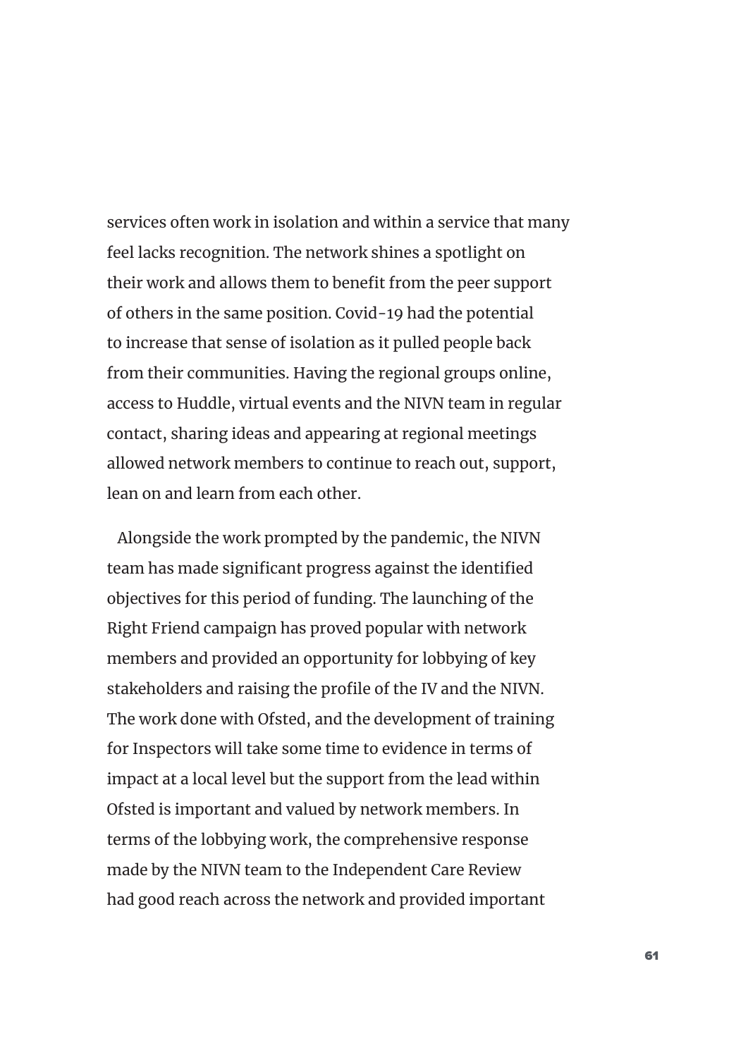services often work in isolation and within a service that many feel lacks recognition. The network shines a spotlight on their work and allows them to benefit from the peer support of others in the same position. Covid-19 had the potential to increase that sense of isolation as it pulled people back from their communities. Having the regional groups online, access to Huddle, virtual events and the NIVN team in regular contact, sharing ideas and appearing at regional meetings allowed network members to continue to reach out, support, lean on and learn from each other.

Alongside the work prompted by the pandemic, the NIVN team has made significant progress against the identified objectives for this period of funding. The launching of the Right Friend campaign has proved popular with network members and provided an opportunity for lobbying of key stakeholders and raising the profile of the IV and the NIVN. The work done with Ofsted, and the development of training for Inspectors will take some time to evidence in terms of impact at a local level but the support from the lead within Ofsted is important and valued by network members. In terms of the lobbying work, the comprehensive response made by the NIVN team to the Independent Care Review had good reach across the network and provided important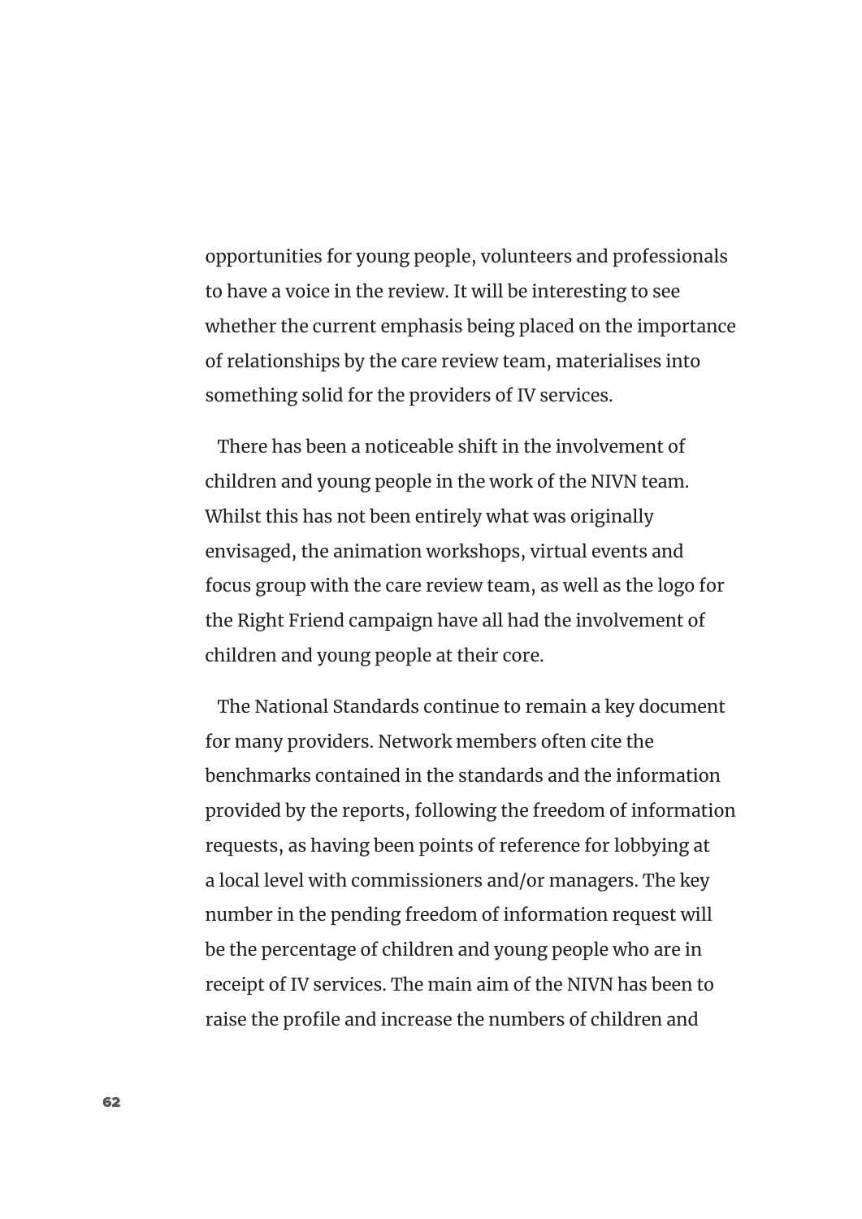opportunities for young people, volunteers and professionals to have a voice in the review. It will be interesting to see whether the current emphasis being placed on the importance of relationships by the care review team, materialises into something solid for the providers of IV services.

There has been a noticeable shift in the involvement of children and young people in the work of the NIVN team. Whilst this has not been entirely what was originally envisaged, the animation workshops, virtual events and focus group with the care review team, as well as the logo for the Right Friend campaign have all had the involvement of children and young people at their core.

The National Standards continue to remain a key document for many providers. Network members often cite the benchmarks contained in the standards and the information provided by the reports, following the freedom of information requests, as having been points of reference for lobbying at a local level with commissioners and/or managers. The key number in the pending freedom of information request will be the percentage of children and young people who are in receipt of IV services. The main aim of the NIVN has been to raise the profile and increase the numbers of children and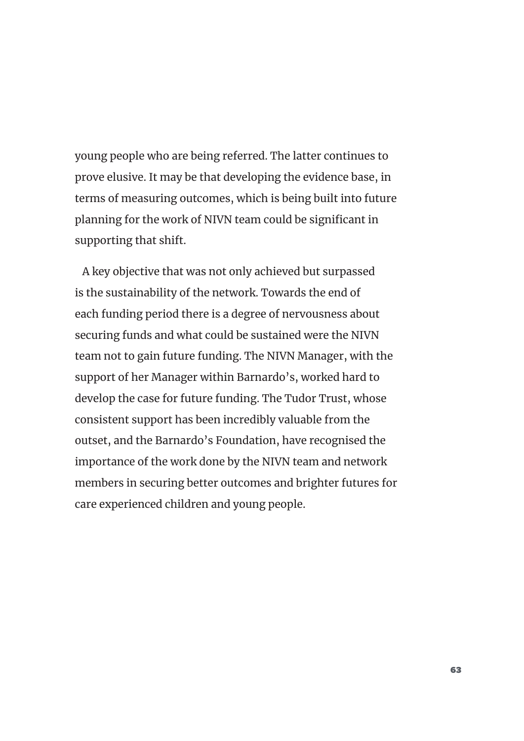young people who are being referred. The latter continues to prove elusive. It may be that developing the evidence base, in terms of measuring outcomes, which is being built into future planning for the work of NIVN team could be significant in supporting that shift.

A key objective that was not only achieved but surpassed is the sustainability of the network. Towards the end of each funding period there is a degree of nervousness about securing funds and what could be sustained were the NIVN team not to gain future funding. The NIVN Manager, with the support of her Manager within Barnardo's, worked hard to develop the case for future funding. The Tudor Trust, whose consistent support has been incredibly valuable from the outset, and the Barnardo's Foundation, have recognised the importance of the work done by the NIVN team and network members in securing better outcomes and brighter futures for care experienced children and young people.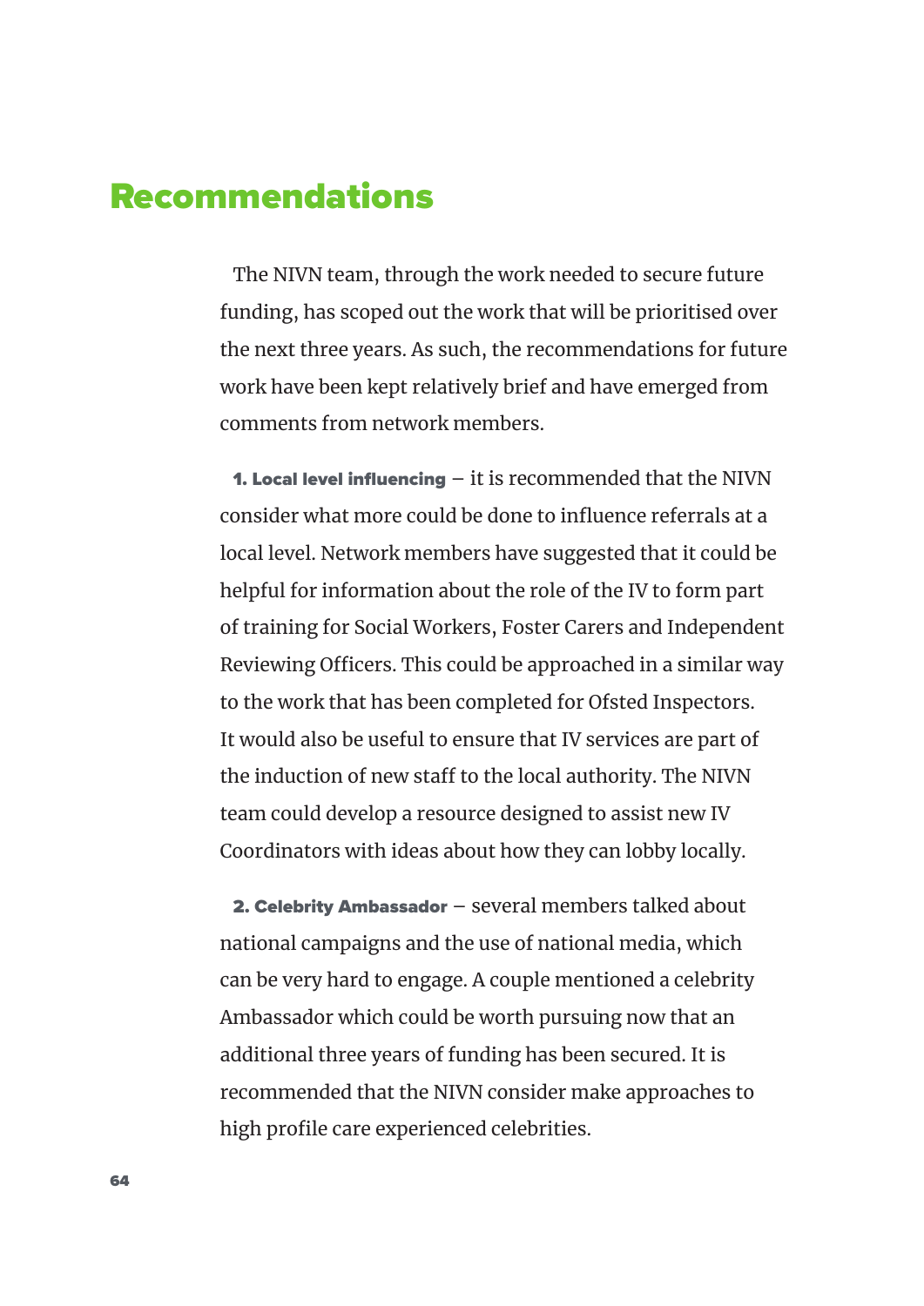# Recommendations

The NIVN team, through the work needed to secure future funding, has scoped out the work that will be prioritised over the next three years. As such, the recommendations for future work have been kept relatively brief and have emerged from comments from network members.

**1. Local level influencing** – it is recommended that the NIVN consider what more could be done to influence referrals at a local level. Network members have suggested that it could be helpful for information about the role of the IV to form part of training for Social Workers, Foster Carers and Independent Reviewing Officers. This could be approached in a similar way to the work that has been completed for Ofsted Inspectors. It would also be useful to ensure that IV services are part of the induction of new staff to the local authority. The NIVN team could develop a resource designed to assist new IV Coordinators with ideas about how they can lobby locally.

**2. Celebrity Ambassador** – several members talked about national campaigns and the use of national media, which can be very hard to engage. A couple mentioned a celebrity Ambassador which could be worth pursuing now that an additional three years of funding has been secured. It is recommended that the NIVN consider make approaches to high profile care experienced celebrities.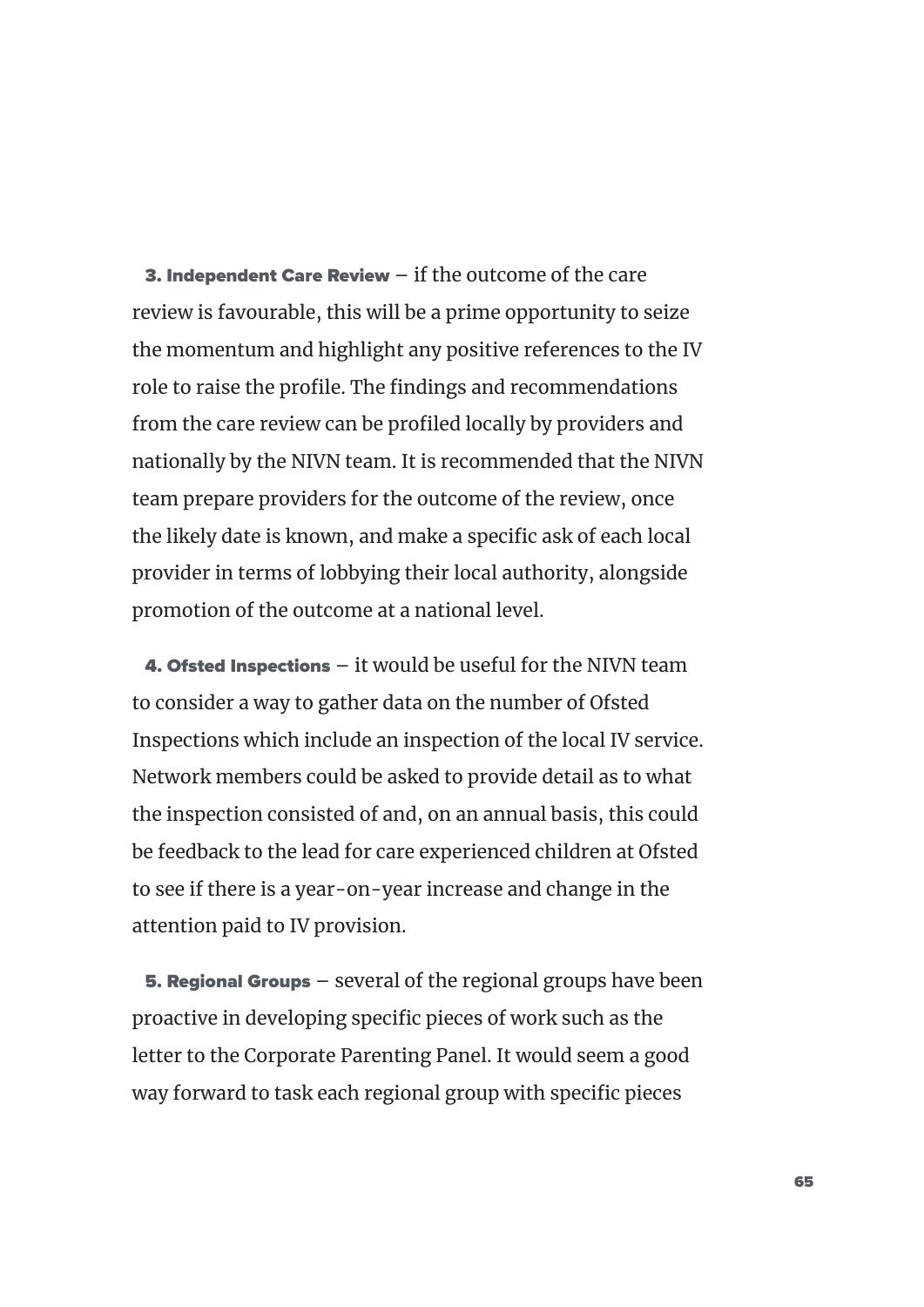**3. Independent Care Review** – if the outcome of the care review is favourable, this will be a prime opportunity to seize the momentum and highlight any positive references to the IV role to raise the profile. The findings and recommendations from the care review can be profiled locally by providers and nationally by the NIVN team. It is recommended that the NIVN team prepare providers for the outcome of the review, once the likely date is known, and make a specific ask of each local provider in terms of lobbying their local authority, alongside promotion of the outcome at a national level.

**4. Ofsted Inspections** – it would be useful for the NIVN team to consider a way to gather data on the number of Ofsted Inspections which include an inspection of the local IV service. Network members could be asked to provide detail as to what the inspection consisted of and, on an annual basis, this could be feedback to the lead for care experienced children at Ofsted to see if there is a year-on-year increase and change in the attention paid to IV provision.

**5. Regional Groups** – several of the regional groups have been proactive in developing specific pieces of work such as the letter to the Corporate Parenting Panel. It would seem a good way forward to task each regional group with specific pieces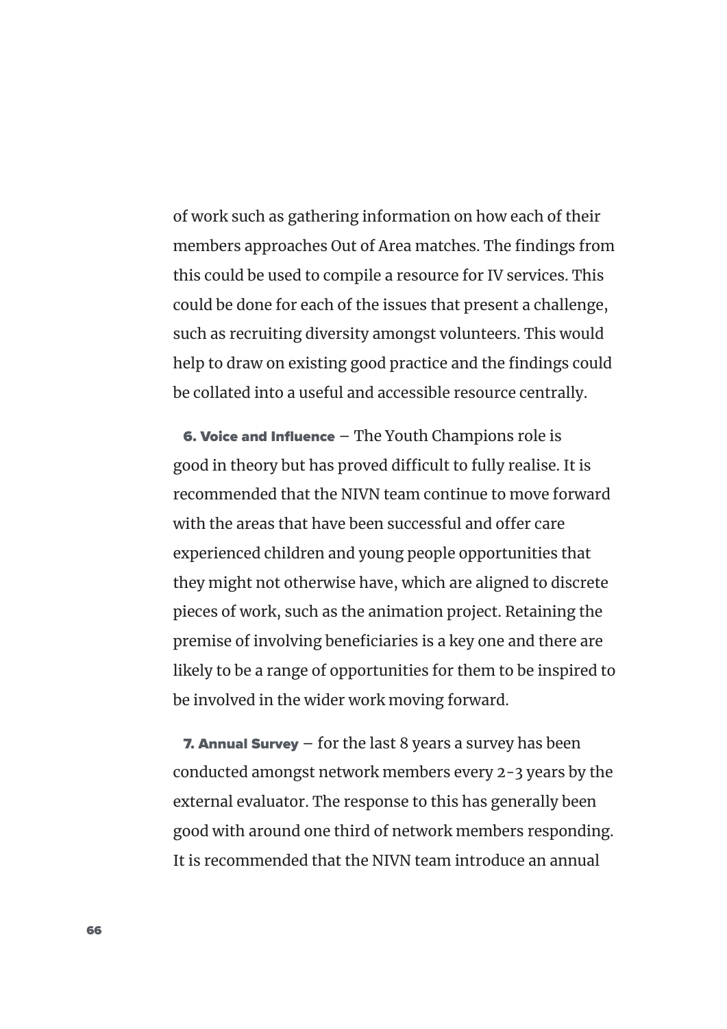of work such as gathering information on how each of their members approaches Out of Area matches. The findings from this could be used to compile a resource for IV services. This could be done for each of the issues that present a challenge, such as recruiting diversity amongst volunteers. This would help to draw on existing good practice and the findings could be collated into a useful and accessible resource centrally.

**6. Voice and Influence** – The Youth Champions role is good in theory but has proved difficult to fully realise. It is recommended that the NIVN team continue to move forward with the areas that have been successful and offer care experienced children and young people opportunities that they might not otherwise have, which are aligned to discrete pieces of work, such as the animation project. Retaining the premise of involving beneficiaries is a key one and there are likely to be a range of opportunities for them to be inspired to be involved in the wider work moving forward.

**7. Annual Survey** – for the last 8 years a survey has been conducted amongst network members every 2-3 years by the external evaluator. The response to this has generally been good with around one third of network members responding. It is recommended that the NIVN team introduce an annual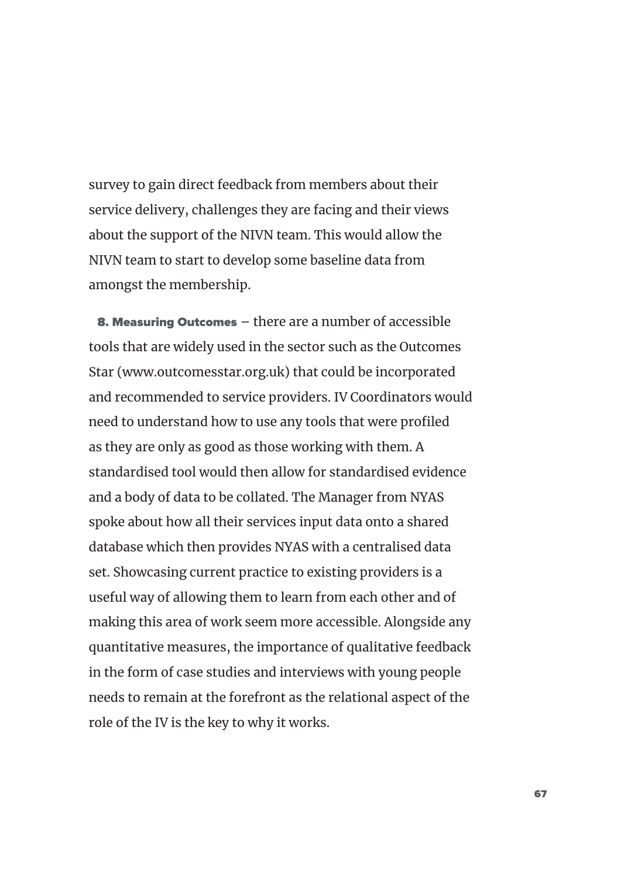survey to gain direct feedback from members about their service delivery, challenges they are facing and their views about the support of the NIVN team. This would allow the NIVN team to start to develop some baseline data from amongst the membership.

**8. Measuring Outcomes** – there are a number of accessible tools that are widely used in the sector such as the Outcomes Star (www.outcomesstar.org.uk) that could be incorporated and recommended to service providers. IV Coordinators would need to understand how to use any tools that were profiled as they are only as good as those working with them. A standardised tool would then allow for standardised evidence and a body of data to be collated. The Manager from NYAS spoke about how all their services input data onto a shared database which then provides NYAS with a centralised data set. Showcasing current practice to existing providers is a useful way of allowing them to learn from each other and of making this area of work seem more accessible. Alongside any quantitative measures, the importance of qualitative feedback in the form of case studies and interviews with young people needs to remain at the forefront as the relational aspect of the role of the IV is the key to why it works.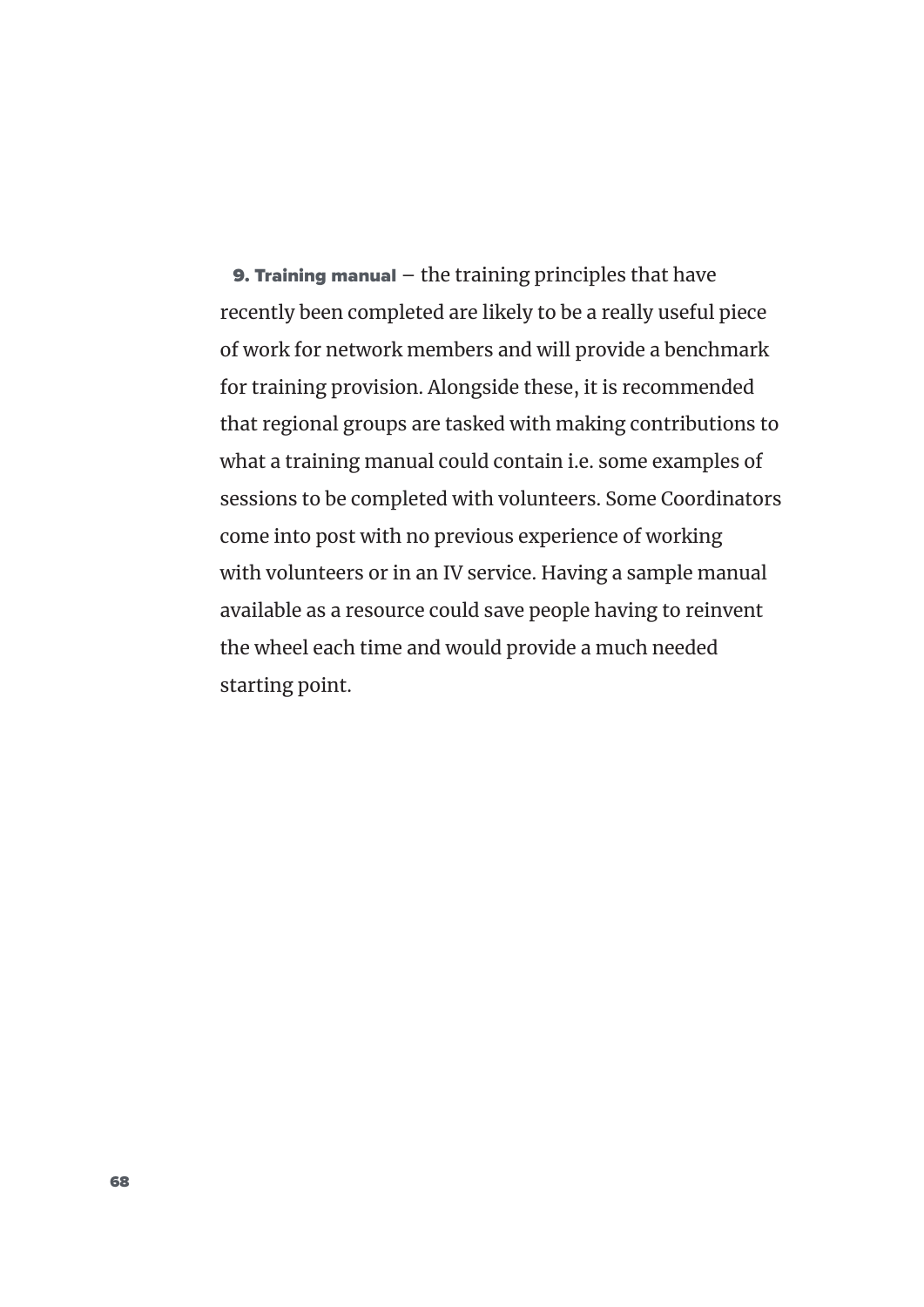**9. Training manual** – the training principles that have recently been completed are likely to be a really useful piece of work for network members and will provide a benchmark for training provision. Alongside these, it is recommended that regional groups are tasked with making contributions to what a training manual could contain i.e. some examples of sessions to be completed with volunteers. Some Coordinators come into post with no previous experience of working with volunteers or in an IV service. Having a sample manual available as a resource could save people having to reinvent the wheel each time and would provide a much needed starting point.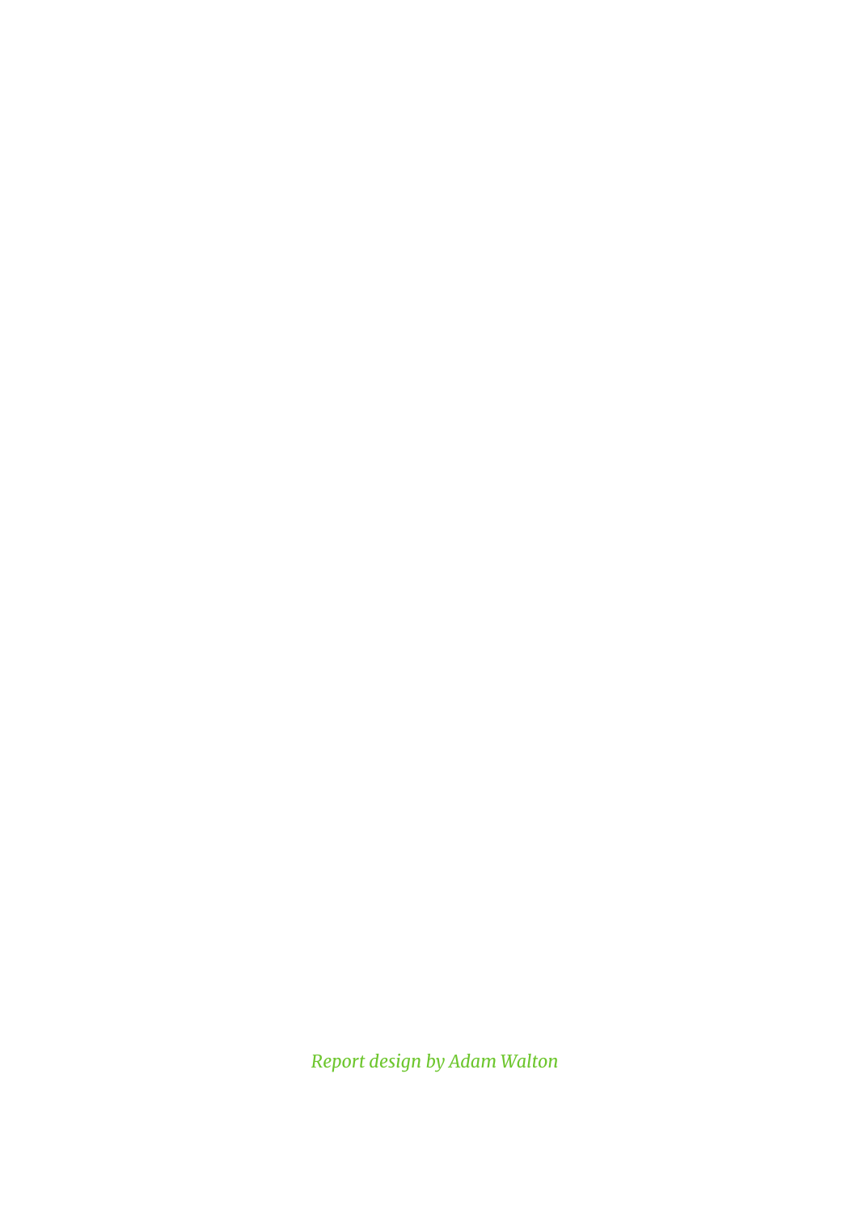*Report design by Adam Walton*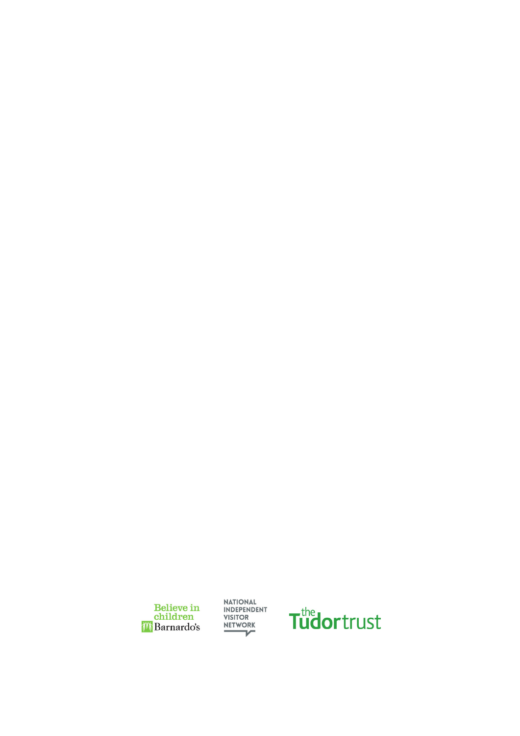Believe in children Barnardo's

NATIONAL INDEPENDENT VISITOR NETWORK

the Tudor trust